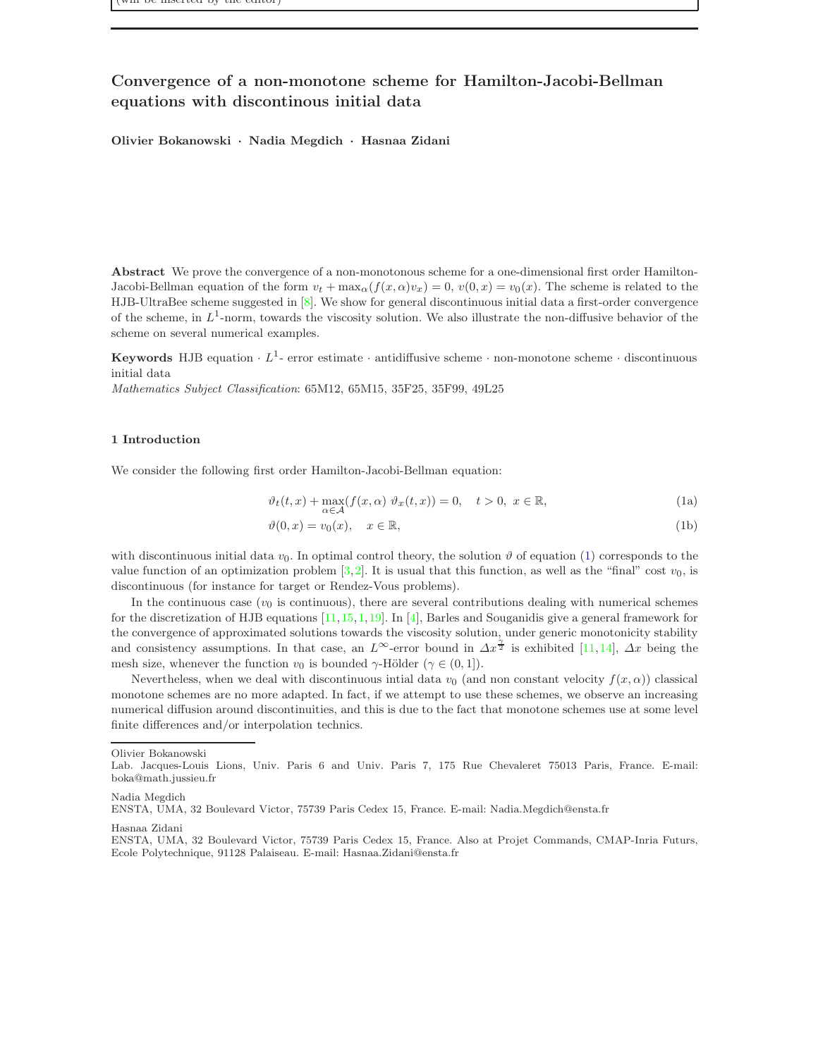# Convergence of a non-monotone scheme for Hamilton-Jacobi-Bellman equations with discontinous initial data

**Olivier Bokanowski · Nadia Megdich · Hasnaa Zidani**

**Abstract** We prove the convergence of a non-monotonous scheme for a one-dimensional first order Hamilton-Jacobi-Bellman equation of the form $v_t + \max_\alpha(f(x,\alpha)v_x) = 0$, $v(0,x) = v_0(x)$. The scheme is related to the HJB-UltraBee scheme suggested in [8]. We show for general discontinuous initial data a first-order convergence of the scheme, in $L^1$-norm, towards the viscosity solution. We also illustrate the non-diffusive behavior of the scheme on several numerical examples.

**Keywords** HJB equation · $L^1$- error estimate · antidiffusive scheme · non-monotone scheme · discontinuous initial data

*Mathematics Subject Classification*: 65M12, 65M15, 35F25, 35F99, 49L25

## 1 Introduction

We consider the following first order Hamilton-Jacobi-Bellman equation:

$$\vartheta_t(t,x) + \max_{\alpha\in\mathcal{A}}(f(x,\alpha)\ \vartheta_x(t,x)) = 0, \quad t > 0,\ x \in \mathbb{R}, \tag{1a}$$

$$\vartheta(0,x) = v_0(x), \quad x \in \mathbb{R}, \tag{1b}$$

with discontinuous initial data $v_0$. In optimal control theory, the solution $\vartheta$ of equation (1) corresponds to the value function of an optimization problem [3,2]. It is usual that this function, as well as the "final" cost $v_0$, is discontinuous (for instance for target or Rendez-Vous problems).

In the continuous case ($v_0$ is continuous), there are several contributions dealing with numerical schemes for the discretization of HJB equations [11,15,1,19]. In [4], Barles and Souganidis give a general framework for the convergence of approximated solutions towards the viscosity solution, under generic monotonicity stability and consistency assumptions. In that case, an $L^\infty$-error bound in $\Delta x^{\frac{\gamma}{2}}$ is exhibited [11,14], $\Delta x$ being the mesh size, whenever the function $v_0$ is bounded $\gamma$-Hölder ($\gamma \in (0,1]$).

Nevertheless, when we deal with discontinuous intial data $v_0$ (and non constant velocity $f(x,\alpha)$) classical monotone schemes are no more adapted. In fact, if we attempt to use these schemes, we observe an increasing numerical diffusion around discontinuities, and this is due to the fact that monotone schemes use at some level finite differences and/or interpolation technics.

Olivier Bokanowski
Lab. Jacques-Louis Lions, Univ. Paris 6 and Univ. Paris 7, 175 Rue Chevaleret 75013 Paris, France. E-mail: boka@math.jussieu.fr

Nadia Megdich
ENSTA, UMA, 32 Boulevard Victor, 75739 Paris Cedex 15, France. E-mail: Nadia.Megdich@ensta.fr

Hasnaa Zidani
ENSTA, UMA, 32 Boulevard Victor, 75739 Paris Cedex 15, France. Also at Projet Commands, CMAP-Inria Futurs, Ecole Polytechnique, 91128 Palaiseau. E-mail: Hasnaa.Zidani@ensta.fr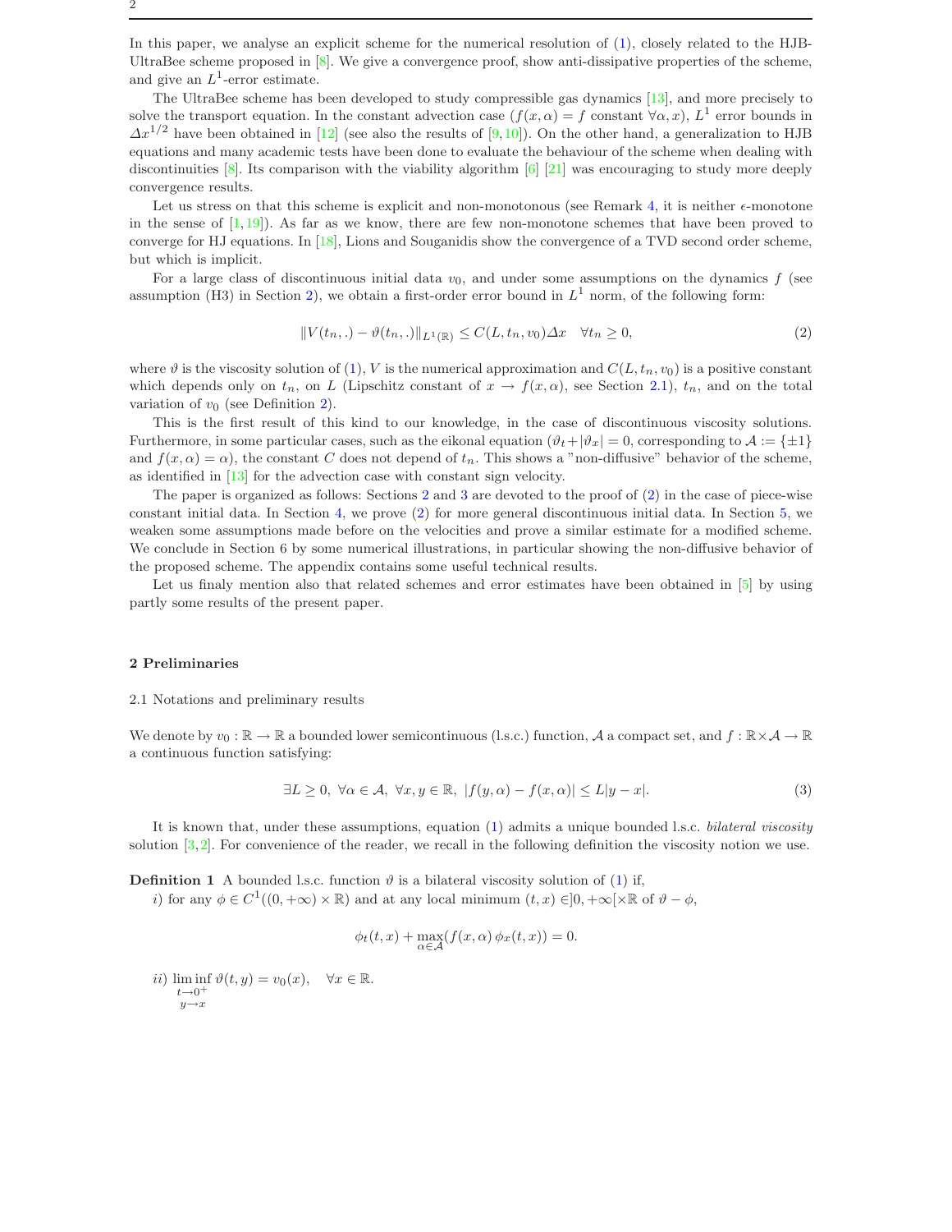In this paper, we analyse an explicit scheme for the numerical resolution of (1), closely related to the HJB-UltraBee scheme proposed in [8]. We give a convergence proof, show anti-dissipative properties of the scheme, and give an $L^1$-error estimate.

The UltraBee scheme has been developed to study compressible gas dynamics [13], and more precisely to solve the transport equation. In the constant advection case ($f(x,\alpha) = f$ constant $\forall \alpha, x$), $L^1$ error bounds in $\Delta x^{1/2}$ have been obtained in [12] (see also the results of [9,10]). On the other hand, a generalization to HJB equations and many academic tests have been done to evaluate the behaviour of the scheme when dealing with discontinuities [8]. Its comparison with the viability algorithm [6] [21] was encouraging to study more deeply convergence results.

Let us stress on that this scheme is explicit and non-monotonous (see Remark 4, it is neither $\epsilon$-monotone in the sense of [1,19]). As far as we know, there are few non-monotone schemes that have been proved to converge for HJ equations. In [18], Lions and Souganidis show the convergence of a TVD second order scheme, but which is implicit.

For a large class of discontinuous initial data $v_0$, and under some assumptions on the dynamics $f$ (see assumption (H3) in Section 2), we obtain a first-order error bound in $L^1$ norm, of the following form:

$$\|V(t_n,.) - \vartheta(t_n,.)\|_{L^1(\mathbb{R})} \leq C(L, t_n, v_0)\Delta x \quad \forall t_n \geq 0, \tag{2}$$

where $\vartheta$ is the viscosity solution of (1), $V$ is the numerical approximation and $C(L, t_n, v_0)$ is a positive constant which depends only on $t_n$, on $L$ (Lipschitz constant of $x \to f(x,\alpha)$, see Section 2.1), $t_n$, and on the total variation of $v_0$ (see Definition 2).

This is the first result of this kind to our knowledge, in the case of discontinuous viscosity solutions. Furthermore, in some particular cases, such as the eikonal equation ($\vartheta_t + |\vartheta_x| = 0$, corresponding to $\mathcal{A} := \{\pm 1\}$ and $f(x,\alpha) = \alpha$), the constant $C$ does not depend of $t_n$. This shows a "non-diffusive" behavior of the scheme, as identified in [13] for the advection case with constant sign velocity.

The paper is organized as follows: Sections 2 and 3 are devoted to the proof of (2) in the case of piece-wise constant initial data. In Section 4, we prove (2) for more general discontinuous initial data. In Section 5, we weaken some assumptions made before on the velocities and prove a similar estimate for a modified scheme. We conclude in Section 6 by some numerical illustrations, in particular showing the non-diffusive behavior of the proposed scheme. The appendix contains some useful technical results.

Let us finaly mention also that related schemes and error estimates have been obtained in [5] by using partly some results of the present paper.

## 2 Preliminaries

### 2.1 Notations and preliminary results

We denote by $v_0 : \mathbb{R} \to \mathbb{R}$ a bounded lower semicontinuous (l.s.c.) function, $\mathcal{A}$ a compact set, and $f : \mathbb{R} \times \mathcal{A} \to \mathbb{R}$ a continuous function satisfying:

$$\exists L \geq 0,\ \forall \alpha \in \mathcal{A},\ \forall x, y \in \mathbb{R},\ |f(y,\alpha) - f(x,\alpha)| \leq L|y - x|. \tag{3}$$

It is known that, under these assumptions, equation (1) admits a unique bounded l.s.c. *bilateral viscosity* solution [3,2]. For convenience of the reader, we recall in the following definition the viscosity notion we use.

**Definition 1** A bounded l.s.c. function $\vartheta$ is a bilateral viscosity solution of (1) if,

*i)* for any $\phi \in C^1((0,+\infty) \times \mathbb{R})$ and at any local minimum $(t,x) \in ]0,+\infty[\times\mathbb{R}$ of $\vartheta - \phi$,

$$\phi_t(t,x) + \max_{\alpha \in \mathcal{A}} (f(x,\alpha)\, \phi_x(t,x)) = 0.$$

*ii)* $\displaystyle\liminf_{\substack{t \to 0^+ \\ y \to x}} \vartheta(t,y) = v_0(x), \quad \forall x \in \mathbb{R}.$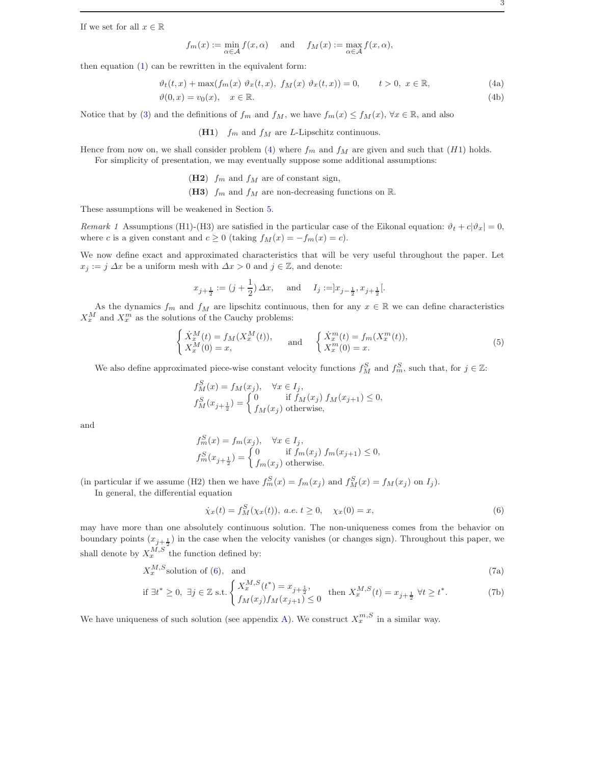If we set for all $x \in \mathbb{R}$

$$f_m(x) := \min_{\alpha \in \mathcal{A}} f(x, \alpha) \quad \text{and} \quad f_M(x) := \max_{\alpha \in \mathcal{A}} f(x, \alpha),$$

then equation (1) can be rewritten in the equivalent form:

$$\vartheta_t(t, x) + \max(f_m(x)\ \vartheta_x(t, x),\ f_M(x)\ \vartheta_x(t, x)) = 0, \qquad t > 0,\ x \in \mathbb{R}, \tag{4a}$$

$$\vartheta(0, x) = v_0(x), \quad x \in \mathbb{R}. \tag{4b}$$

Notice that by (3) and the definitions of $f_m$ and $f_M$, we have $f_m(x) \le f_M(x)$, $\forall x \in \mathbb{R}$, and also

**(H1)** $f_m$ and $f_M$ are $L$-Lipschitz continuous.

Hence from now on, we shall consider problem (4) where $f_m$ and $f_M$ are given and such that $(H1)$ holds.

For simplicity of presentation, we may eventually suppose some additional assumptions:

**(H2)** $f_m$ and $f_M$ are of constant sign,

**(H3)** $f_m$ and $f_M$ are non-decreasing functions on $\mathbb{R}$.

These assumptions will be weakened in Section 5.

*Remark 1* Assumptions (H1)-(H3) are satisfied in the particular case of the Eikonal equation: $\vartheta_t + c|\vartheta_x| = 0$, where $c$ is a given constant and $c \ge 0$ (taking $f_M(x) = -f_m(x) = c$).

We now define exact and approximated characteristics that will be very useful throughout the paper. Let $x_j := j\ \Delta x$ be a uniform mesh with $\Delta x > 0$ and $j \in \mathbb{Z}$, and denote:

$$x_{j+\frac{1}{2}} := (j + \frac{1}{2})\,\Delta x, \quad \text{and} \quad I_j := ]x_{j-\frac{1}{2}}, x_{j+\frac{1}{2}}[.$$

As the dynamics $f_m$ and $f_M$ are lipschitz continuous, then for any $x \in \mathbb{R}$ we can define characteristics $X_x^M$ and $X_x^m$ as the solutions of the Cauchy problems:

$$\begin{cases} \dot{X}_x^M(t) = f_M(X_x^M(t)), \\ X_x^M(0) = x, \end{cases} \quad \text{and} \quad \begin{cases} \dot{X}_x^m(t) = f_m(X_x^m(t)), \\ X_x^m(0) = x. \end{cases} \tag{5}$$

We also define approximated piece-wise constant velocity functions $f_M^S$ and $f_m^S$, such that, for $j \in \mathbb{Z}$:

$$f_M^S(x) = f_M(x_j), \quad \forall x \in I_j,$$
$$f_M^S(x_{j+\frac{1}{2}}) = \begin{cases} 0 & \text{if } f_M(x_j)\ f_M(x_{j+1}) \le 0, \\ f_M(x_j) & \text{otherwise,} \end{cases}$$

and

$$f_m^S(x) = f_m(x_j), \quad \forall x \in I_j,$$
$$f_m^S(x_{j+\frac{1}{2}}) = \begin{cases} 0 & \text{if } f_m(x_j)\ f_m(x_{j+1}) \le 0, \\ f_m(x_j) & \text{otherwise.} \end{cases}$$

(in particular if we assume (H2) then we have $f_m^S(x) = f_m(x_j)$ and $f_M^S(x) = f_M(x_j)$ on $I_j$).

In general, the differential equation

$$\dot{\chi}_x(t) = f_M^S(\chi_x(t)),\ a.e.\ t \ge 0, \quad \chi_x(0) = x, \tag{6}$$

may have more than one absolutely continuous solution. The non-uniqueness comes from the behavior on boundary points $(x_{j+\frac{1}{2}})$ in the case when the velocity vanishes (or changes sign). Throughout this paper, we shall denote by $X_x^{M,S}$ the function defined by:

$$X_x^{M,S} \text{solution of (6)}, \quad \text{and} \tag{7a}$$

$$\text{if } \exists t^* \ge 0,\ \exists j \in \mathbb{Z} \text{ s.t.} \begin{cases} X_x^{M,S}(t^*) = x_{j+\frac{1}{2}}, \\ f_M(x_j) f_M(x_{j+1}) \le 0 \end{cases} \text{ then } X_x^{M,S}(t) = x_{j+\frac{1}{2}}\ \forall t \ge t^*. \tag{7b}$$

We have uniqueness of such solution (see appendix A). We construct $X_x^{m,S}$ in a similar way.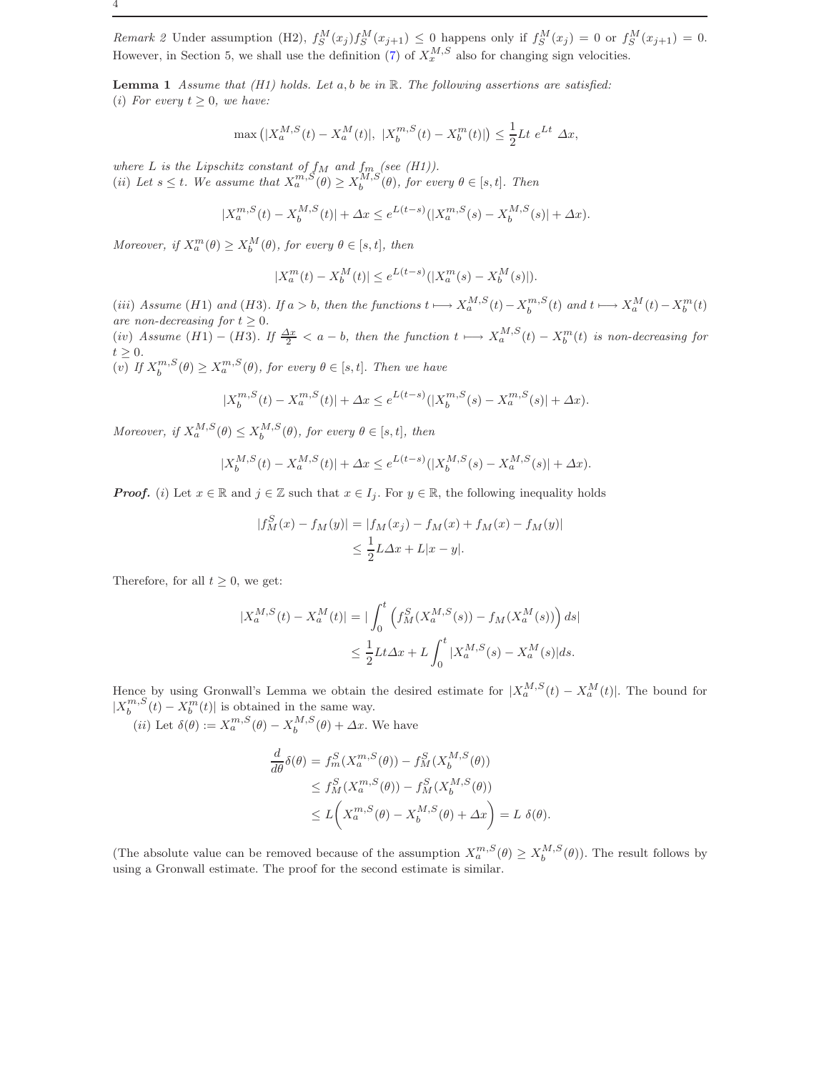*Remark 2* Under assumption (H2), $f_S^M(x_j)f_S^M(x_{j+1}) \leq 0$ happens only if $f_S^M(x_j) = 0$ or $f_S^M(x_{j+1}) = 0$. However, in Section 5, we shall use the definition (7) of $X_x^{M,S}$ also for changing sign velocities.

**Lemma 1** *Assume that (H1) holds. Let $a, b$ be in $\mathbb{R}$. The following assertions are satisfied:*
*(i) For every $t \geq 0$, we have:*

$$\max\left(|X_a^{M,S}(t) - X_a^M(t)|,\ |X_b^{m,S}(t) - X_b^m(t)|\right) \leq \frac{1}{2}Lt\ e^{Lt}\ \Delta x,$$

*where $L$ is the Lipschitz constant of $f_M$ and $f_m$ (see (H1)).*
*(ii) Let $s \leq t$. We assume that $X_a^{m,S}(\theta) \geq X_b^{M,S}(\theta)$, for every $\theta \in [s,t]$. Then*

$$|X_a^{m,S}(t) - X_b^{M,S}(t)| + \Delta x \leq e^{L(t-s)}(|X_a^{m,S}(s) - X_b^{M,S}(s)| + \Delta x).$$

*Moreover, if $X_a^m(\theta) \geq X_b^M(\theta)$, for every $\theta \in [s,t]$, then*

$$|X_a^m(t) - X_b^M(t)| \leq e^{L(t-s)}(|X_a^m(s) - X_b^M(s)|).$$

*(iii) Assume (H1) and (H3). If $a > b$, then the functions $t \longmapsto X_a^{M,S}(t) - X_b^{m,S}(t)$ and $t \longmapsto X_a^M(t) - X_b^m(t)$ are non-decreasing for $t \geq 0$.*
*(iv) Assume (H1) − (H3). If $\frac{\Delta x}{2} < a - b$, then the function $t \longmapsto X_a^{M,S}(t) - X_b^m(t)$ is non-decreasing for $t \geq 0$.*
*(v) If $X_b^{m,S}(\theta) \geq X_a^{m,S}(\theta)$, for every $\theta \in [s,t]$. Then we have*

$$|X_b^{m,S}(t) - X_a^{m,S}(t)| + \Delta x \leq e^{L(t-s)}(|X_b^{m,S}(s) - X_a^{m,S}(s)| + \Delta x).$$

*Moreover, if $X_a^{M,S}(\theta) \leq X_b^{M,S}(\theta)$, for every $\theta \in [s,t]$, then*

$$|X_b^{M,S}(t) - X_a^{M,S}(t)| + \Delta x \leq e^{L(t-s)}(|X_b^{M,S}(s) - X_a^{M,S}(s)| + \Delta x).$$

***Proof.*** (i) Let $x \in \mathbb{R}$ and $j \in \mathbb{Z}$ such that $x \in I_j$. For $y \in \mathbb{R}$, the following inequality holds

$$\begin{aligned}
|f_M^S(x) - f_M(y)| &= |f_M(x_j) - f_M(x) + f_M(x) - f_M(y)| \\
&\leq \frac{1}{2}L\Delta x + L|x - y|.
\end{aligned}$$

Therefore, for all $t \geq 0$, we get:

$$\begin{aligned}
|X_a^{M,S}(t) - X_a^M(t)| &= \left|\int_0^t \left(f_M^S(X_a^{M,S}(s)) - f_M(X_a^M(s))\right) ds\right| \\
&\leq \frac{1}{2}Lt\Delta x + L\int_0^t |X_a^{M,S}(s) - X_a^M(s)| ds.
\end{aligned}$$

Hence by using Gronwall's Lemma we obtain the desired estimate for $|X_a^{M,S}(t) - X_a^M(t)|$. The bound for $|X_b^{m,S}(t) - X_b^m(t)|$ is obtained in the same way.

(ii) Let $\delta(\theta) := X_a^{m,S}(\theta) - X_b^{M,S}(\theta) + \Delta x$. We have

$$\begin{aligned}
\frac{d}{d\theta}\delta(\theta) &= f_m^S(X_a^{m,S}(\theta)) - f_M^S(X_b^{M,S}(\theta)) \\
&\leq f_M^S(X_a^{m,S}(\theta)) - f_M^S(X_b^{M,S}(\theta)) \\
&\leq L\left(X_a^{m,S}(\theta) - X_b^{M,S}(\theta) + \Delta x\right) = L\ \delta(\theta).
\end{aligned}$$

(The absolute value can be removed because of the assumption $X_a^{m,S}(\theta) \geq X_b^{M,S}(\theta)$). The result follows by using a Gronwall estimate. The proof for the second estimate is similar.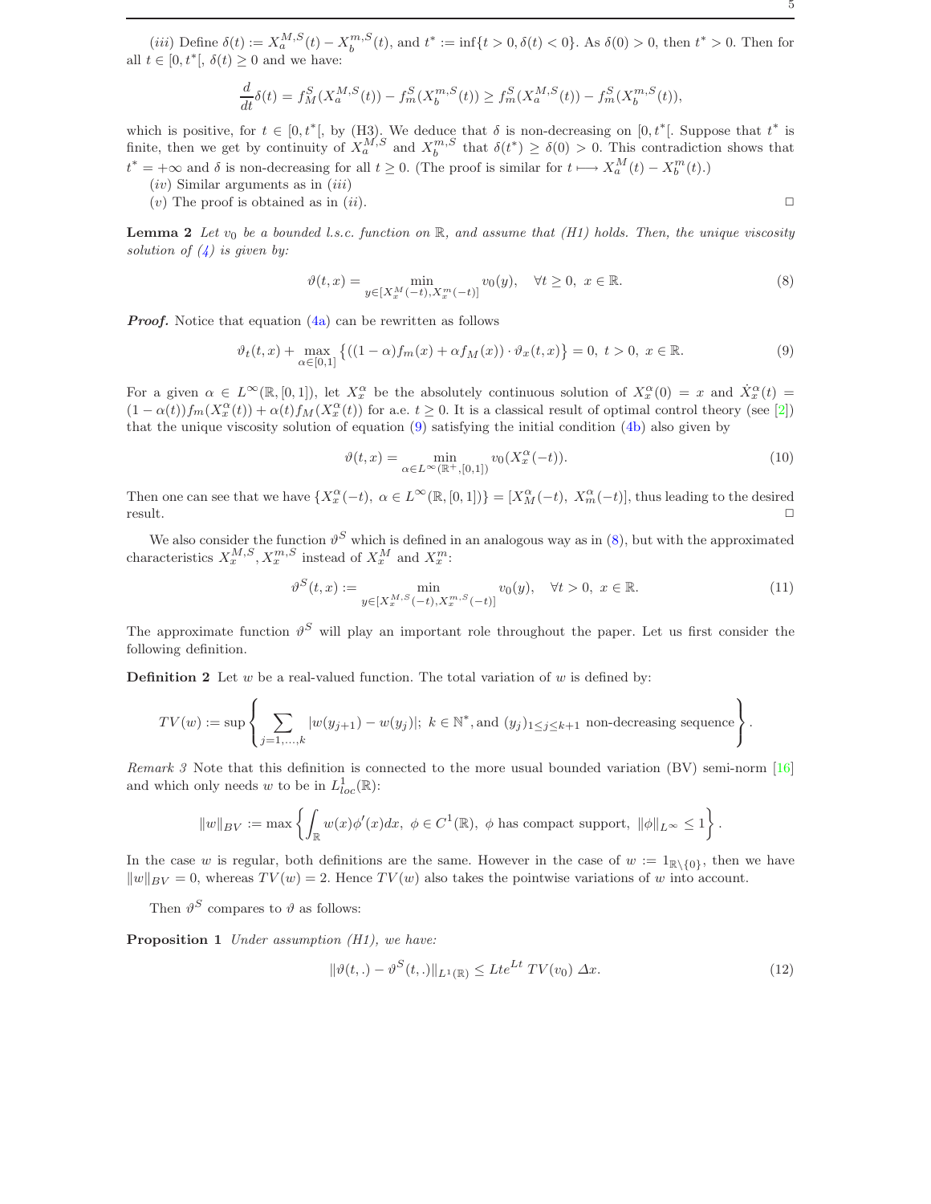(*iii*) Define $\delta(t) := X_a^{M,S}(t) - X_b^{m,S}(t)$, and $t^* := \inf\{t > 0, \delta(t) < 0\}$. As $\delta(0) > 0$, then $t^* > 0$. Then for all $t \in [0, t^*[$, $\delta(t) \geq 0$ and we have:

$$\frac{d}{dt}\delta(t) = f_M^S(X_a^{M,S}(t)) - f_m^S(X_b^{m,S}(t)) \geq f_m^S(X_a^{M,S}(t)) - f_m^S(X_b^{m,S}(t)),$$

which is positive, for $t \in [0, t^*[$, by (H3). We deduce that $\delta$ is non-decreasing on $[0, t^*[$. Suppose that $t^*$ is finite, then we get by continuity of $X_a^{M,S}$ and $X_b^{m,S}$ that $\delta(t^*) \geq \delta(0) > 0$. This contradiction shows that $t^* = +\infty$ and $\delta$ is non-decreasing for all $t \geq 0$. (The proof is similar for $t \longmapsto X_a^M(t) - X_b^m(t)$.)

(*iv*) Similar arguments as in (*iii*)

(*v*) The proof is obtained as in (*ii*). □

**Lemma 2** *Let $v_0$ be a bounded l.s.c. function on $\mathbb{R}$, and assume that (H1) holds. Then, the unique viscosity solution of (4) is given by:*

$$\vartheta(t, x) = \min_{y \in [X_x^M(-t), X_x^m(-t)]} v_0(y), \quad \forall t \geq 0, \ x \in \mathbb{R}. \tag{8}$$

***Proof.*** Notice that equation (4a) can be rewritten as follows

$$\vartheta_t(t, x) + \max_{\alpha \in [0,1]} \left\{((1-\alpha) f_m(x) + \alpha f_M(x)) \cdot \vartheta_x(t, x)\right\} = 0, \ t > 0, \ x \in \mathbb{R}. \tag{9}$$

For a given $\alpha \in L^\infty(\mathbb{R}, [0, 1])$, let $X_x^\alpha$ be the absolutely continuous solution of $X_x^\alpha(0) = x$ and $\dot{X}_x^\alpha(t) = (1 - \alpha(t)) f_m(X_x^\alpha(t)) + \alpha(t) f_M(X_x^\alpha(t))$ for a.e. $t \geq 0$. It is a classical result of optimal control theory (see [2]) that the unique viscosity solution of equation (9) satisfying the initial condition (4b) also given by

$$\vartheta(t, x) = \min_{\alpha \in L^\infty(\mathbb{R}^+, [0,1])} v_0(X_x^\alpha(-t)). \tag{10}$$

Then one can see that we have $\{X_x^\alpha(-t), \ \alpha \in L^\infty(\mathbb{R}, [0, 1])\} = [X_M^\alpha(-t), \ X_m^\alpha(-t)]$, thus leading to the desired result. □

We also consider the function $\vartheta^S$ which is defined in an analogous way as in (8), but with the approximated characteristics $X_x^{M,S}, X_x^{m,S}$ instead of $X_x^M$ and $X_x^m$:

$$\vartheta^S(t, x) := \min_{y \in [X_x^{M,S}(-t), X_x^{m,S}(-t)]} v_0(y), \quad \forall t > 0, \ x \in \mathbb{R}. \tag{11}$$

The approximate function $\vartheta^S$ will play an important role throughout the paper. Let us first consider the following definition.

**Definition 2** Let $w$ be a real-valued function. The total variation of $w$ is defined by:

$$TV(w) := \sup \left\{ \sum_{j=1,\ldots,k} |w(y_{j+1}) - w(y_j)|; \ k \in \mathbb{N}^*, \text{and } (y_j)_{1 \leq j \leq k+1} \text{ non-decreasing sequence} \right\}.$$

*Remark 3* Note that this definition is connected to the more usual bounded variation (BV) semi-norm [16] and which only needs $w$ to be in $L^1_{loc}(\mathbb{R})$:

$$\|w\|_{BV} := \max \left\{ \int_{\mathbb{R}} w(x) \phi'(x) dx, \ \phi \in C^1(\mathbb{R}), \ \phi \text{ has compact support}, \ \|\phi\|_{L^\infty} \leq 1 \right\}.$$

In the case $w$ is regular, both definitions are the same. However in the case of $w := 1_{\mathbb{R}\setminus\{0\}}$, then we have $\|w\|_{BV} = 0$, whereas $TV(w) = 2$. Hence $TV(w)$ also takes the pointwise variations of $w$ into account.

Then $\vartheta^S$ compares to $\vartheta$ as follows:

**Proposition 1** *Under assumption (H1), we have:*

$$\|\vartheta(t, .) - \vartheta^S(t, .)\|_{L^1(\mathbb{R})} \leq Lte^{Lt} \, TV(v_0) \, \Delta x. \tag{12}$$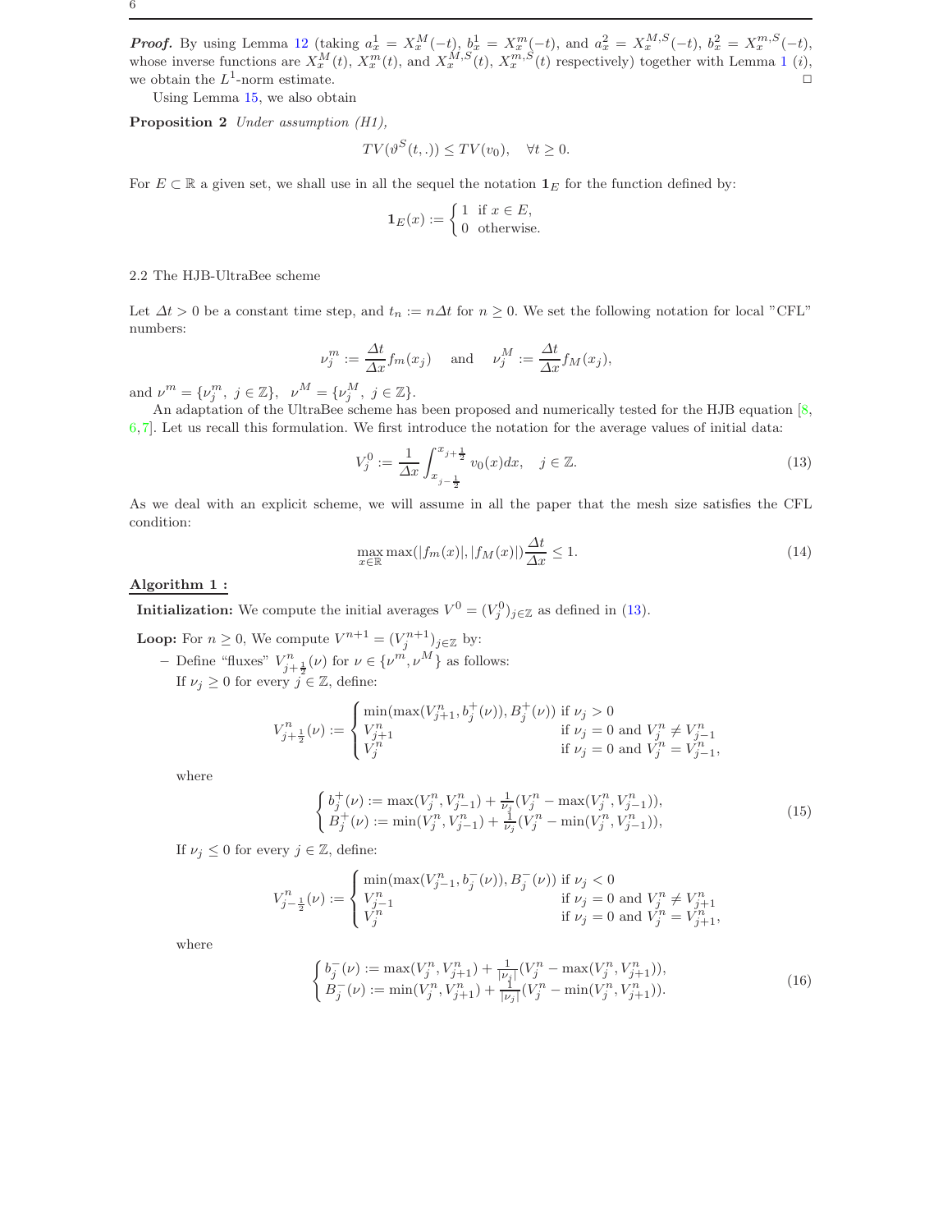***Proof.*** By using Lemma 12 (taking $a^1_x = X^M_x(-t)$, $b^1_x = X^m_x(-t)$, and $a^2_x = X^{M,S}_x(-t)$, $b^2_x = X^{m,S}_x(-t)$, whose inverse functions are $X^M_x(t)$, $X^m_x(t)$, and $X^{M,S}_x(t)$, $X^{m,S}_x(t)$ respectively) together with Lemma 1 (*i*), we obtain the $L^1$-norm estimate. □

Using Lemma 15, we also obtain

**Proposition 2** *Under assumption (H1),*

$$TV(\vartheta^S(t,.)) \le TV(v_0), \quad \forall t \ge 0.$$

For $E \subset \mathbb{R}$ a given set, we shall use in all the sequel the notation $\mathbf{1}_E$ for the function defined by:

$$\mathbf{1}_E(x) := \begin{cases} 1 & \text{if } x \in E, \\ 0 & \text{otherwise.} \end{cases}$$

## 2.2 The HJB-UltraBee scheme

Let $\Delta t > 0$ be a constant time step, and $t_n := n\Delta t$ for $n \ge 0$. We set the following notation for local "CFL" numbers:

$$\nu^m_j := \frac{\Delta t}{\Delta x} f_m(x_j) \quad \text{ and } \quad \nu^M_j := \frac{\Delta t}{\Delta x} f_M(x_j),$$

and $\nu^m = \{\nu^m_j,\ j \in \mathbb{Z}\}$, $\nu^M = \{\nu^M_j,\ j \in \mathbb{Z}\}$.

An adaptation of the UltraBee scheme has been proposed and numerically tested for the HJB equation [8, 6, 7]. Let us recall this formulation. We first introduce the notation for the average values of initial data:

$$V^0_j := \frac{1}{\Delta x} \int_{x_{j-\frac{1}{2}}}^{x_{j+\frac{1}{2}}} v_0(x)dx, \quad j \in \mathbb{Z}. \tag{13}$$

As we deal with an explicit scheme, we will assume in all the paper that the mesh size satisfies the CFL condition:

$$\max_{x \in \mathbb{R}} \max(|f_m(x)|, |f_M(x)|) \frac{\Delta t}{\Delta x} \le 1. \tag{14}$$

**Algorithm 1 :**

**Initialization:** We compute the initial averages $V^0 = (V^0_j)_{j \in \mathbb{Z}}$ as defined in (13).

**Loop:** For $n \ge 0$, We compute $V^{n+1} = (V^{n+1}_j)_{j \in \mathbb{Z}}$ by:

– Define "fluxes" $V^n_{j+\frac{1}{2}}(\nu)$ for $\nu \in \{\nu^m, \nu^M\}$ as follows:

If $\nu_j \ge 0$ for every $j \in \mathbb{Z}$, define:

$$V^n_{j+\frac{1}{2}}(\nu) := \begin{cases} \min(\max(V^n_{j+1}, b^+_j(\nu)), B^+_j(\nu)) & \text{if } \nu_j > 0 \\ V^n_{j+1} & \text{if } \nu_j = 0 \text{ and } V^n_j \ne V^n_{j-1} \\ V^n_j & \text{if } \nu_j = 0 \text{ and } V^n_j = V^n_{j-1}, \end{cases}$$

where

$$\begin{cases} b^+_j(\nu) := \max(V^n_j, V^n_{j-1}) + \frac{1}{\nu_j}(V^n_j - \max(V^n_j, V^n_{j-1})), \\ B^+_j(\nu) := \min(V^n_j, V^n_{j-1}) + \frac{1}{\nu_j}(V^n_j - \min(V^n_j, V^n_{j-1})), \end{cases} \tag{15}$$

If $\nu_j \le 0$ for every $j \in \mathbb{Z}$, define:

$$V^n_{j-\frac{1}{2}}(\nu) := \begin{cases} \min(\max(V^n_{j-1}, b^-_j(\nu)), B^-_j(\nu)) & \text{if } \nu_j < 0 \\ V^n_{j-1} & \text{if } \nu_j = 0 \text{ and } V^n_j \ne V^n_{j+1} \\ V^n_j & \text{if } \nu_j = 0 \text{ and } V^n_j = V^n_{j+1}, \end{cases}$$

where

$$\begin{cases} b^-_j(\nu) := \max(V^n_j, V^n_{j+1}) + \frac{1}{|\nu_j|}(V^n_j - \max(V^n_j, V^n_{j+1})), \\ B^-_j(\nu) := \min(V^n_j, V^n_{j+1}) + \frac{1}{|\nu_j|}(V^n_j - \min(V^n_j, V^n_{j+1})). \end{cases} \tag{16}$$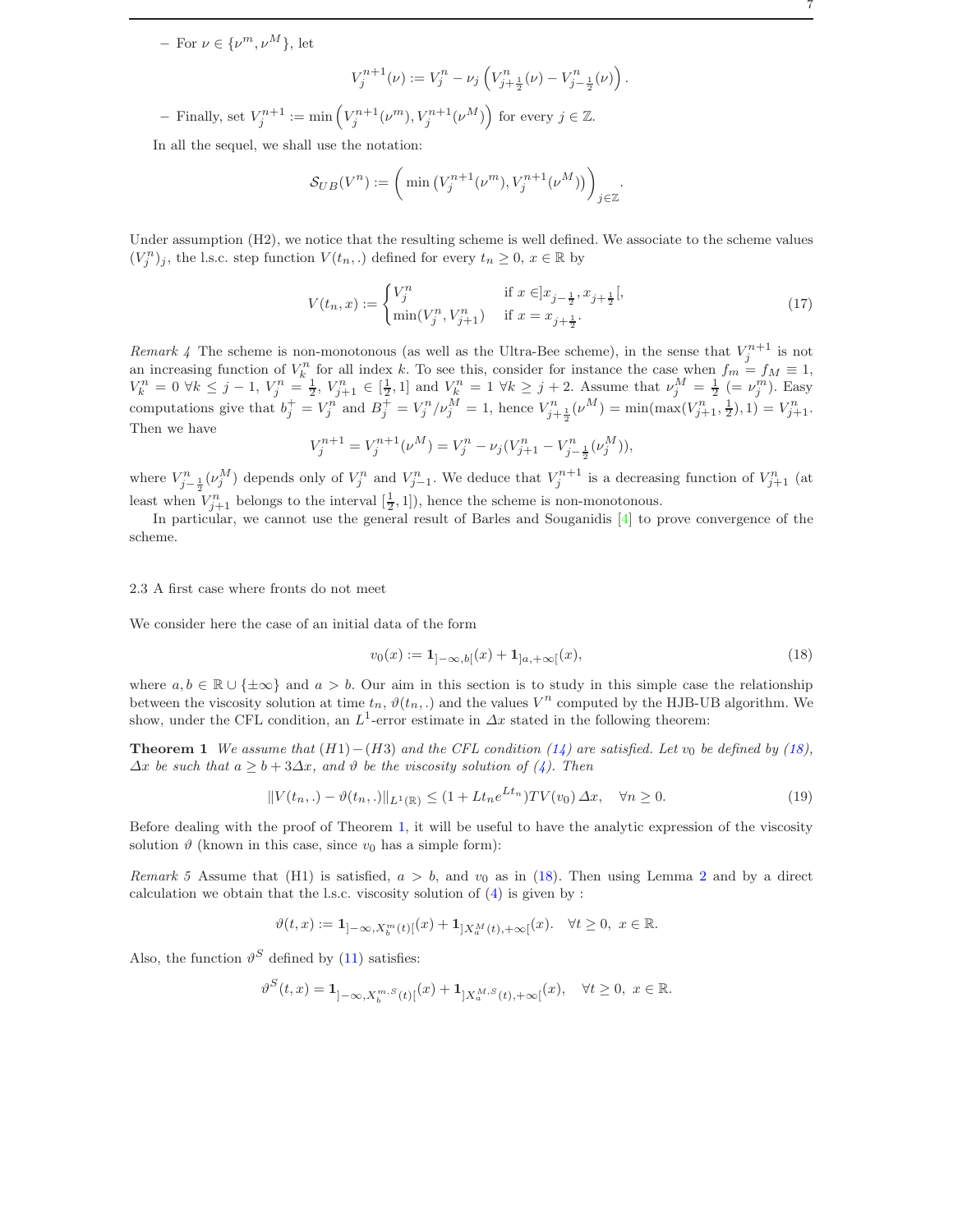– For $\nu \in \{\nu^m, \nu^M\}$, let

$$V_j^{n+1}(\nu) := V_j^n - \nu_j \left( V_{j+\frac{1}{2}}^n(\nu) - V_{j-\frac{1}{2}}^n(\nu) \right).$$

– Finally, set $V_j^{n+1} := \min\left(V_j^{n+1}(\nu^m), V_j^{n+1}(\nu^M)\right)$ for every $j \in \mathbb{Z}$.

In all the sequel, we shall use the notation:

$$\mathcal{S}_{UB}(V^n) := \bigg( \min\left(V_j^{n+1}(\nu^m), V_j^{n+1}(\nu^M)\right) \bigg)_{j \in \mathbb{Z}}.$$

Under assumption (H2), we notice that the resulting scheme is well defined. We associate to the scheme values $(V_j^n)_j$, the l.s.c. step function $V(t_n, .)$ defined for every $t_n \geq 0$, $x \in \mathbb{R}$ by

$$V(t_n, x) := \begin{cases} V_j^n & \text{if } x \in ]x_{j-\frac{1}{2}}, x_{j+\frac{1}{2}}[, \\ \min(V_j^n, V_{j+1}^n) & \text{if } x = x_{j+\frac{1}{2}}. \end{cases} \tag{17}$$

*Remark 4* The scheme is non-monotonous (as well as the Ultra-Bee scheme), in the sense that $V_j^{n+1}$ is not an increasing function of $V_k^n$ for all index $k$. To see this, consider for instance the case when $f_m = f_M \equiv 1$, $V_k^n = 0$ $\forall k \leq j-1$, $V_j^n = \frac{1}{2}$, $V_{j+1}^n \in [\frac{1}{2}, 1]$ and $V_k^n = 1$ $\forall k \geq j+2$. Assume that $\nu_j^M = \frac{1}{2}$ $(= \nu_j^m)$. Easy computations give that $b_j^+ = V_j^n$ and $B_j^+ = V_j^n / \nu_j^M = 1$, hence $V_{j+\frac{1}{2}}^n(\nu^M) = \min(\max(V_{j+1}^n, \frac{1}{2}), 1) = V_{j+1}^n$. Then we have

$$V_j^{n+1} = V_j^{n+1}(\nu^M) = V_j^n - \nu_j (V_{j+1}^n - V_{j-\frac{1}{2}}^n(\nu_j^M)),$$

where $V_{j-\frac{1}{2}}^n(\nu_j^M)$ depends only of $V_j^n$ and $V_{j-1}^n$. We deduce that $V_j^{n+1}$ is a decreasing function of $V_{j+1}^n$ (at least when $V_{j+1}^n$ belongs to the interval $[\frac{1}{2}, 1]$), hence the scheme is non-monotonous.

In particular, we cannot use the general result of Barles and Souganidis [4] to prove convergence of the scheme.

### 2.3 A first case where fronts do not meet

We consider here the case of an initial data of the form

$$v_0(x) := \mathbf{1}_{]-\infty, b[}(x) + \mathbf{1}_{]a, +\infty[}(x), \tag{18}$$

where $a, b \in \mathbb{R} \cup \{\pm\infty\}$ and $a > b$. Our aim in this section is to study in this simple case the relationship between the viscosity solution at time $t_n$, $\vartheta(t_n, .)$ and the values $V^n$ computed by the HJB-UB algorithm. We show, under the CFL condition, an $L^1$-error estimate in $\Delta x$ stated in the following theorem:

**Theorem 1** *We assume that (H1) − (H3) and the CFL condition (14) are satisfied. Let $v_0$ be defined by (18), $\Delta x$ be such that $a \geq b + 3\Delta x$, and $\vartheta$ be the viscosity solution of (4). Then*

$$\|V(t_n, .) - \vartheta(t_n, .)\|_{L^1(\mathbb{R})} \leq (1 + L t_n e^{L t_n}) TV(v_0)\, \Delta x, \quad \forall n \geq 0. \tag{19}$$

Before dealing with the proof of Theorem 1, it will be useful to have the analytic expression of the viscosity solution $\vartheta$ (known in this case, since $v_0$ has a simple form):

*Remark 5* Assume that (H1) is satisfied, $a > b$, and $v_0$ as in (18). Then using Lemma 2 and by a direct calculation we obtain that the l.s.c. viscosity solution of (4) is given by :

$$\vartheta(t, x) := \mathbf{1}_{]-\infty, X_b^m(t)[}(x) + \mathbf{1}_{]X_a^M(t), +\infty[}(x). \quad \forall t \geq 0,\ x \in \mathbb{R}.$$

Also, the function $\vartheta^S$ defined by (11) satisfies:

$$\vartheta^S(t, x) = \mathbf{1}_{]-\infty, X_b^{m,S}(t)[}(x) + \mathbf{1}_{]X_a^{M,S}(t), +\infty[}(x), \quad \forall t \geq 0,\ x \in \mathbb{R}.$$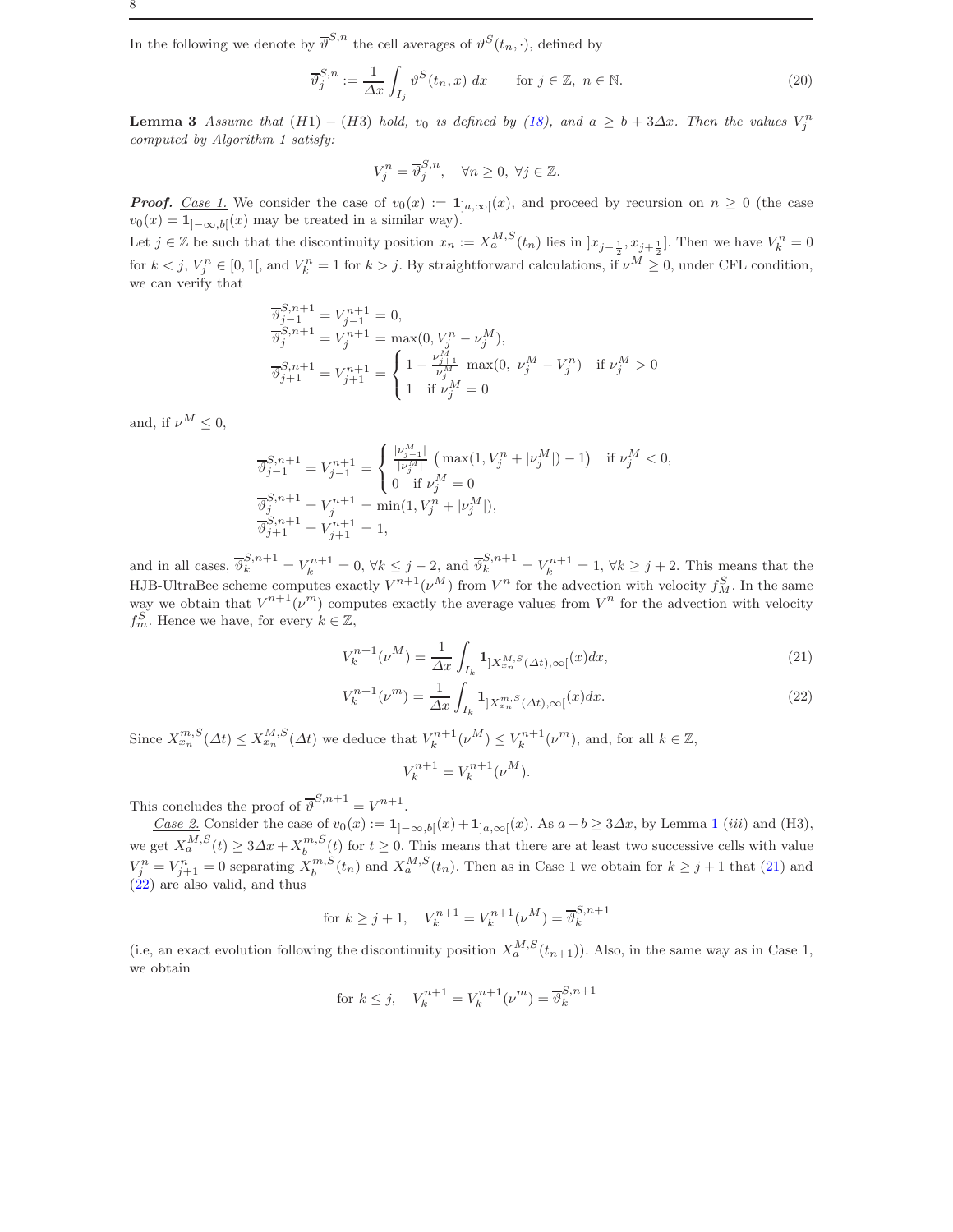In the following we denote by $\overline{\vartheta}^{S,n}$ the cell averages of $\vartheta^S(t_n,\cdot)$, defined by

$$\overline{\vartheta}^{S,n}_j := \frac{1}{\Delta x}\int_{I_j} \vartheta^S(t_n,x)\, dx \qquad \text{for } j\in\mathbb{Z},\ n\in\mathbb{N}. \tag{20}$$

**Lemma 3** *Assume that (H1) − (H3) hold, $v_0$ is defined by (18), and $a \geq b + 3\Delta x$. Then the values $V^n_j$ computed by Algorithm 1 satisfy:*

$$V^n_j = \overline{\vartheta}^{S,n}_j, \quad \forall n\geq 0,\ \forall j\in\mathbb{Z}.$$

***Proof.*** Case 1. We consider the case of $v_0(x) := \mathbf{1}_{]a,\infty[}(x)$, and proceed by recursion on $n \geq 0$ (the case $v_0(x) = \mathbf{1}_{]-\infty,b[}(x)$ may be treated in a similar way).

Let $j \in \mathbb{Z}$ be such that the discontinuity position $x_n := X^{M,S}_a(t_n)$ lies in $]x_{j-\frac12}, x_{j+\frac12}]$. Then we have $V^n_k = 0$ for $k < j$, $V^n_j \in [0, 1[$, and $V^n_k = 1$ for $k > j$. By straightforward calculations, if $\nu^M \geq 0$, under CFL condition, we can verify that

$$\begin{aligned}
\overline{\vartheta}^{S,n+1}_{j-1} &= V^{n+1}_{j-1} = 0,\\
\overline{\vartheta}^{S,n+1}_{j} &= V^{n+1}_{j} = \max(0, V^n_j - \nu^M_j),\\
\overline{\vartheta}^{S,n+1}_{j+1} &= V^{n+1}_{j+1} = \begin{cases} 1 - \frac{\nu^M_{j+1}}{\nu^M_j}\ \max(0,\ \nu^M_j - V^n_j) & \text{if } \nu^M_j > 0\\ 1 \quad \text{if } \nu^M_j = 0\end{cases}
\end{aligned}$$

and, if $\nu^M \leq 0$,

$$\begin{aligned}
\overline{\vartheta}^{S,n+1}_{j-1} &= V^{n+1}_{j-1} = \begin{cases} \frac{|\nu^M_{j-1}|}{|\nu^M_j|}\ \big(\max(1, V^n_j + |\nu^M_j|) - 1\big) & \text{if } \nu^M_j < 0,\\ 0 \quad \text{if } \nu^M_j = 0\end{cases}\\
\overline{\vartheta}^{S,n+1}_{j} &= V^{n+1}_{j} = \min(1, V^n_j + |\nu^M_j|),\\
\overline{\vartheta}^{S,n+1}_{j+1} &= V^{n+1}_{j+1} = 1,
\end{aligned}$$

and in all cases, $\overline{\vartheta}^{S,n+1}_k = V^{n+1}_k = 0$, $\forall k \leq j-2$, and $\overline{\vartheta}^{S,n+1}_k = V^{n+1}_k = 1$, $\forall k \geq j+2$. This means that the HJB-UltraBee scheme computes exactly $V^{n+1}(\nu^M)$ from $V^n$ for the advection with velocity $f^S_M$. In the same way we obtain that $V^{n+1}(\nu^m)$ computes exactly the average values from $V^n$ for the advection with velocity $f^S_m$. Hence we have, for every $k\in\mathbb{Z}$,

$$V^{n+1}_k(\nu^M) = \frac{1}{\Delta x}\int_{I_k} \mathbf{1}_{]X^{M,S}_{x_n}(\Delta t),\infty[}(x)dx, \tag{21}$$

$$V^{n+1}_k(\nu^m) = \frac{1}{\Delta x}\int_{I_k} \mathbf{1}_{]X^{m,S}_{x_n}(\Delta t),\infty[}(x)dx. \tag{22}$$

Since $X^{m,S}_{x_n}(\Delta t) \leq X^{M,S}_{x_n}(\Delta t)$ we deduce that $V^{n+1}_k(\nu^M) \leq V^{n+1}_k(\nu^m)$, and, for all $k\in\mathbb{Z}$,

$$V^{n+1}_k = V^{n+1}_k(\nu^M).$$

This concludes the proof of $\overline{\vartheta}^{S,n+1} = V^{n+1}$.

Case 2. Consider the case of $v_0(x) := \mathbf{1}_{]-\infty,b[}(x) + \mathbf{1}_{]a,\infty[}(x)$. As $a - b \geq 3\Delta x$, by Lemma 1 *(iii)* and (H3), we get $X^{M,S}_a(t) \geq 3\Delta x + X^{m,S}_b(t)$ for $t\geq 0$. This means that there are at least two successive cells with value $V^n_j = V^n_{j+1} = 0$ separating $X^{m,S}_b(t_n)$ and $X^{M,S}_a(t_n)$. Then as in Case 1 we obtain for $k \geq j+1$ that (21) and (22) are also valid, and thus

$$\text{for } k\geq j+1, \quad V^{n+1}_k = V^{n+1}_k(\nu^M) = \overline{\vartheta}^{S,n+1}_k$$

(i.e, an exact evolution following the discontinuity position $X^{M,S}_a(t_{n+1})$). Also, in the same way as in Case 1, we obtain

$$\text{for } k\leq j, \quad V^{n+1}_k = V^{n+1}_k(\nu^m) = \overline{\vartheta}^{S,n+1}_k$$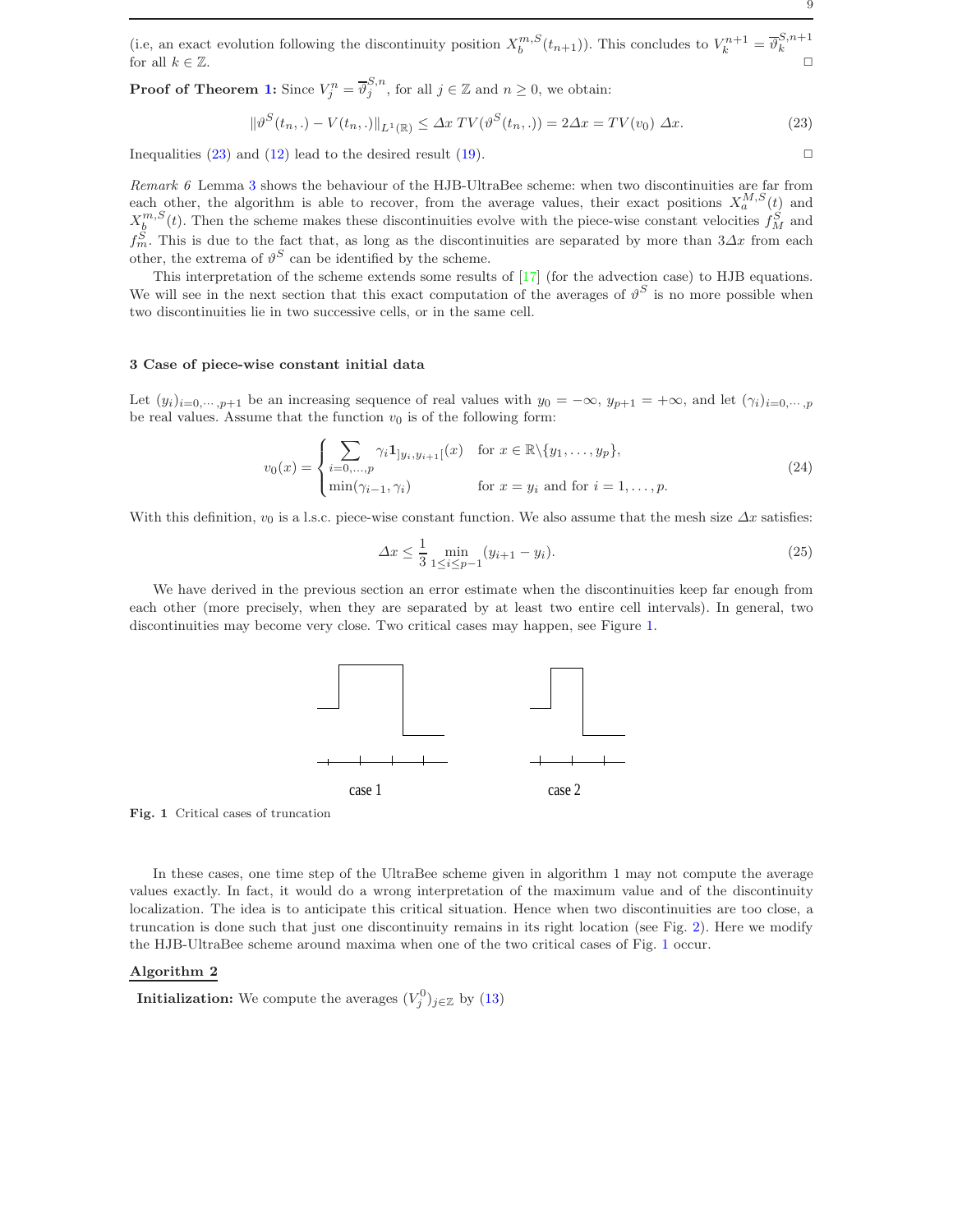(i.e, an exact evolution following the discontinuity position $X_b^{m,S}(t_{n+1})$). This concludes to $V_k^{n+1} = \overline{\vartheta}_k^{S,n+1}$ for all $k \in \mathbb{Z}$. □

**Proof of Theorem 1:** Since $V_j^n = \overline{\vartheta}_j^{S,n}$, for all $j \in \mathbb{Z}$ and $n \geq 0$, we obtain:

$$\|\vartheta^S(t_n,.) - V(t_n,.)\|_{L^1(\mathbb{R})} \leq \Delta x \; TV(\vartheta^S(t_n,.)) = 2\Delta x = TV(v_0)\; \Delta x. \tag{23}$$

Inequalities (23) and (12) lead to the desired result (19). □

*Remark 6* Lemma 3 shows the behaviour of the HJB-UltraBee scheme: when two discontinuities are far from each other, the algorithm is able to recover, from the average values, their exact positions $X_a^{M,S}(t)$ and $X_b^{m,S}(t)$. Then the scheme makes these discontinuities evolve with the piece-wise constant velocities $f_M^S$ and $f_m^S$. This is due to the fact that, as long as the discontinuities are separated by more than $3\Delta x$ from each other, the extrema of $\vartheta^S$ can be identified by the scheme.

This interpretation of the scheme extends some results of [17] (for the advection case) to HJB equations. We will see in the next section that this exact computation of the averages of $\vartheta^S$ is no more possible when two discontinuities lie in two successive cells, or in the same cell.

## 3 Case of piece-wise constant initial data

Let $(y_i)_{i=0,\cdots,p+1}$ be an increasing sequence of real values with $y_0 = -\infty$, $y_{p+1} = +\infty$, and let $(\gamma_i)_{i=0,\cdots,p}$ be real values. Assume that the function $v_0$ is of the following form:

$$v_0(x) = \begin{cases} \displaystyle\sum_{i=0,\ldots,p} \gamma_i \mathbf{1}_{]y_i,y_{i+1}[}(x) & \text{for } x \in \mathbb{R}\backslash\{y_1,\ldots,y_p\}, \\ \min(\gamma_{i-1},\gamma_i) & \text{for } x = y_i \text{ and for } i = 1,\ldots,p. \end{cases} \tag{24}$$

With this definition, $v_0$ is a l.s.c. piece-wise constant function. We also assume that the mesh size $\Delta x$ satisfies:

$$\Delta x \leq \frac{1}{3} \min_{1 \leq i \leq p-1} (y_{i+1} - y_i). \tag{25}$$

We have derived in the previous section an error estimate when the discontinuities keep far enough from each other (more precisely, when they are separated by at least two entire cell intervals). In general, two discontinuities may become very close. Two critical cases may happen, see Figure 1.

case 1 case 2

**Fig. 1** Critical cases of truncation

In these cases, one time step of the UltraBee scheme given in algorithm 1 may not compute the average values exactly. In fact, it would do a wrong interpretation of the maximum value and of the discontinuity localization. The idea is to anticipate this critical situation. Hence when two discontinuities are too close, a truncation is done such that just one discontinuity remains in its right location (see Fig. 2). Here we modify the HJB-UltraBee scheme around maxima when one of the two critical cases of Fig. 1 occur.

**Algorithm 2**

**Initialization:** We compute the averages $(V_j^0)_{j\in\mathbb{Z}}$ by (13)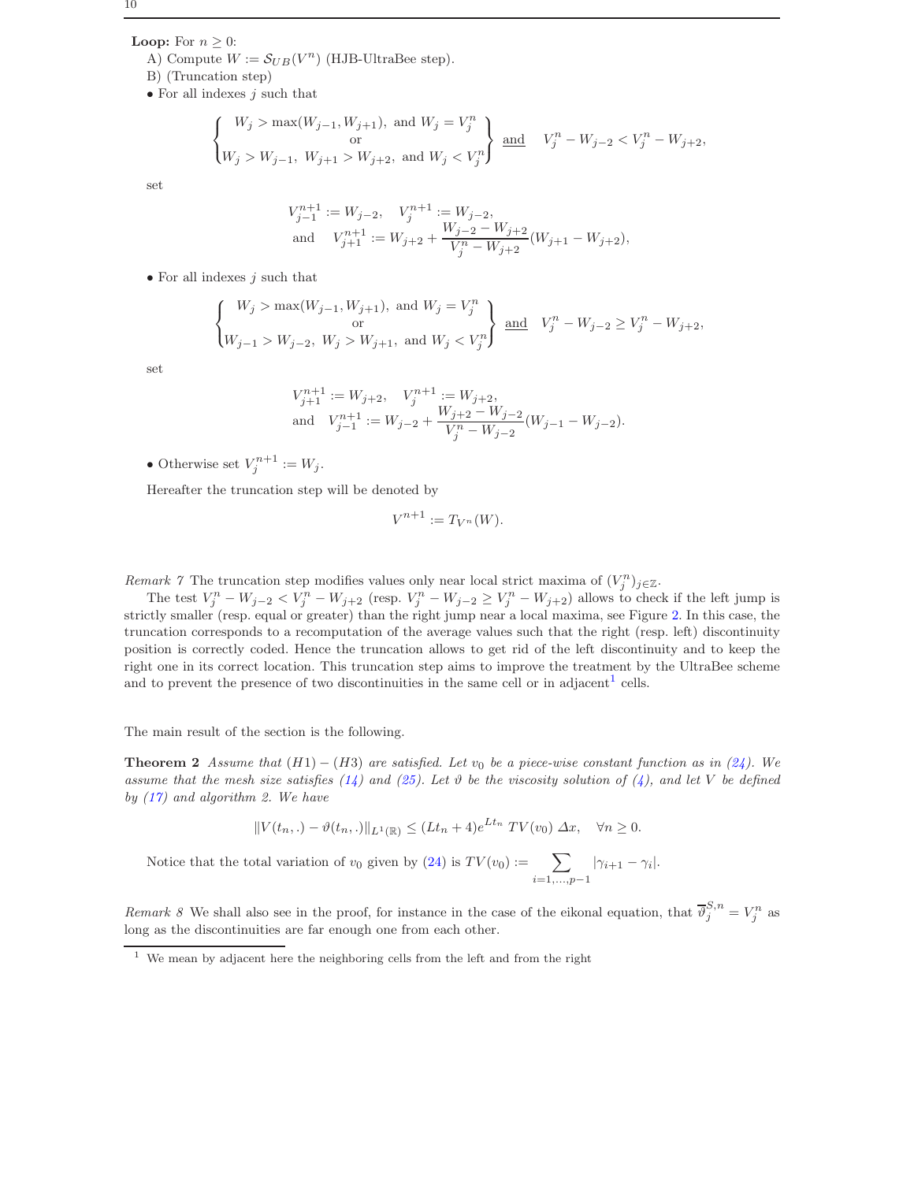**Loop:** For $n \geq 0$:

A) Compute $W := \mathcal{S}_{UB}(V^n)$ (HJB-UltraBee step).

B) (Truncation step)

- For all indexes $j$ such that

$$\left\{\begin{matrix} W_j > \max(W_{j-1}, W_{j+1}), \text{ and } W_j = V_j^n \\ \text{or} \\ W_j > W_{j-1},\ W_{j+1} > W_{j+2}, \text{ and } W_j < V_j^n \end{matrix}\right\} \ \underline{\text{and}} \quad V_j^n - W_{j-2} < V_j^n - W_{j+2},$$

set

$$\begin{aligned} &V_{j-1}^{n+1} := W_{j-2}, \quad V_j^{n+1} := W_{j-2}, \\ &\text{and} \quad V_{j+1}^{n+1} := W_{j+2} + \frac{W_{j-2} - W_{j+2}}{V_j^n - W_{j+2}}(W_{j+1} - W_{j+2}), \end{aligned}$$

- For all indexes $j$ such that

$$\left\{\begin{matrix} W_j > \max(W_{j-1}, W_{j+1}), \text{ and } W_j = V_j^n \\ \text{or} \\ W_{j-1} > W_{j-2},\ W_j > W_{j+1}, \text{ and } W_j < V_j^n \end{matrix}\right\} \ \underline{\text{and}} \quad V_j^n - W_{j-2} \geq V_j^n - W_{j+2},$$

set

$$\begin{aligned} &V_{j+1}^{n+1} := W_{j+2}, \quad V_j^{n+1} := W_{j+2}, \\ &\text{and} \quad V_{j-1}^{n+1} := W_{j-2} + \frac{W_{j+2} - W_{j-2}}{V_j^n - W_{j-2}}(W_{j-1} - W_{j-2}). \end{aligned}$$

- Otherwise set $V_j^{n+1} := W_j$.

Hereafter the truncation step will be denoted by

$$V^{n+1} := T_{V^n}(W).$$

*Remark 7* The truncation step modifies values only near local strict maxima of $(V_j^n)_{j\in\mathbb{Z}}$.

The test $V_j^n - W_{j-2} < V_j^n - W_{j+2}$ (resp. $V_j^n - W_{j-2} \geq V_j^n - W_{j+2}$) allows to check if the left jump is strictly smaller (resp. equal or greater) than the right jump near a local maxima, see Figure 2. In this case, the truncation corresponds to a recomputation of the average values such that the right (resp. left) discontinuity position is correctly coded. Hence the truncation allows to get rid of the left discontinuity and to keep the right one in its correct location. This truncation step aims to improve the treatment by the UltraBee scheme and to prevent the presence of two discontinuities in the same cell or in adjacent[1] cells.

The main result of the section is the following.

**Theorem 2** *Assume that (H1) − (H3) are satisfied. Let $v_0$ be a piece-wise constant function as in (24). We assume that the mesh size satisfies (14) and (25). Let $\vartheta$ be the viscosity solution of (4), and let $V$ be defined by (17) and algorithm 2. We have*

$$\|V(t_n,.) - \vartheta(t_n,.)\|_{L^1(\mathbb{R})} \leq (Lt_n + 4)e^{Lt_n}\, TV(v_0)\, \Delta x, \quad \forall n \geq 0.$$

Notice that the total variation of $v_0$ given by (24) is $TV(v_0) := \sum_{i=1,\ldots,p-1} |\gamma_{i+1} - \gamma_i|$.

*Remark 8* We shall also see in the proof, for instance in the case of the eikonal equation, that $\overline{\vartheta}_j^{S,n} = V_j^n$ as long as the discontinuities are far enough one from each other.

[1] We mean by adjacent here the neighboring cells from the left and from the right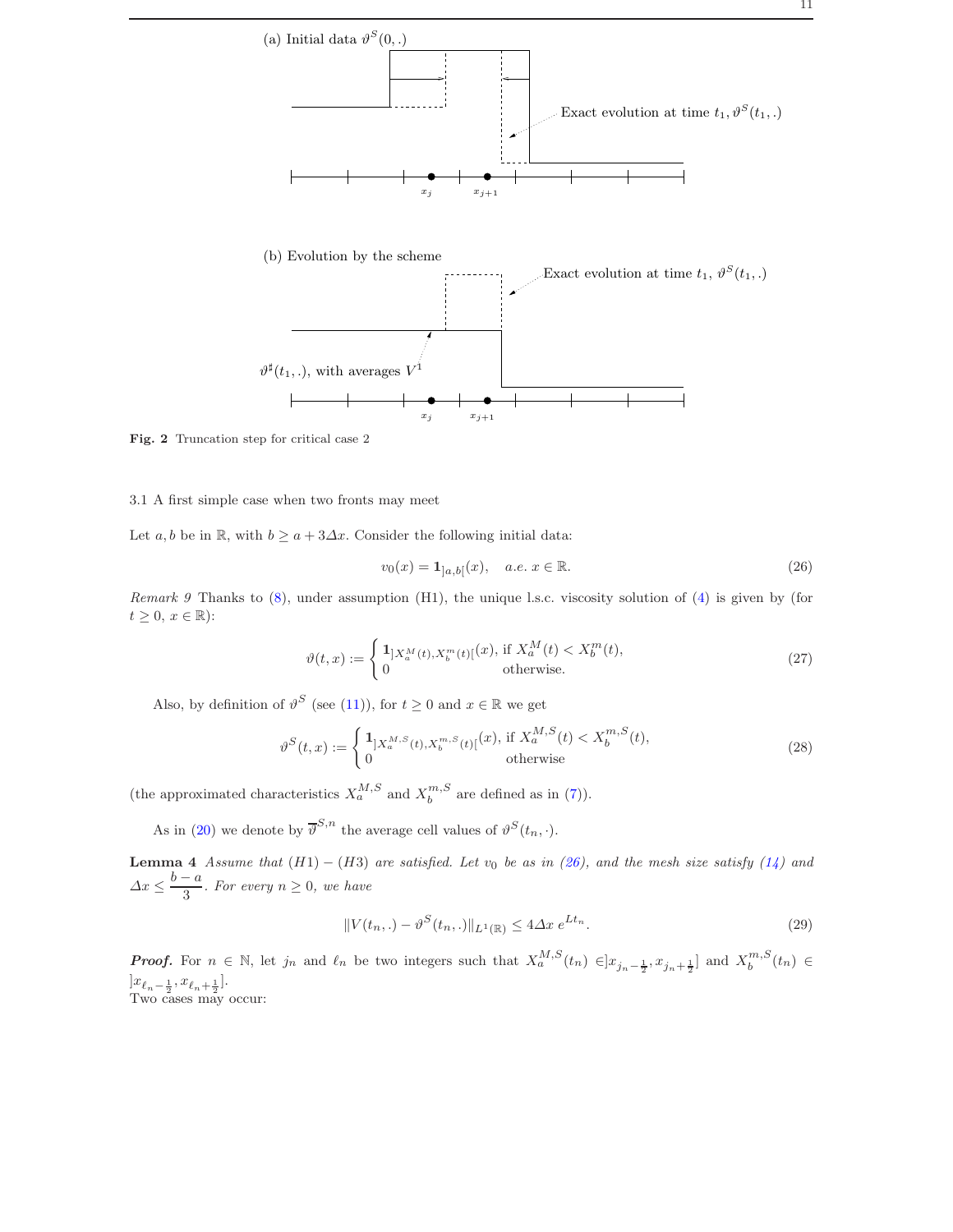(a) Initial data $\vartheta^S(0, .)$

Exact evolution at time $t_1$, $\vartheta^S(t_1, .)$

$x_j$ $x_{j+1}$

(b) Evolution by the scheme

Exact evolution at time $t_1$, $\vartheta^S(t_1, .)$

$\vartheta^\sharp(t_1, .)$, with averages $V^1$

$x_j$ $x_{j+1}$

**Fig. 2** Truncation step for critical case 2

### 3.1 A first simple case when two fronts may meet

Let $a, b$ be in $\mathbb{R}$, with $b \geq a + 3\Delta x$. Consider the following initial data:

$$v_0(x) = \mathbf{1}_{]a,b[}(x), \quad a.e.\ x \in \mathbb{R}. \tag{26}$$

*Remark 9* Thanks to (8), under assumption (H1), the unique l.s.c. viscosity solution of (4) is given by (for $t \geq 0$, $x \in \mathbb{R}$):

$$\vartheta(t, x) := \begin{cases} \mathbf{1}_{]X_a^M(t), X_b^m(t)[}(x), & \text{if } X_a^M(t) < X_b^m(t), \\ 0 & \text{otherwise.} \end{cases} \tag{27}$$

Also, by definition of $\vartheta^S$ (see (11)), for $t \geq 0$ and $x \in \mathbb{R}$ we get

$$\vartheta^S(t, x) := \begin{cases} \mathbf{1}_{]X_a^{M,S}(t), X_b^{m,S}(t)[}(x), & \text{if } X_a^{M,S}(t) < X_b^{m,S}(t), \\ 0 & \text{otherwise} \end{cases} \tag{28}$$

(the approximated characteristics $X_a^{M,S}$ and $X_b^{m,S}$ are defined as in (7)).

As in (20) we denote by $\overline{\vartheta}^{S,n}$ the average cell values of $\vartheta^S(t_n, \cdot)$.

**Lemma 4** *Assume that $(H1)-(H3)$ are satisfied. Let $v_0$ be as in (26), and the mesh size satisfy (14) and $\Delta x \leq \dfrac{b-a}{3}$. For every $n \geq 0$, we have*

$$\|V(t_n, .) - \vartheta^S(t_n, .)\|_{L^1(\mathbb{R})} \leq 4\Delta x\, e^{Lt_n}. \tag{29}$$

***Proof.*** For $n \in \mathbb{N}$, let $j_n$ and $\ell_n$ be two integers such that $X_a^{M,S}(t_n) \in ]x_{j_n - \frac{1}{2}}, x_{j_n + \frac{1}{2}}]$ and $X_b^{m,S}(t_n) \in ]x_{\ell_n - \frac{1}{2}}, x_{\ell_n + \frac{1}{2}}]$.
Two cases may occur: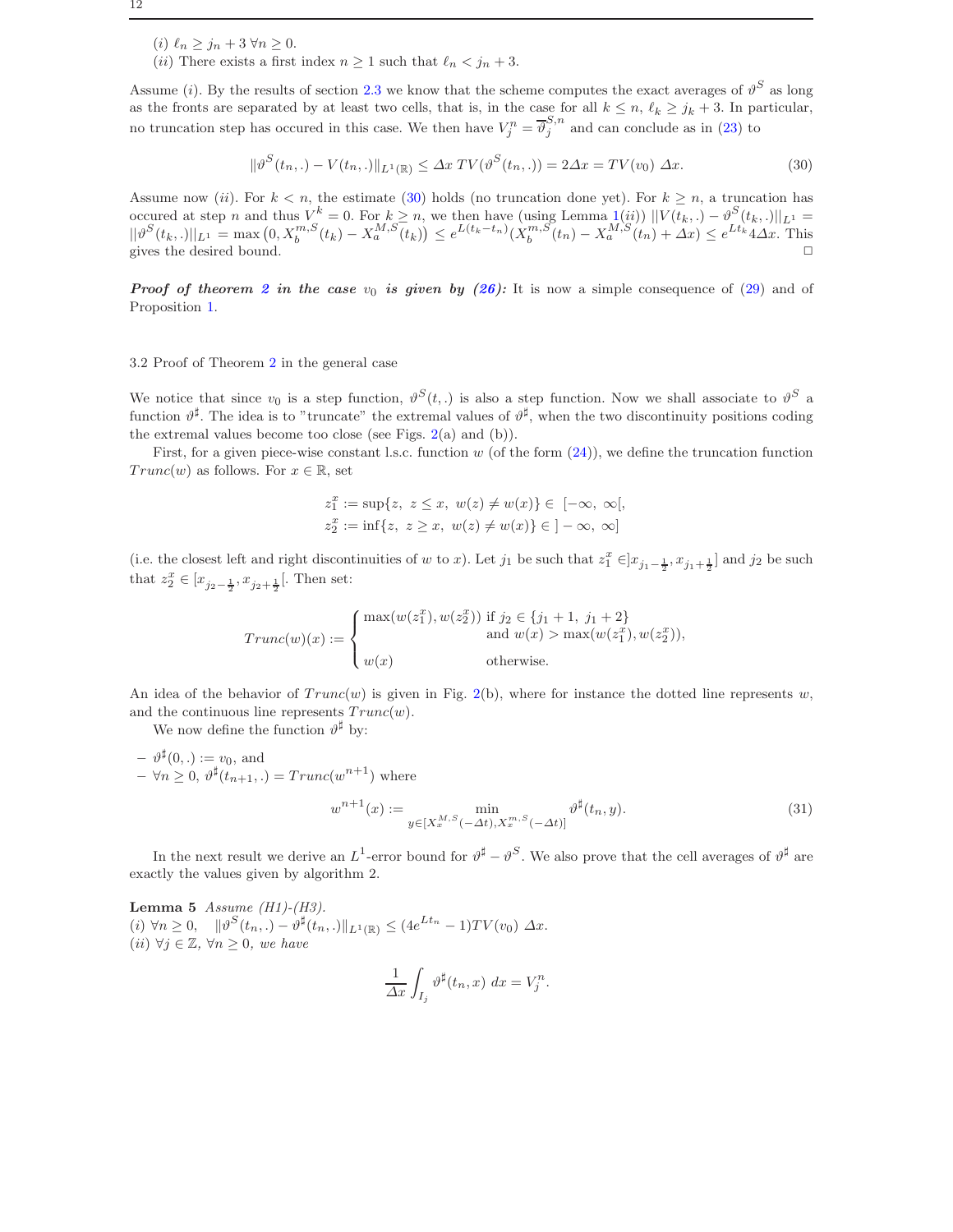(*i*) $\ell_n \geq j_n + 3 \ \forall n \geq 0$.
(*ii*) There exists a first index $n \geq 1$ such that $\ell_n < j_n + 3$.

Assume (*i*). By the results of section 2.3 we know that the scheme computes the exact averages of $\vartheta^S$ as long as the fronts are separated by at least two cells, that is, in the case for all $k \leq n$, $\ell_k \geq j_k + 3$. In particular, no truncation step has occured in this case. We then have $V_j^n = \overline{\vartheta}_j^{S,n}$ and can conclude as in (23) to

$$\|\vartheta^S(t_n,.) - V(t_n,.)\|_{L^1(\mathbb{R})} \leq \Delta x \, TV(\vartheta^S(t_n,.)) = 2\Delta x = TV(v_0)\ \Delta x. \tag{30}$$

Assume now (*ii*). For $k < n$, the estimate (30) holds (no truncation done yet). For $k \geq n$, a truncation has occured at step $n$ and thus $V^k = 0$. For $k \geq n$, we then have (using Lemma 1(*ii*)) $||V(t_k,.) - \vartheta^S(t_k,.)||_{L^1} = ||\vartheta^S(t_k,.)||_{L^1} = \max\left(0, X_b^{m,S}(t_k) - X_a^{M,S}(t_k)\right) \leq e^{L(t_k - t_n)}(X_b^{m,S}(t_n) - X_a^{M,S}(t_n) + \Delta x) \leq e^{Lt_k} 4\Delta x$. This gives the desired bound. □

***Proof of theorem 2 in the case** $v_0$ **is given by (26):*** It is now a simple consequence of (29) and of Proposition 1.

### 3.2 Proof of Theorem 2 in the general case

We notice that since $v_0$ is a step function, $\vartheta^S(t,.)$ is also a step function. Now we shall associate to $\vartheta^S$ a function $\vartheta^\sharp$. The idea is to "truncate" the extremal values of $\vartheta^\sharp$, when the two discontinuity positions coding the extremal values become too close (see Figs. 2(a) and (b)).

First, for a given piece-wise constant l.s.c. function $w$ (of the form (24)), we define the truncation function $Trunc(w)$ as follows. For $x \in \mathbb{R}$, set

$$z_1^x := \sup\{z,\ z \leq x,\ w(z) \neq w(x)\} \in\ [-\infty,\ \infty[,$$
$$z_2^x := \inf\{z,\ z \geq x,\ w(z) \neq w(x)\} \in\ ]-\infty,\ \infty]$$

(i.e. the closest left and right discontinuities of $w$ to $x$). Let $j_1$ be such that $z_1^x \in ]x_{j_1 - \frac{1}{2}}, x_{j_1 + \frac{1}{2}}]$ and $j_2$ be such that $z_2^x \in [x_{j_2 - \frac{1}{2}}, x_{j_2 + \frac{1}{2}}[$. Then set:

$$Trunc(w)(x) := \begin{cases} \max(w(z_1^x), w(z_2^x)) & \text{if } j_2 \in \{j_1 + 1,\ j_1 + 2\} \\ & \text{and } w(x) > \max(w(z_1^x), w(z_2^x)), \\ w(x) & \text{otherwise.} \end{cases}$$

An idea of the behavior of $Trunc(w)$ is given in Fig. 2(b), where for instance the dotted line represents $w$, and the continuous line represents $Trunc(w)$.

We now define the function $\vartheta^\sharp$ by:

- $\vartheta^\sharp(0,.) := v_0$, and
- $\forall n \geq 0$, $\vartheta^\sharp(t_{n+1},.) = Trunc(w^{n+1})$ where

$$w^{n+1}(x) := \min_{y \in [X_x^{M,S}(-\Delta t), X_x^{m,S}(-\Delta t)]} \vartheta^\sharp(t_n, y). \tag{31}$$

In the next result we derive an $L^1$-error bound for $\vartheta^\sharp - \vartheta^S$. We also prove that the cell averages of $\vartheta^\sharp$ are exactly the values given by algorithm 2.

**Lemma 5** *Assume (H1)-(H3).*
(*i*) $\forall n \geq 0,\quad \|\vartheta^S(t_n,.) - \vartheta^\sharp(t_n,.)\|_{L^1(\mathbb{R})} \leq (4e^{Lt_n} - 1) TV(v_0)\ \Delta x.$
(*ii*) $\forall j \in \mathbb{Z}$, $\forall n \geq 0$, *we have*

$$\frac{1}{\Delta x}\int_{I_j} \vartheta^\sharp(t_n, x)\ dx = V_j^n.$$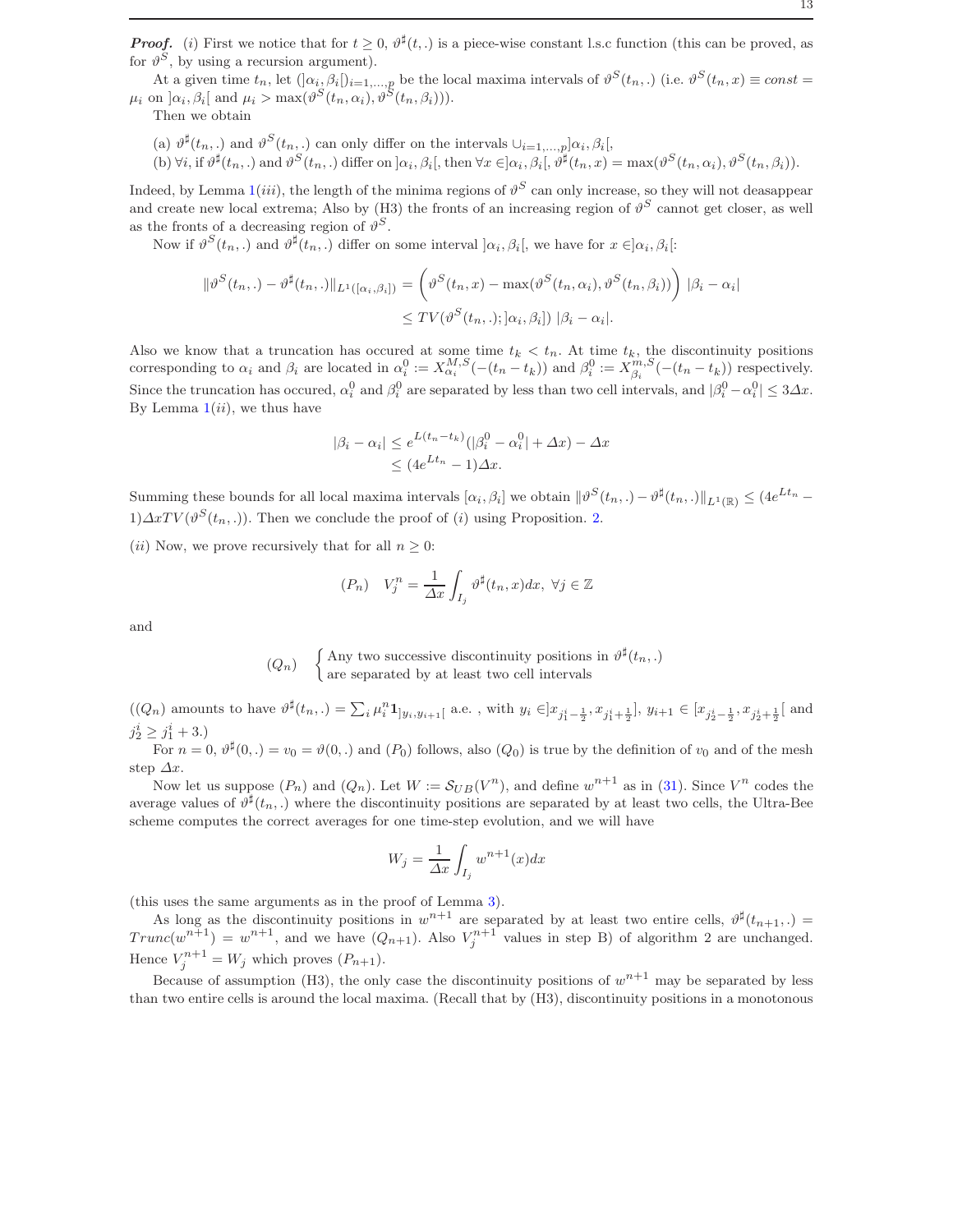***Proof.*** (*i*) First we notice that for $t \geq 0$, $\vartheta^\sharp(t,.)$ is a piece-wise constant l.s.c function (this can be proved, as for $\vartheta^S$, by using a recursion argument).

At a given time $t_n$, let $(]\alpha_i,\beta_i[)_{i=1,\dots,p}$ be the local maxima intervals of $\vartheta^S(t_n,.)$ (i.e. $\vartheta^S(t_n,x) \equiv const = \mu_i$ on $]\alpha_i,\beta_i[$ and $\mu_i > \max(\vartheta^S(t_n,\alpha_i),\vartheta^S(t_n,\beta_i))$).

Then we obtain

(a) $\vartheta^\sharp(t_n,.)$ and $\vartheta^S(t_n,.)$ can only differ on the intervals $\cup_{i=1,\dots,p}]\alpha_i,\beta_i[$,
(b) $\forall i$, if $\vartheta^\sharp(t_n,.)$ and $\vartheta^S(t_n,.)$ differ on $]\alpha_i,\beta_i[$, then $\forall x \in ]\alpha_i,\beta_i[$, $\vartheta^\sharp(t_n,x) = \max(\vartheta^S(t_n,\alpha_i),\vartheta^S(t_n,\beta_i))$.

Indeed, by Lemma 1(*iii*), the length of the minima regions of $\vartheta^S$ can only increase, so they will not deasappear and create new local extrema; Also by (H3) the fronts of an increasing region of $\vartheta^S$ cannot get closer, as well as the fronts of a decreasing region of $\vartheta^S$.

Now if $\vartheta^S(t_n,.)$ and $\vartheta^\sharp(t_n,.)$ differ on some interval $]\alpha_i,\beta_i[$, we have for $x \in ]\alpha_i,\beta_i[$:

$$\|\vartheta^S(t_n,.) - \vartheta^\sharp(t_n,.)\|_{L^1([\alpha_i,\beta_i])} = \Big(\vartheta^S(t_n,x) - \max(\vartheta^S(t_n,\alpha_i),\vartheta^S(t_n,\beta_i))\Big)\ |\beta_i - \alpha_i|$$
$$\leq TV(\vartheta^S(t_n,.);]\alpha_i,\beta_i])\ |\beta_i - \alpha_i|.$$

Also we know that a truncation has occured at some time $t_k < t_n$. At time $t_k$, the discontinuity positions corresponding to $\alpha_i$ and $\beta_i$ are located in $\alpha_i^0 := X_{\alpha_i}^{M,S}(-(t_n-t_k))$ and $\beta_i^0 := X_{\beta_i}^{m,S}(-(t_n-t_k))$ respectively. Since the truncation has occured, $\alpha_i^0$ and $\beta_i^0$ are separated by less than two cell intervals, and $|\beta_i^0 - \alpha_i^0| \leq 3\Delta x$. By Lemma 1(*ii*), we thus have

$$|\beta_i - \alpha_i| \leq e^{L(t_n-t_k)}(|\beta_i^0 - \alpha_i^0| + \Delta x) - \Delta x$$
$$\leq (4e^{Lt_n} - 1)\Delta x.$$

Summing these bounds for all local maxima intervals $[\alpha_i,\beta_i]$ we obtain $\|\vartheta^S(t_n,.) - \vartheta^\sharp(t_n,.)\|_{L^1(\mathbb{R})} \leq (4e^{Lt_n} - 1)\Delta x TV(\vartheta^S(t_n,.))$. Then we conclude the proof of (*i*) using Proposition. 2.

(*ii*) Now, we prove recursively that for all $n \geq 0$:

$$(P_n) \quad V_j^n = \frac{1}{\Delta x}\int_{I_j} \vartheta^\sharp(t_n,x)dx,\ \forall j \in \mathbb{Z}$$

and

$$(Q_n) \quad \begin{cases} \text{Any two successive discontinuity positions in } \vartheta^\sharp(t_n,.) \\ \text{are separated by at least two cell intervals} \end{cases}$$

($(Q_n)$ amounts to have $\vartheta^\sharp(t_n,.) = \sum_i \mu_i^n \mathbf{1}_{]y_i,y_{i+1}[}$ a.e. , with $y_i \in ]x_{j_1^i-\frac{1}{2}}, x_{j_1^i+\frac{1}{2}}]$, $y_{i+1} \in [x_{j_2^i-\frac{1}{2}}, x_{j_2^i+\frac{1}{2}}[$ and $j_2^i \geq j_1^i + 3$.)

For $n = 0$, $\vartheta^\sharp(0,.) = v_0 = \vartheta(0,.)$ and $(P_0)$ follows, also $(Q_0)$ is true by the definition of $v_0$ and of the mesh step $\Delta x$.

Now let us suppose $(P_n)$ and $(Q_n)$. Let $W := \mathcal{S}_{UB}(V^n)$, and define $w^{n+1}$ as in (31). Since $V^n$ codes the average values of $\vartheta^\sharp(t_n,.)$ where the discontinuity positions are separated by at least two cells, the Ultra-Bee scheme computes the correct averages for one time-step evolution, and we will have

$$W_j = \frac{1}{\Delta x}\int_{I_j} w^{n+1}(x)dx$$

(this uses the same arguments as in the proof of Lemma 3).

As long as the discontinuity positions in $w^{n+1}$ are separated by at least two entire cells, $\vartheta^\sharp(t_{n+1},.) = Trunc(w^{n+1}) = w^{n+1}$, and we have $(Q_{n+1})$. Also $V_j^{n+1}$ values in step B) of algorithm 2 are unchanged. Hence $V_j^{n+1} = W_j$ which proves $(P_{n+1})$.

Because of assumption (H3), the only case the discontinuity positions of $w^{n+1}$ may be separated by less than two entire cells is around the local maxima. (Recall that by (H3), discontinuity positions in a monotonous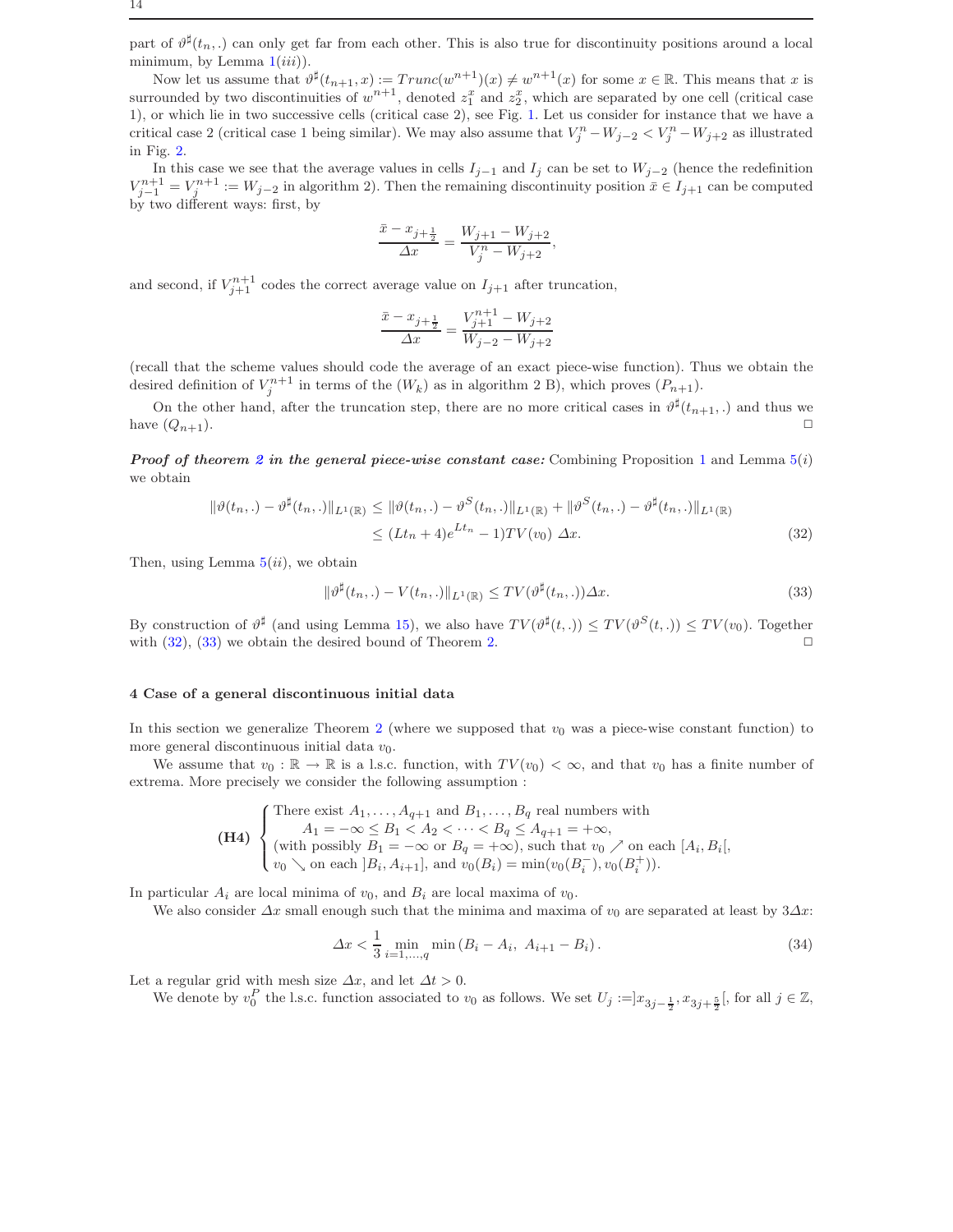part of $\vartheta^\sharp(t_n,.)$ can only get far from each other. This is also true for discontinuity positions around a local minimum, by Lemma 1(*iii*)).

Now let us assume that $\vartheta^\sharp(t_{n+1},x) := Trunc(w^{n+1})(x) \neq w^{n+1}(x)$ for some $x \in \mathbb{R}$. This means that $x$ is surrounded by two discontinuities of $w^{n+1}$, denoted $z_1^x$ and $z_2^x$, which are separated by one cell (critical case 1), or which lie in two successive cells (critical case 2), see Fig. 1. Let us consider for instance that we have a critical case 2 (critical case 1 being similar). We may also assume that $V_j^n - W_{j-2} < V_j^n - W_{j+2}$ as illustrated in Fig. 2.

In this case we see that the average values in cells $I_{j-1}$ and $I_j$ can be set to $W_{j-2}$ (hence the redefinition $V_{j-1}^{n+1} = V_j^{n+1} := W_{j-2}$ in algorithm 2). Then the remaining discontinuity position $\bar{x} \in I_{j+1}$ can be computed by two different ways: first, by

$$\frac{\bar{x} - x_{j+\frac{1}{2}}}{\Delta x} = \frac{W_{j+1} - W_{j+2}}{V_j^n - W_{j+2}},$$

and second, if $V_{j+1}^{n+1}$ codes the correct average value on $I_{j+1}$ after truncation,

$$\frac{\bar{x} - x_{j+\frac{1}{2}}}{\Delta x} = \frac{V_{j+1}^{n+1} - W_{j+2}}{W_{j-2} - W_{j+2}}$$

(recall that the scheme values should code the average of an exact piece-wise function). Thus we obtain the desired definition of $V_j^{n+1}$ in terms of the $(W_k)$ as in algorithm 2 B), which proves $(P_{n+1})$.

On the other hand, after the truncation step, there are no more critical cases in $\vartheta^\sharp(t_{n+1},.)$ and thus we have $(Q_{n+1})$. □

***Proof of theorem 2 in the general piece-wise constant case:*** Combining Proposition 1 and Lemma 5(*i*) we obtain

$$\begin{aligned}\|\vartheta(t_n,.) - \vartheta^\sharp(t_n,.)\|_{L^1(\mathbb{R})} &\leq \|\vartheta(t_n,.) - \vartheta^S(t_n,.)\|_{L^1(\mathbb{R})} + \|\vartheta^S(t_n,.) - \vartheta^\sharp(t_n,.)\|_{L^1(\mathbb{R})} \\ &\leq (Lt_n + 4)e^{Lt_n} - 1)TV(v_0)\ \Delta x. \end{aligned} \tag{32}$$

Then, using Lemma 5(*ii*), we obtain

$$\|\vartheta^\sharp(t_n,.) - V(t_n,.)\|_{L^1(\mathbb{R})} \leq TV(\vartheta^\sharp(t_n,.))\Delta x. \tag{33}$$

By construction of $\vartheta^\sharp$ (and using Lemma 15), we also have $TV(\vartheta^\sharp(t,.)) \leq TV(\vartheta^S(t,.)) \leq TV(v_0)$. Together with (32), (33) we obtain the desired bound of Theorem 2. □

## 4 Case of a general discontinuous initial data

In this section we generalize Theorem 2 (where we supposed that $v_0$ was a piece-wise constant function) to more general discontinuous initial data $v_0$.

We assume that $v_0 : \mathbb{R} \to \mathbb{R}$ is a l.s.c. function, with $TV(v_0) < \infty$, and that $v_0$ has a finite number of extrema. More precisely we consider the following assumption :

$$\textbf{(H4)} \begin{cases} \text{There exist } A_1,\ldots,A_{q+1} \text{ and } B_1,\ldots,B_q \text{ real numbers with} \\ \qquad A_1 = -\infty \leq B_1 < A_2 < \cdots < B_q \leq A_{q+1} = +\infty, \\ \text{(with possibly } B_1 = -\infty \text{ or } B_q = +\infty\text{), such that } v_0 \nearrow \text{ on each } [A_i, B_i[, \\ v_0 \searrow \text{ on each } ]B_i, A_{i+1}], \text{ and } v_0(B_i) = \min(v_0(B_i^-), v_0(B_i^+)). \end{cases}$$

In particular $A_i$ are local minima of $v_0$, and $B_i$ are local maxima of $v_0$.

We also consider $\Delta x$ small enough such that the minima and maxima of $v_0$ are separated at least by $3\Delta x$:

$$\Delta x < \frac{1}{3} \min_{i=1,\ldots,q} \min\left(B_i - A_i,\ A_{i+1} - B_i\right). \tag{34}$$

Let a regular grid with mesh size $\Delta x$, and let $\Delta t > 0$.

We denote by $v_0^P$ the l.s.c. function associated to $v_0$ as follows. We set $U_j := ]x_{3j-\frac{1}{2}}, x_{3j+\frac{5}{2}}[$, for all $j \in \mathbb{Z}$,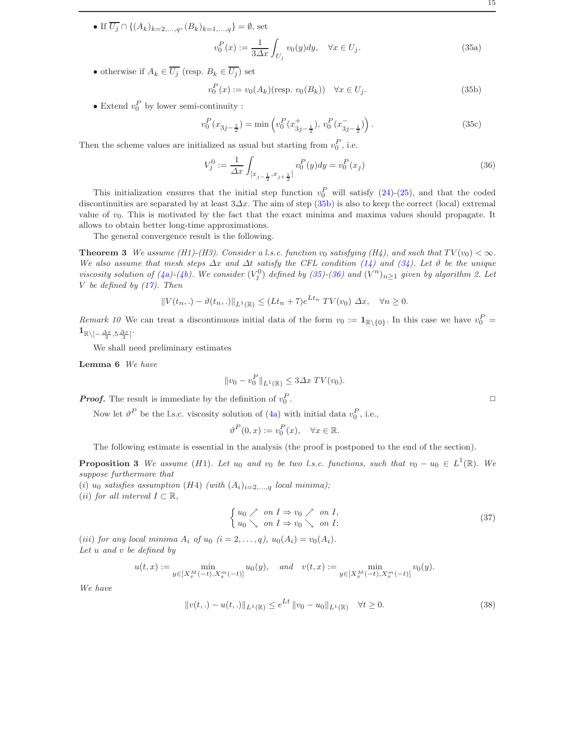- If $\overline{U_j} \cap \{(A_k)_{k=2,\dots,q}, (B_k)_{k=1,\dots,q}\} = \emptyset$, set

$$v_0^P(x) := \frac{1}{3\Delta x}\int_{U_j} v_0(y)dy, \quad \forall x \in U_j. \tag{35a}$$

- otherwise if $A_k \in \overline{U_j}$ (resp. $B_k \in \overline{U_j}$) set

$$v_0^P(x) := v_0(A_k)(\text{resp. } v_0(B_k)) \quad \forall x \in U_j. \tag{35b}$$

- Extend $v_0^P$ by lower semi-continuity :

$$v_0^P(x_{3j-\frac{1}{2}}) = \min\left(v_0^P(x^+_{3j-\frac{1}{2}}),\, v_0^P(x^-_{3j-\frac{1}{2}})\right). \tag{35c}$$

Then the scheme values are initialized as usual but starting from $v_0^P$, i.e.

$$V_j^0 := \frac{1}{\Delta x}\int_{[x_{j-\frac{1}{2}}, x_{j+\frac{1}{2}}]} v_0^P(y)dy = v_0^P(x_j) \tag{36}$$

This initialization ensures that the initial step function $v_0^P$ will satisfy (24)-(25), and that the coded discontinuities are separated by at least $3\Delta x$. The aim of step (35b) is also to keep the correct (local) extremal value of $v_0$. This is motivated by the fact that the exact minima and maxima values should propagate. It allows to obtain better long-time approximations.

The general convergence result is the following.

**Theorem 3** *We assume (H1)-(H3). Consider a l.s.c. function $v_0$ satisfying (H4), and such that $TV(v_0) < \infty$. We also assume that mesh steps $\Delta x$ and $\Delta t$ satisfy the CFL condition (14) and (34). Let $\vartheta$ be the unique viscosity solution of (4a)-(4b). We consider $(V_j^0)$ defined by (35)-(36) and $(V^n)_{n\geq 1}$ given by algorithm 2. Let $V$ be defined by (17). Then*

$$\|V(t_n,.) - \vartheta(t_n,.)\|_{L^1(\mathbb{R})} \leq (Lt_n + 7)e^{Lt_n}\, TV(v_0)\, \Delta x, \quad \forall n \geq 0.$$

*Remark 10* We can treat a discontinuous initial data of the form $v_0 := \mathbf{1}_{\mathbb{R}\setminus\{0\}}$. In this case we have $v_0^P = \mathbf{1}_{\mathbb{R}\setminus[-\frac{\Delta x}{2}, 5\frac{\Delta x}{2}]}$.

We shall need preliminary estimates

**Lemma 6** *We have*

$$\|v_0 - v_0^P\|_{L^1(\mathbb{R})} \leq 3\Delta x\, TV(v_0).$$

***Proof.*** The result is immediate by the definition of $v_0^P$. □

Now let $\vartheta^P$ be the l.s.c. viscosity solution of (4a) with initial data $v_0^P$, i.e.,

$$\vartheta^P(0,x) := v_0^P(x), \quad \forall x \in \mathbb{R}.$$

The following estimate is essential in the analysis (the proof is postponed to the end of the section).

**Proposition 3** *We assume (H1). Let $u_0$ and $v_0$ be two l.s.c. functions, such that $v_0 - u_0 \in L^1(\mathbb{R})$. We suppose furthermore that*

*(i) $u_0$ satisfies assumption (H4) (with $(A_i)_{i=2,\dots,q}$ local minima);*

*(ii) for all interval $I \subset \mathbb{R}$,*

$$\begin{cases} u_0 \nearrow \ \text{on } I \Rightarrow v_0 \nearrow \ \text{on } I, \\ u_0 \searrow \ \text{on } I \Rightarrow v_0 \searrow \ \text{on } I; \end{cases} \tag{37}$$

*(iii) for any local minima $A_i$ of $u_0$ $(i = 2,\dots,q)$, $u_0(A_i) = v_0(A_i)$.*

*Let $u$ and $v$ be defined by*

$$u(t,x) := \min_{y\in[X_x^M(-t), X_x^m(-t)]} u_0(y), \quad \text{and} \quad v(t,x) := \min_{y\in[X_x^M(-t), X_x^m(-t)]} v_0(y).$$

*We have*

$$\|v(t,.) - u(t,.)\|_{L^1(\mathbb{R})} \leq e^{Lt}\, \|v_0 - u_0\|_{L^1(\mathbb{R})} \quad \forall t \geq 0. \tag{38}$$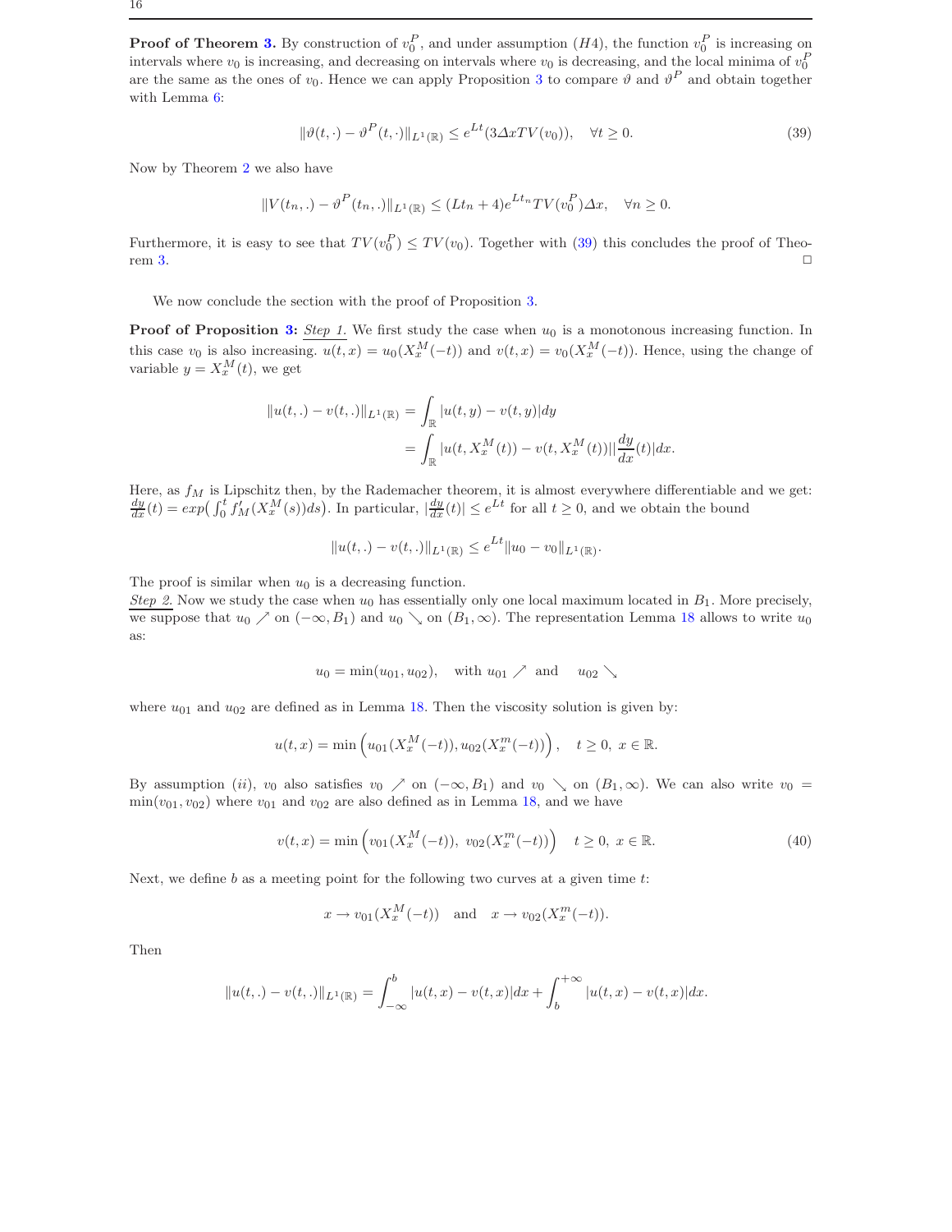**Proof of Theorem 3.** By construction of $v_0^P$, and under assumption $(H4)$, the function $v_0^P$ is increasing on intervals where $v_0$ is increasing, and decreasing on intervals where $v_0$ is decreasing, and the local minima of $v_0^P$ are the same as the ones of $v_0$. Hence we can apply Proposition 3 to compare $\vartheta$ and $\vartheta^P$ and obtain together with Lemma 6:

$$\|\vartheta(t,\cdot) - \vartheta^P(t,\cdot)\|_{L^1(\mathbb{R})} \leq e^{Lt}(3\Delta x TV(v_0)), \quad \forall t \geq 0. \tag{39}$$

Now by Theorem 2 we also have

$$\|V(t_n,.) - \vartheta^P(t_n,.)\|_{L^1(\mathbb{R})} \leq (Lt_n + 4)e^{Lt_n} TV(v_0^P)\Delta x, \quad \forall n \geq 0.$$

Furthermore, it is easy to see that $TV(v_0^P) \leq TV(v_0)$. Together with (39) this concludes the proof of Theorem 3. □

We now conclude the section with the proof of Proposition 3.

**Proof of Proposition 3:** *Step 1.* We first study the case when $u_0$ is a monotonous increasing function. In this case $v_0$ is also increasing. $u(t,x) = u_0(X_x^M(-t))$ and $v(t,x) = v_0(X_x^M(-t))$. Hence, using the change of variable $y = X_x^M(t)$, we get

$$\begin{aligned}
\|u(t,.) - v(t,.)\|_{L^1(\mathbb{R})} &= \int_{\mathbb{R}} |u(t,y) - v(t,y)| dy \\
&= \int_{\mathbb{R}} |u(t, X_x^M(t)) - v(t, X_x^M(t))| |\frac{dy}{dx}(t)| dx.
\end{aligned}$$

Here, as $f_M$ is Lipschitz then, by the Rademacher theorem, it is almost everywhere differentiable and we get: $\frac{dy}{dx}(t) = exp\big(\int_0^t f'_M(X_x^M(s))ds\big)$. In particular, $|\frac{dy}{dx}(t)| \leq e^{Lt}$ for all $t \geq 0$, and we obtain the bound

$$\|u(t,.) - v(t,.)\|_{L^1(\mathbb{R})} \leq e^{Lt}\|u_0 - v_0\|_{L^1(\mathbb{R})}.$$

The proof is similar when $u_0$ is a decreasing function.

*Step 2.* Now we study the case when $u_0$ has essentially only one local maximum located in $B_1$. More precisely, we suppose that $u_0 \nearrow$ on $(-\infty, B_1)$ and $u_0 \searrow$ on $(B_1, \infty)$. The representation Lemma 18 allows to write $u_0$ as:

$$u_0 = \min(u_{01}, u_{02}), \quad \text{with } u_{01} \nearrow \text{ and } \quad u_{02} \searrow$$

where $u_{01}$ and $u_{02}$ are defined as in Lemma 18. Then the viscosity solution is given by:

$$u(t,x) = \min\Big(u_{01}(X_x^M(-t)), u_{02}(X_x^m(-t))\Big), \quad t \geq 0, \ x \in \mathbb{R}.$$

By assumption $(ii)$, $v_0$ also satisfies $v_0 \nearrow$ on $(-\infty, B_1)$ and $v_0 \searrow$ on $(B_1, \infty)$. We can also write $v_0 = \min(v_{01}, v_{02})$ where $v_{01}$ and $v_{02}$ are also defined as in Lemma 18, and we have

$$v(t,x) = \min\Big(v_{01}(X_x^M(-t)), \ v_{02}(X_x^m(-t))\Big) \quad t \geq 0, \ x \in \mathbb{R}. \tag{40}$$

Next, we define $b$ as a meeting point for the following two curves at a given time $t$:

$$x \to v_{01}(X_x^M(-t)) \quad \text{and} \quad x \to v_{02}(X_x^m(-t)).$$

Then

$$\|u(t,.) - v(t,.)\|_{L^1(\mathbb{R})} = \int_{-\infty}^{b} |u(t,x) - v(t,x)| dx + \int_{b}^{+\infty} |u(t,x) - v(t,x)| dx.$$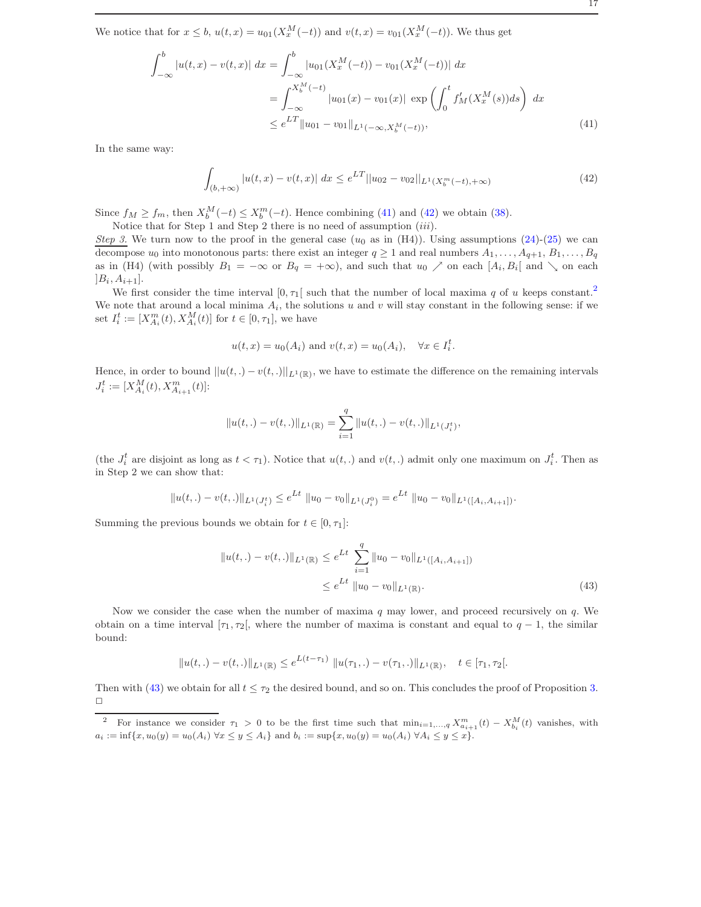We notice that for $x \leq b$, $u(t,x) = u_{01}(X_x^M(-t))$ and $v(t,x) = v_{01}(X_x^M(-t))$. We thus get

$$
\begin{aligned}
\int_{-\infty}^{b} |u(t,x) - v(t,x)| \, dx &= \int_{-\infty}^{b} |u_{01}(X_x^M(-t)) - v_{01}(X_x^M(-t))| \, dx \\
&= \int_{-\infty}^{X_b^M(-t)} |u_{01}(x) - v_{01}(x)| \, \exp\left( \int_0^t f_M'(X_x^M(s)) ds \right) \, dx \\
&\leq e^{LT} \|u_{01} - v_{01}\|_{L^1(-\infty, X_b^M(-t))},
\end{aligned}
\tag{41}
$$

In the same way:

$$
\int_{(b,+\infty)} |u(t,x) - v(t,x)| \, dx \leq e^{LT} ||u_{02} - v_{02}||_{L^1(X_b^m(-t),+\infty)}
\tag{42}
$$

Since $f_M \geq f_m$, then $X_b^M(-t) \leq X_b^m(-t)$. Hence combining (41) and (42) we obtain (38).

Notice that for Step 1 and Step 2 there is no need of assumption $(iii)$.

*Step 3.* We turn now to the proof in the general case ($u_0$ as in (H4)). Using assumptions (24)-(25) we can decompose $u_0$ into monotonous parts: there exist an integer $q \geq 1$ and real numbers $A_1, \dots, A_{q+1}, B_1, \dots, B_q$ as in (H4) (with possibly $B_1 = -\infty$ or $B_q = +\infty$), and such that $u_0 \nearrow$ on each $[A_i, B_i[$ and $\searrow$ on each $]B_i, A_{i+1}]$.

We first consider the time interval $[0, \tau_1[$ such that the number of local maxima $q$ of $u$ keeps constant.[2] We note that around a local minima $A_i$, the solutions $u$ and $v$ will stay constant in the following sense: if we set $I_i^t := [X_{A_i}^m(t), X_{A_i}^M(t)]$ for $t \in [0, \tau_1]$, we have

$$
u(t,x) = u_0(A_i) \text{ and } v(t,x) = u_0(A_i), \quad \forall x \in I_i^t.
$$

Hence, in order to bound $||u(t,.) - v(t,.)||_{L^1(\mathbb{R})}$, we have to estimate the difference on the remaining intervals $J_i^t := [X_{A_i}^M(t), X_{A_{i+1}}^m(t)]$:

$$
\|u(t,.) - v(t,.)\|_{L^1(\mathbb{R})} = \sum_{i=1}^{q} \|u(t,.) - v(t,.)\|_{L^1(J_i^t)},
$$

(the $J_i^t$ are disjoint as long as $t < \tau_1$). Notice that $u(t,.)$ and $v(t,.)$ admit only one maximum on $J_i^t$. Then as in Step 2 we can show that:

$$
\|u(t,.) - v(t,.)\|_{L^1(J_i^t)} \leq e^{Lt} \, \|u_0 - v_0\|_{L^1(J_i^0)} = e^{Lt} \, \|u_0 - v_0\|_{L^1([A_i, A_{i+1}])}.
$$

Summing the previous bounds we obtain for $t \in [0, \tau_1]$:

$$
\begin{aligned}
\|u(t,.) - v(t,.)\|_{L^1(\mathbb{R})} &\leq e^{Lt} \, \sum_{i=1}^{q} \|u_0 - v_0\|_{L^1([A_i, A_{i+1}])} \\
&\leq e^{Lt} \, \|u_0 - v_0\|_{L^1(\mathbb{R})}.
\end{aligned}
\tag{43}
$$

Now we consider the case when the number of maxima $q$ may lower, and proceed recursively on $q$. We obtain on a time interval $[\tau_1, \tau_2[$, where the number of maxima is constant and equal to $q-1$, the similar bound:

$$
\|u(t,.) - v(t,.)\|_{L^1(\mathbb{R})} \leq e^{L(t-\tau_1)} \, \|u(\tau_1,.) - v(\tau_1,.)\|_{L^1(\mathbb{R})}, \quad t \in [\tau_1, \tau_2[.
$$

Then with (43) we obtain for all $t \leq \tau_2$ the desired bound, and so on. This concludes the proof of Proposition 3. □

[2] For instance we consider $\tau_1 > 0$ to be the first time such that $\min_{i=1,\dots,q} X_{a_{i+1}}^m(t) - X_{b_i}^M(t)$ vanishes, with $a_i := \inf\{x, u_0(y) = u_0(A_i) \; \forall x \leq y \leq A_i\}$ and $b_i := \sup\{x, u_0(y) = u_0(A_i) \; \forall A_i \leq y \leq x\}$.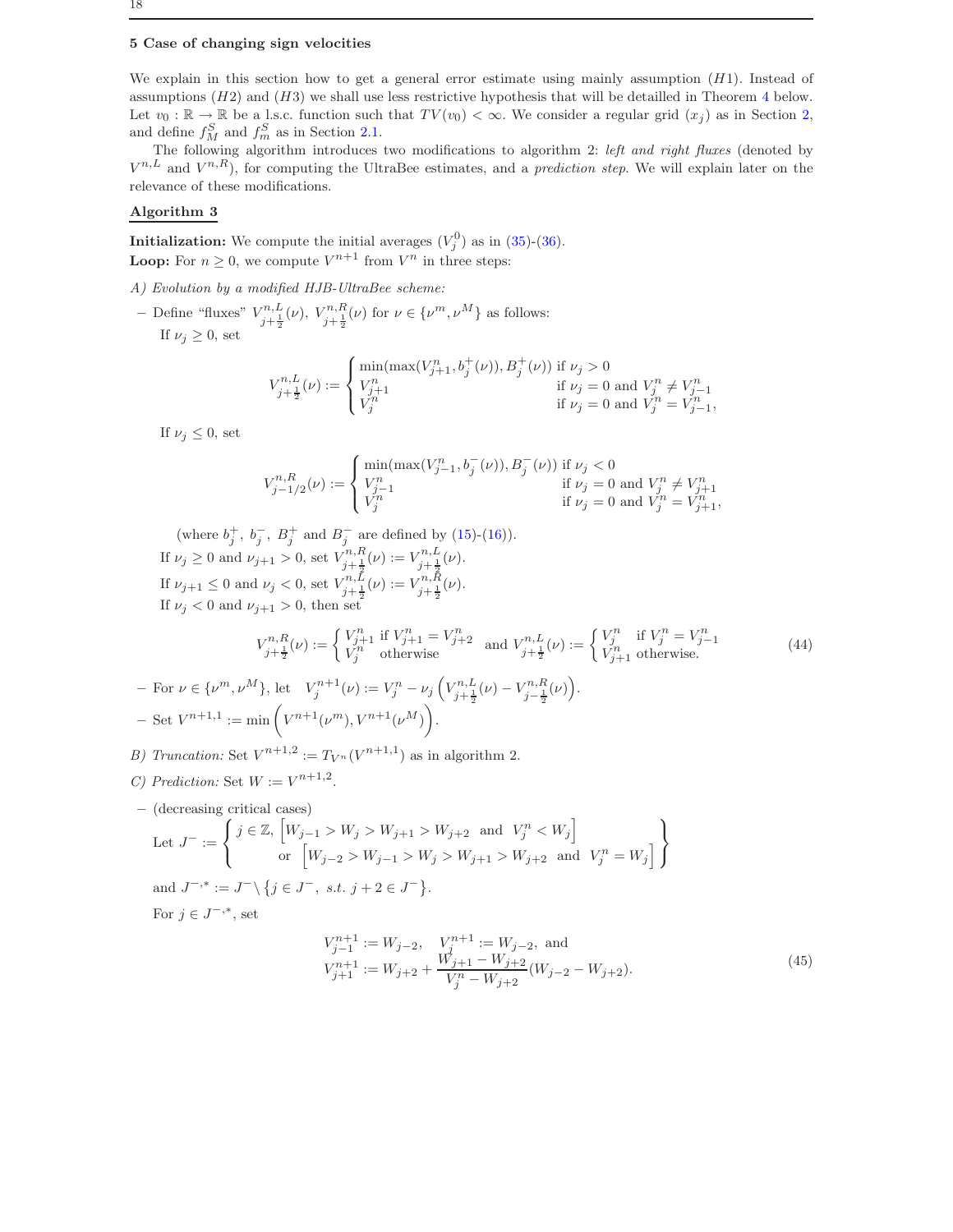## 5 Case of changing sign velocities

We explain in this section how to get a general error estimate using mainly assumption $(H1)$. Instead of assumptions $(H2)$ and $(H3)$ we shall use less restrictive hypothesis that will be detailled in Theorem 4 below. Let $v_0 : \mathbb{R} \to \mathbb{R}$ be a l.s.c. function such that $TV(v_0) < \infty$. We consider a regular grid $(x_j)$ as in Section 2, and define $f_M^S$ and $f_m^S$ as in Section 2.1.

The following algorithm introduces two modifications to algorithm 2: *left and right fluxes* (denoted by $V^{n,L}$ and $V^{n,R}$), for computing the UltraBee estimates, and a *prediction step*. We will explain later on the relevance of these modifications.

**Algorithm 3**

**Initialization:** We compute the initial averages $(V_j^0)$ as in (35)-(36).
**Loop:** For $n \geq 0$, we compute $V^{n+1}$ from $V^n$ in three steps:

*A) Evolution by a modified HJB-UltraBee scheme:*

– Define "fluxes" $V^{n,L}_{j+\frac{1}{2}}(\nu)$, $V^{n,R}_{j+\frac{1}{2}}(\nu)$ for $\nu \in \{\nu^m, \nu^M\}$ as follows:
If $\nu_j \geq 0$, set

$$V^{n,L}_{j+\frac{1}{2}}(\nu) := \begin{cases} \min(\max(V^n_{j+1}, b_j^+(\nu)), B_j^+(\nu)) & \text{if } \nu_j > 0 \\ V^n_{j+1} & \text{if } \nu_j = 0 \text{ and } V^n_j \neq V^n_{j-1} \\ V^n_j & \text{if } \nu_j = 0 \text{ and } V^n_j = V^n_{j-1}, \end{cases}$$

If $\nu_j \leq 0$, set

$$V^{n,R}_{j-1/2}(\nu) := \begin{cases} \min(\max(V^n_{j-1}, b_j^-(\nu)), B_j^-(\nu)) & \text{if } \nu_j < 0 \\ V^n_{j-1} & \text{if } \nu_j = 0 \text{ and } V^n_j \neq V^n_{j+1} \\ V^n_j & \text{if } \nu_j = 0 \text{ and } V^n_j = V^n_{j+1}, \end{cases}$$

(where $b_j^+$, $b_j^-$, $B_j^+$ and $B_j^-$ are defined by (15)-(16)).
If $\nu_j \geq 0$ and $\nu_{j+1} > 0$, set $V^{n,R}_{j+\frac{1}{2}}(\nu) := V^{n,L}_{j+\frac{1}{2}}(\nu)$.
If $\nu_{j+1} \leq 0$ and $\nu_j < 0$, set $V^{n,L}_{j+\frac{1}{2}}(\nu) := V^{n,R}_{j+\frac{1}{2}}(\nu)$.
If $\nu_j < 0$ and $\nu_{j+1} > 0$, then set

$$V^{n,R}_{j+\frac{1}{2}}(\nu) := \begin{cases} V^n_{j+1} & \text{if } V^n_{j+1} = V^n_{j+2} \\ V^n_j & \text{otherwise} \end{cases} \text{ and } V^{n,L}_{j+\frac{1}{2}}(\nu) := \begin{cases} V^n_j & \text{if } V^n_j = V^n_{j-1} \\ V^n_{j+1} & \text{otherwise.} \end{cases} \tag{44}$$

– For $\nu \in \{\nu^m, \nu^M\}$, let $V_j^{n+1}(\nu) := V_j^n - \nu_j \left( V^{n,L}_{j+\frac{1}{2}}(\nu) - V^{n,R}_{j-\frac{1}{2}}(\nu) \right)$.

– Set $V^{n+1,1} := \min\left( V^{n+1}(\nu^m), V^{n+1}(\nu^M) \right)$.

*B) Truncation:* Set $V^{n+1,2} := T_{V^n}(V^{n+1,1})$ as in algorithm 2.

*C) Prediction:* Set $W := V^{n+1,2}$.

– (decreasing critical cases)

Let $J^- := \left\{ \begin{array}{l} j \in \mathbb{Z}, \left[ W_{j-1} > W_j > W_{j+1} > W_{j+2} \text{ and } V_j^n < W_j \right] \\ \qquad \text{or } \left[ W_{j-2} > W_{j-1} > W_j > W_{j+1} > W_{j+2} \text{ and } V_j^n = W_j \right] \end{array} \right\}$

and $J^{-,*} := J^- \setminus \{ j \in J^-, \ s.t. \ j+2 \in J^- \}$.

For $j \in J^{-,*}$, set

$$\begin{aligned} &V^{n+1}_{j-1} := W_{j-2}, \quad V^{n+1}_j := W_{j-2}, \text{ and} \\ &V^{n+1}_{j+1} := W_{j+2} + \frac{W_{j+1} - W_{j+2}}{V^n_j - W_{j+2}}(W_{j-2} - W_{j+2}). \end{aligned} \tag{45}$$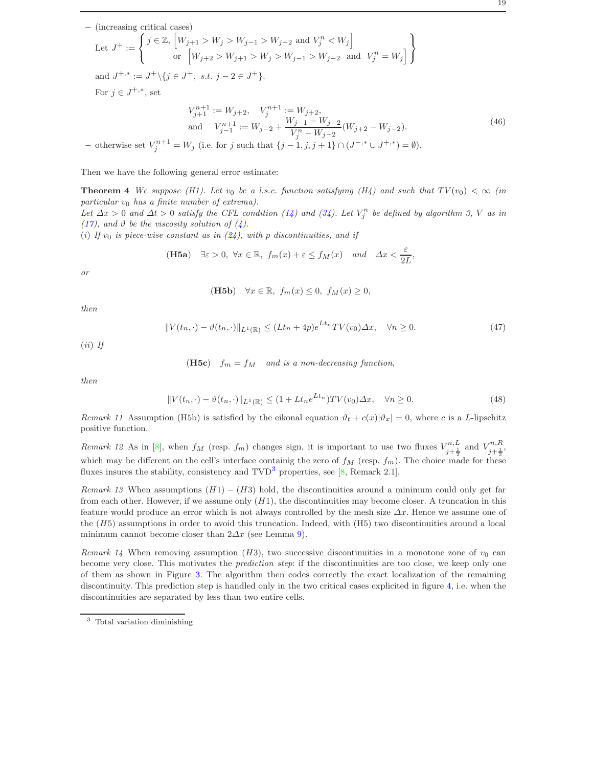– (increasing critical cases)

Let $J^+ := \left\{ \begin{array}{l} j \in \mathbb{Z}, \left[W_{j+1} > W_j > W_{j-1} > W_{j-2} \text{ and } V_j^n < W_j\right] \\ \quad \text{or } \left[W_{j+2} > W_{j+1} > W_j > W_{j-1} > W_{j-2} \text{ and } V_j^n = W_j\right] \end{array} \right\}$

and $J^{+,*} := J^+ \backslash \{j \in J^+, \ s.t. \ j-2 \in J^+\}$.

For $j \in J^{+,*}$, set

$$
\begin{aligned}
&V_{j+1}^{n+1} := W_{j+2}, \quad V_j^{n+1} := W_{j+2}, \\
&\text{and} \quad V_{j-1}^{n+1} := W_{j-2} + \frac{W_{j-1} - W_{j-2}}{V_j^n - W_{j-2}} (W_{j+2} - W_{j-2}).
\end{aligned}
\tag{46}
$$

– otherwise set $V_j^{n+1} = W_j$ (i.e. for $j$ such that $\{j-1, j, j+1\} \cap (J^{-,*} \cup J^{+,*}) = \emptyset$).

Then we have the following general error estimate:

**Theorem 4** *We suppose (H1). Let $v_0$ be a l.s.c. function satisfying (H4) and such that $TV(v_0) < \infty$ (in particular $v_0$ has a finite number of extrema).*
*Let $\Delta x > 0$ and $\Delta t > 0$ satisfy the CFL condition (14) and (34). Let $V_j^n$ be defined by algorithm 3, $V$ as in (17), and $\vartheta$ be the viscosity solution of (4).*
*(i) If $v_0$ is piece-wise constant as in (24), with $p$ discontinuities, and if*

$$
\textbf{(H5a)} \quad \exists \varepsilon > 0, \ \forall x \in \mathbb{R}, \ f_m(x) + \varepsilon \leq f_M(x) \quad \text{and} \quad \Delta x < \frac{\varepsilon}{2L},
$$

*or*

$$
\textbf{(H5b)} \quad \forall x \in \mathbb{R}, \ f_m(x) \leq 0, \ f_M(x) \geq 0,
$$

*then*

$$
\|V(t_n, \cdot) - \vartheta(t_n, \cdot)\|_{L^1(\mathbb{R})} \leq (Lt_n + 4p)e^{Lt_n} TV(v_0) \Delta x, \quad \forall n \geq 0. \tag{47}
$$

*(ii) If*

$$
\textbf{(H5c)} \quad f_m = f_M \quad \text{and is a non-decreasing function,}
$$

*then*

$$
\|V(t_n, \cdot) - \vartheta(t_n, \cdot)\|_{L^1(\mathbb{R})} \leq (1 + Lt_n e^{Lt_n}) TV(v_0) \Delta x, \quad \forall n \geq 0. \tag{48}
$$

*Remark 11* Assumption (H5b) is satisfied by the eikonal equation $\vartheta_t + c(x)|\vartheta_x| = 0$, where $c$ is a $L$-lipschitz positive function.

*Remark 12* As in [8], when $f_M$ (resp. $f_m$) changes sign, it is important to use two fluxes $V_{j+\frac{1}{2}}^{n,L}$ and $V_{j+\frac{1}{2}}^{n,R}$, which may be different on the cell's interface containig the zero of $f_M$ (resp. $f_m$). The choice made for these fluxes insures the stability, consistency and TVD[3] properties, see [8, Remark 2.1].

*Remark 13* When assumptions $(H1)-(H3)$ hold, the discontinuities around a minimum could only get far from each other. However, if we assume only $(H1)$, the discontinuities may become closer. A truncation in this feature would produce an error which is not always controlled by the mesh size $\Delta x$. Hence we assume one of the $(H5)$ assumptions in order to avoid this truncation. Indeed, with (H5) two discontinuities around a local minimum cannot become closer than $2\Delta x$ (see Lemma 9).

*Remark 14* When removing assumption $(H3)$, two successive discontinuities in a monotone zone of $v_0$ can become very close. This motivates the *prediction step*: if the discontinuities are too close, we keep only one of them as shown in Figure 3. The algorithm then codes correctly the exact localization of the remaining discontinuity. This prediction step is handled only in the two critical cases explicited in figure 4, i.e. when the discontinuities are separated by less than two entire cells.

[3] Total variation diminishing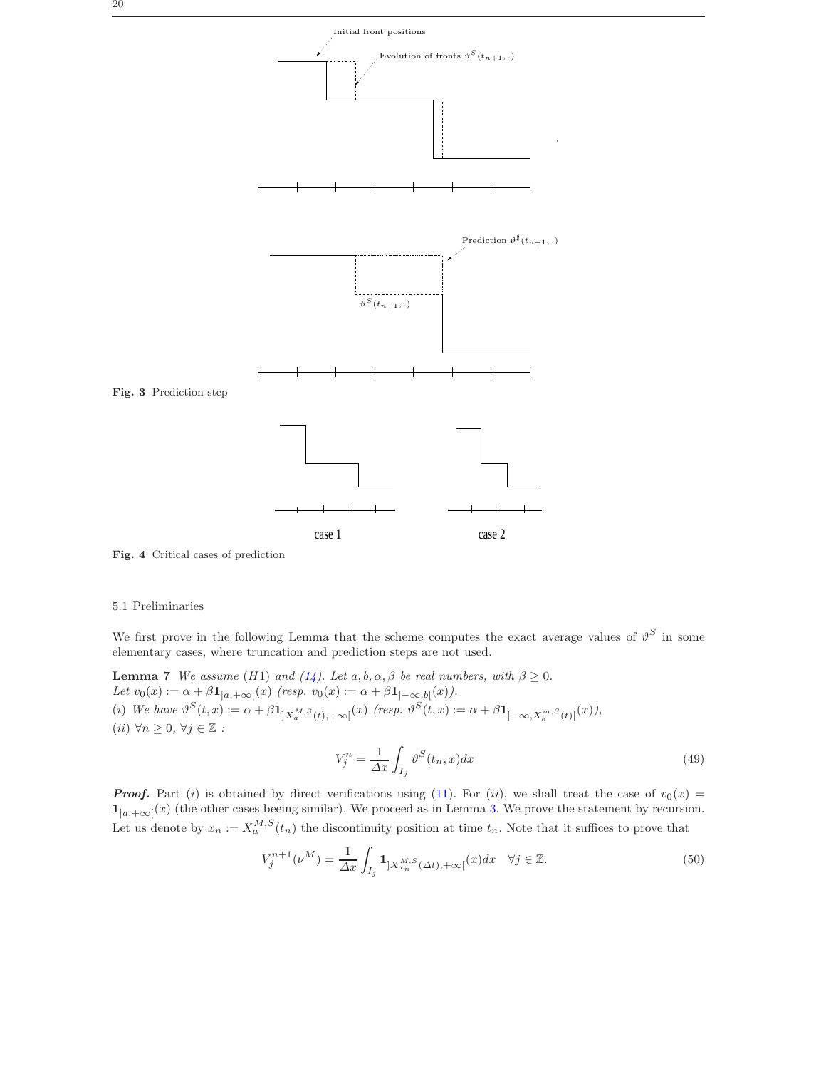Initial front positions

Evolution of fronts $\vartheta^S(t_{n+1}, .)$

Prediction $\vartheta^\sharp(t_{n+1}, .)$

$\vartheta^S(t_{n+1}, .)$

**Fig. 3** Prediction step

case 1 case 2

**Fig. 4** Critical cases of prediction

### 5.1 Preliminaries

We first prove in the following Lemma that the scheme computes the exact average values of $\vartheta^S$ in some elementary cases, where truncation and prediction steps are not used.

**Lemma 7** *We assume (H1) and (14). Let $a, b, \alpha, \beta$ be real numbers, with $\beta \geq 0$.*
*Let $v_0(x) := \alpha + \beta \mathbf{1}_{]a,+\infty[}(x)$ (resp. $v_0(x) := \alpha + \beta \mathbf{1}_{]-\infty,b[}(x)$).*
*(i) We have $\vartheta^S(t,x) := \alpha + \beta \mathbf{1}_{]X_a^{M,S}(t),+\infty[}(x)$ (resp. $\vartheta^S(t,x) := \alpha + \beta \mathbf{1}_{]-\infty,X_b^{m,S}(t)[}(x)$),*
*(ii) $\forall n \geq 0$, $\forall j \in \mathbb{Z}$ :*

$$V_j^n = \frac{1}{\Delta x} \int_{I_j} \vartheta^S(t_n, x) dx \tag{49}$$

***Proof.*** Part $(i)$ is obtained by direct verifications using (11). For $(ii)$, we shall treat the case of $v_0(x) = \mathbf{1}_{]a,+\infty[}(x)$ (the other cases beeing similar). We proceed as in Lemma 3. We prove the statement by recursion. Let us denote by $x_n := X_a^{M,S}(t_n)$ the discontinuity position at time $t_n$. Note that it suffices to prove that

$$V_j^{n+1}(\nu^M) = \frac{1}{\Delta x} \int_{I_j} \mathbf{1}_{]X_{x_n}^{M,S}(\Delta t),+\infty[}(x) dx \quad \forall j \in \mathbb{Z}. \tag{50}$$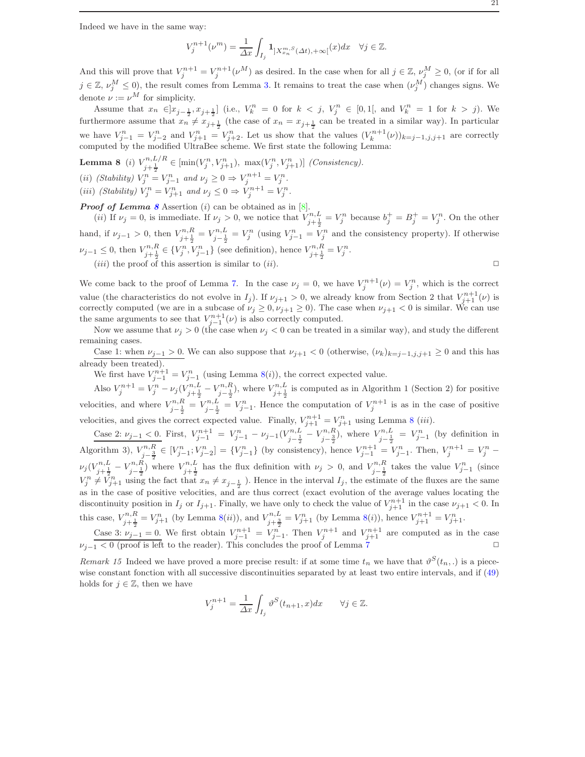Indeed we have in the same way:

$$V_j^{n+1}(\nu^m) = \frac{1}{\Delta x}\int_{I_j} \mathbf{1}_{]X_{x_n}^{m,S}(\Delta t),+\infty[}(x)dx \quad \forall j \in \mathbb{Z}.$$

And this will prove that $V_j^{n+1} = V_j^{n+1}(\nu^M)$ as desired. In the case when for all $j \in \mathbb{Z}$, $\nu_j^M \geq 0$, (or if for all $j \in \mathbb{Z}$, $\nu_j^M \leq 0$), the result comes from Lemma 3. It remains to treat the case when $(\nu_j^M)$ changes signs. We denote $\nu := \nu^M$ for simplicity.

Assume that $x_n \in ]x_{j-\frac{1}{2}}, x_{j+\frac{1}{2}}]$ (i.e., $V_k^n = 0$ for $k < j$, $V_j^n \in [0,1[$, and $V_k^n = 1$ for $k > j$). We furthermore assume that $x_n \neq x_{j+\frac{1}{2}}$ (the case of $x_n = x_{j+\frac{1}{2}}$ can be treated in a similar way). In particular we have $V_{j-1}^n = V_{j-2}^n$ and $V_{j+1}^n = V_{j+2}^n$. Let us show that the values $(V_k^{n+1}(\nu))_{k=j-1,j,j+1}$ are correctly computed by the modified UltraBee scheme. We first state the following Lemma:

**Lemma 8** *(i)* $V_{j+\frac{1}{2}}^{n,L/R} \in [\min(V_j^n, V_{j+1}^n),\ \max(V_j^n, V_{j+1}^n)]$ *(Consistency).*
*(ii) (Stability)* $V_j^n = V_{j-1}^n$ *and* $\nu_j \geq 0 \Rightarrow V_j^{n+1} = V_j^n$.
*(iii) (Stability)* $V_j^n = V_{j+1}^n$ *and* $\nu_j \leq 0 \Rightarrow V_j^{n+1} = V_j^n$.

***Proof of Lemma 8*** Assertion $(i)$ can be obtained as in [8].

$(ii)$ If $\nu_j = 0$, is immediate. If $\nu_j > 0$, we notice that $V_{j+\frac{1}{2}}^{n,L} = V_j^n$ because $b_j^+ = B_j^+ = V_j^n$. On the other hand, if $\nu_{j-1} > 0$, then $V_{j+\frac{1}{2}}^{n,R} = V_{j-\frac{1}{2}}^{n,L} = V_j^n$ (using $V_{j-1}^n = V_j^n$ and the consistency property). If otherwise $\nu_{j-1} \leq 0$, then $V_{j+\frac{1}{2}}^{n,R} \in \{V_j^n, V_{j-1}^n\}$ (see definition), hence $V_{j+\frac{1}{2}}^{n,R} = V_j^n$.

$(iii)$ the proof of this assertion is similar to $(ii)$. □

We come back to the proof of Lemma 7. In the case $\nu_j = 0$, we have $V_j^{n+1}(\nu) = V_j^n$, which is the correct value (the characteristics do not evolve in $I_j$). If $\nu_{j+1} > 0$, we already know from Section 2 that $V_{j+1}^{n+1}(\nu)$ is correctly computed (we are in a subcase of $\nu_j \geq 0, \nu_{j+1} \geq 0$). The case when $\nu_{j+1} < 0$ is similar. We can use the same arguments to see that $V_{j-1}^{n+1}(\nu)$ is also correctly computed.

Now we assume that $\nu_j > 0$ (the case when $\nu_j < 0$ can be treated in a similar way), and study the different remaining cases.

<u>Case 1: when $\nu_{j-1} > 0$.</u> We can also suppose that $\nu_{j+1} < 0$ (otherwise, $(\nu_k)_{k=j-1,j,j+1} \geq 0$ and this has already been treated).

We first have $V_{j-1}^{n+1} = V_{j-1}^n$ (using Lemma 8$(i)$), the correct expected value.

Also $V_j^{n+1} = V_j^n - \nu_j(V_{j+\frac{1}{2}}^{n,L} - V_{j-\frac{1}{2}}^{n,R})$, where $V_{j+\frac{1}{2}}^{n,L}$ is computed as in Algorithm 1 (Section 2) for positive velocities, and where $V_{j-\frac{1}{2}}^{n,R} = V_{j-\frac{1}{2}}^{n,L} = V_{j-1}^n$. Hence the computation of $V_j^{n+1}$ is as in the case of positive velocities, and gives the correct expected value. Finally, $V_{j+1}^{n+1} = V_{j+1}^n$ using Lemma 8 $(iii)$.

<u>Case 2: $\nu_{j-1} < 0$.</u> First, $V_{j-1}^{n+1} = V_{j-1}^n - \nu_{j-1}(V_{j-\frac{1}{2}}^{n,L} - V_{j-\frac{3}{2}}^{n,R})$, where $V_{j-\frac{1}{2}}^{n,L} = V_{j-1}^n$ (by definition in Algorithm 3), $V_{j-\frac{3}{2}}^{n,R} \in [V_{j-1}^n; V_{j-2}^n] = \{V_{j-1}^n\}$ (by consistency), hence $V_{j-1}^{n+1} = V_{j-1}^n$. Then, $V_j^{n+1} = V_j^n - \nu_j(V_{j+\frac{1}{2}}^{n,L} - V_{j-\frac{1}{2}}^{n,R})$ where $V_{j+\frac{1}{2}}^{n,L}$ has the flux definition with $\nu_j > 0$, and $V_{j-\frac{1}{2}}^{n,R}$ takes the value $V_{j-1}^n$ (since $V_j^n \neq V_{j+1}^n$ using the fact that $x_n \neq x_{j-\frac{1}{2}}$ ). Hence in the interval $I_j$, the estimate of the fluxes are the same as in the case of positive velocities, and are thus correct (exact evolution of the average values locating the discontinuity position in $I_j$ or $I_{j+1}$. Finally, we have only to check the value of $V_{j+1}^{n+1}$ in the case $\nu_{j+1} < 0$. In this case, $V_{j+\frac{1}{2}}^{n,R} = V_{j+1}^n$ (by Lemma 8$(ii)$), and $V_{j+\frac{3}{2}}^{n,L} = V_{j+1}^n$ (by Lemma 8$(i)$), hence $V_{j+1}^{n+1} = V_{j+1}^n$.

<u>Case 3: $\nu_{j-1} = 0$.</u> We first obtain $V_{j-1}^{n+1} = V_{j-1}^n$. Then $V_j^{n+1}$ and $V_{j+1}^{n+1}$ are computed as in the case $\nu_{j-1} < 0$ (proof is left to the reader). This concludes the proof of Lemma 7 □

*Remark 15* Indeed we have proved a more precise result: if at some time $t_n$ we have that $\vartheta^S(t_n,.)$ is a piecewise constant fonction with all successive discontinuities separated by at least two entire intervals, and if (49) holds for $j \in \mathbb{Z}$, then we have

$$V_j^{n+1} = \frac{1}{\Delta x}\int_{I_j} \vartheta^S(t_{n+1}, x)dx \qquad \forall j \in \mathbb{Z}.$$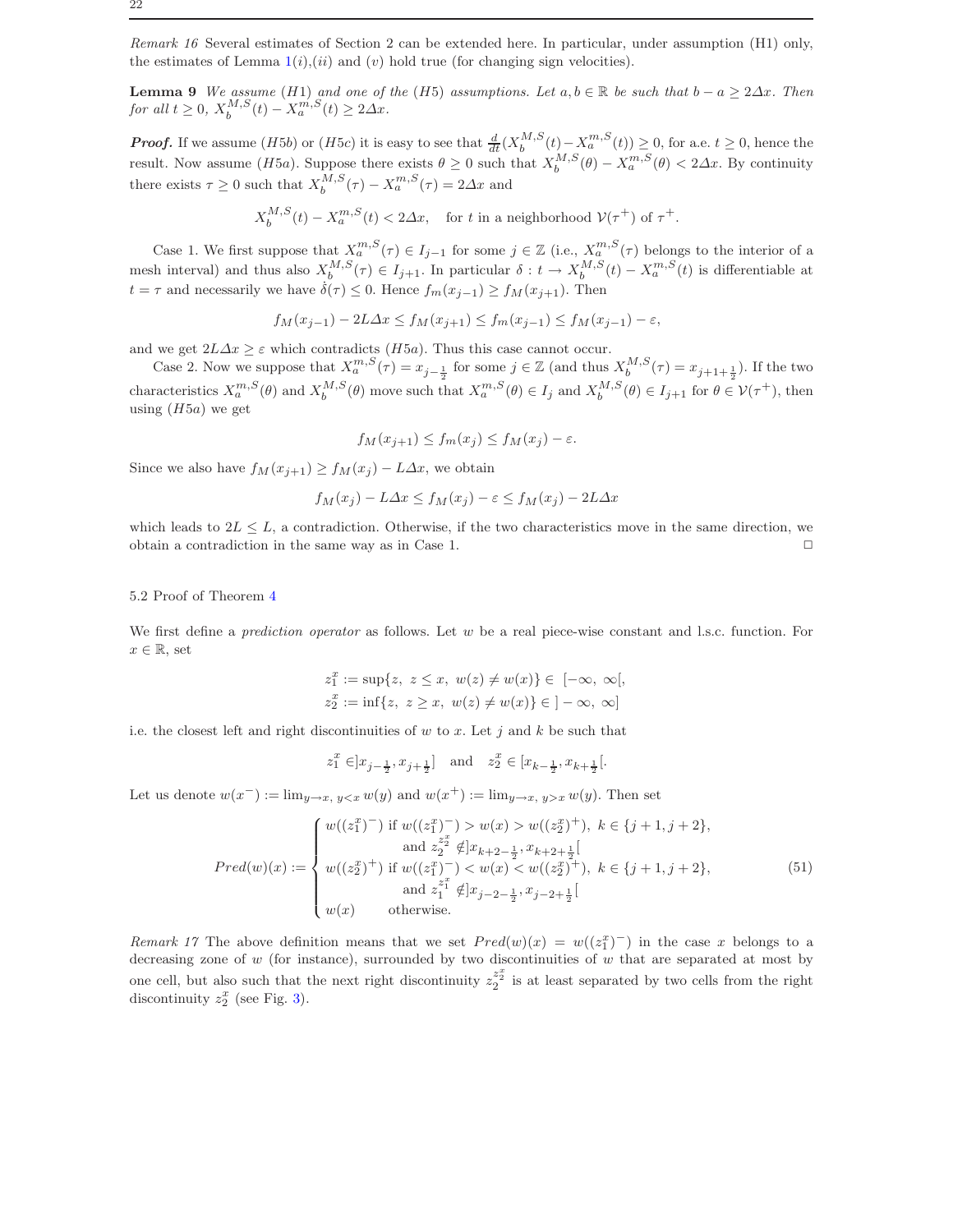*Remark 16* Several estimates of Section 2 can be extended here. In particular, under assumption (H1) only, the estimates of Lemma 1$(i)$,$(ii)$ and $(v)$ hold true (for changing sign velocities).

**Lemma 9** *We assume (H1) and one of the (H5) assumptions. Let $a, b \in \mathbb{R}$ be such that $b - a \geq 2\Delta x$. Then for all $t \geq 0$, $X_b^{M,S}(t) - X_a^{m,S}(t) \geq 2\Delta x$.*

***Proof.*** If we assume $(H5b)$ or $(H5c)$ it is easy to see that $\frac{d}{dt}(X_b^{M,S}(t) - X_a^{m,S}(t)) \geq 0$, for a.e. $t \geq 0$, hence the result. Now assume $(H5a)$. Suppose there exists $\theta \geq 0$ such that $X_b^{M,S}(\theta) - X_a^{m,S}(\theta) < 2\Delta x$. By continuity there exists $\tau \geq 0$ such that $X_b^{M,S}(\tau) - X_a^{m,S}(\tau) = 2\Delta x$ and

$$X_b^{M,S}(t) - X_a^{m,S}(t) < 2\Delta x, \quad \text{for } t \text{ in a neighborhood } \mathcal{V}(\tau^+) \text{ of } \tau^+.$$

Case 1. We first suppose that $X_a^{m,S}(\tau) \in I_{j-1}$ for some $j \in \mathbb{Z}$ (i.e., $X_a^{m,S}(\tau)$ belongs to the interior of a mesh interval) and thus also $X_b^{M,S}(\tau) \in I_{j+1}$. In particular $\delta : t \to X_b^{M,S}(t) - X_a^{m,S}(t)$ is differentiable at $t = \tau$ and necessarily we have $\dot{\delta}(\tau) \leq 0$. Hence $f_m(x_{j-1}) \geq f_M(x_{j+1})$. Then

$$f_M(x_{j-1}) - 2L\Delta x \leq f_M(x_{j+1}) \leq f_m(x_{j-1}) \leq f_M(x_{j-1}) - \varepsilon,$$

and we get $2L\Delta x \geq \varepsilon$ which contradicts $(H5a)$. Thus this case cannot occur.

Case 2. Now we suppose that $X_a^{m,S}(\tau) = x_{j-\frac{1}{2}}$ for some $j \in \mathbb{Z}$ (and thus $X_b^{M,S}(\tau) = x_{j+1+\frac{1}{2}}$). If the two characteristics $X_a^{m,S}(\theta)$ and $X_b^{M,S}(\theta)$ move such that $X_a^{m,S}(\theta) \in I_j$ and $X_b^{M,S}(\theta) \in I_{j+1}$ for $\theta \in \mathcal{V}(\tau^+)$, then using $(H5a)$ we get

$$f_M(x_{j+1}) \leq f_m(x_j) \leq f_M(x_j) - \varepsilon.$$

Since we also have $f_M(x_{j+1}) \geq f_M(x_j) - L\Delta x$, we obtain

$$f_M(x_j) - L\Delta x \leq f_M(x_j) - \varepsilon \leq f_M(x_j) - 2L\Delta x$$

which leads to $2L \leq L$, a contradiction. Otherwise, if the two characteristics move in the same direction, we obtain a contradiction in the same way as in Case 1. $\square$

## 5.2 Proof of Theorem 4

We first define a *prediction operator* as follows. Let $w$ be a real piece-wise constant and l.s.c. function. For $x \in \mathbb{R}$, set

$$z_1^x := \sup\{z,\ z \leq x,\ w(z) \neq w(x)\} \in [-\infty,\ \infty[,$$
$$z_2^x := \inf\{z,\ z \geq x,\ w(z) \neq w(x)\} \in ]-\infty,\ \infty]$$

i.e. the closest left and right discontinuities of $w$ to $x$. Let $j$ and $k$ be such that

$$z_1^x \in ]x_{j-\frac{1}{2}}, x_{j+\frac{1}{2}}] \quad \text{and} \quad z_2^x \in [x_{k-\frac{1}{2}}, x_{k+\frac{1}{2}}[.$$

Let us denote $w(x^-) := \lim_{y \to x,\ y<x} w(y)$ and $w(x^+) := \lim_{y \to x,\ y>x} w(y)$. Then set

$$Pred(w)(x) := \begin{cases} w((z_1^x)^-) \text{ if } w((z_1^x)^-) > w(x) > w((z_2^x)^+),\ k \in \{j+1, j+2\}, \\ \qquad\qquad \text{and } z_2^{z_2^x} \notin ]x_{k+2-\frac{1}{2}}, x_{k+2+\frac{1}{2}}[ \\ w((z_2^x)^+) \text{ if } w((z_1^x)^-) < w(x) < w((z_2^x)^+),\ k \in \{j+1, j+2\}, \\ \qquad\qquad \text{and } z_1^{z_1^x} \notin ]x_{j-2-\frac{1}{2}}, x_{j-2+\frac{1}{2}}[ \\ w(x) \qquad \text{otherwise.} \end{cases} \tag{51}$$

*Remark 17* The above definition means that we set $Pred(w)(x) = w((z_1^x)^-)$ in the case $x$ belongs to a decreasing zone of $w$ (for instance), surrounded by two discontinuities of $w$ that are separated at most by one cell, but also such that the next right discontinuity $z_2^{z_2^x}$ is at least separated by two cells from the right discontinuity $z_2^x$ (see Fig. 3).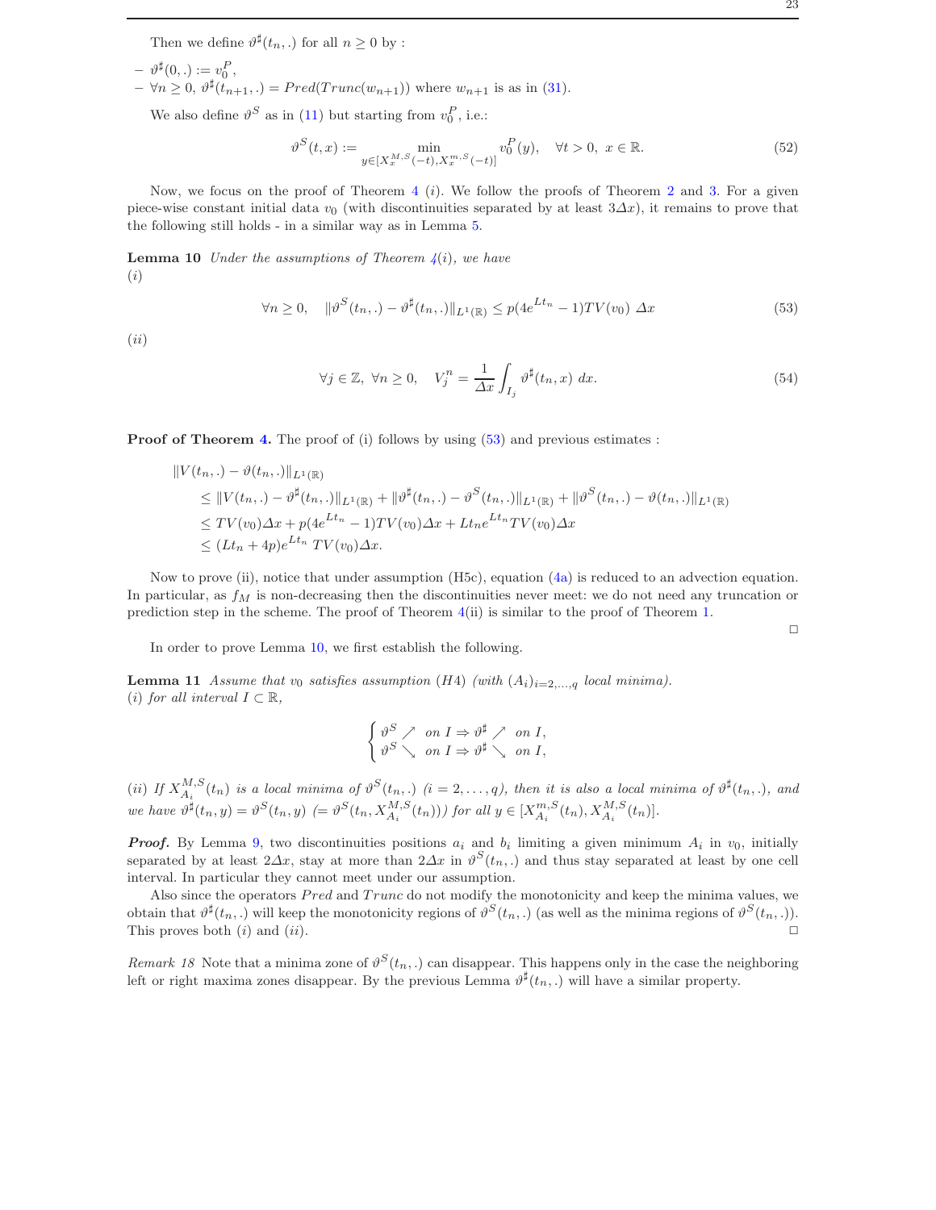Then we define $\vartheta^\sharp(t_n,.)$ for all $n \geq 0$ by :

- $\vartheta^\sharp(0,.) := v_0^P$,
- $\forall n \geq 0$, $\vartheta^\sharp(t_{n+1},.) = Pred(Trunc(w_{n+1}))$ where $w_{n+1}$ is as in (31).

We also define $\vartheta^S$ as in (11) but starting from $v_0^P$, i.e.:

$$\vartheta^S(t,x) := \min_{y \in [X_x^{M,S}(-t), X_x^{m,S}(-t)]} v_0^P(y), \quad \forall t > 0,\ x \in \mathbb{R}. \tag{52}$$

Now, we focus on the proof of Theorem 4 $(i)$. We follow the proofs of Theorem 2 and 3. For a given piece-wise constant initial data $v_0$ (with discontinuities separated by at least $3\Delta x$), it remains to prove that the following still holds - in a similar way as in Lemma 5.

**Lemma 10** *Under the assumptions of Theorem 4(i), we have*
$(i)$

$$\forall n \geq 0, \quad \|\vartheta^S(t_n,.) - \vartheta^\sharp(t_n,.)\|_{L^1(\mathbb{R})} \leq p(4e^{Lt_n} - 1) TV(v_0)\ \Delta x \tag{53}$$

$(ii)$

$$\forall j \in \mathbb{Z},\ \forall n \geq 0, \quad V_j^n = \frac{1}{\Delta x} \int_{I_j} \vartheta^\sharp(t_n,x)\ dx. \tag{54}$$

**Proof of Theorem 4.** The proof of (i) follows by using (53) and previous estimates :

$$\begin{aligned}
&\|V(t_n,.) - \vartheta(t_n,.)\|_{L^1(\mathbb{R})} \\
&\quad \leq \|V(t_n,.) - \vartheta^\sharp(t_n,.)\|_{L^1(\mathbb{R})} + \|\vartheta^\sharp(t_n,.) - \vartheta^S(t_n,.)\|_{L^1(\mathbb{R})} + \|\vartheta^S(t_n,.) - \vartheta(t_n,.)\|_{L^1(\mathbb{R})} \\
&\quad \leq TV(v_0)\Delta x + p(4e^{Lt_n} - 1)TV(v_0)\Delta x + Lt_n e^{Lt_n} TV(v_0)\Delta x \\
&\quad \leq (Lt_n + 4p)e^{Lt_n}\ TV(v_0)\Delta x.
\end{aligned}$$

Now to prove (ii), notice that under assumption (H5c), equation (4a) is reduced to an advection equation. In particular, as $f_M$ is non-decreasing then the discontinuities never meet: we do not need any truncation or prediction step in the scheme. The proof of Theorem 4(ii) is similar to the proof of Theorem 1.

□

In order to prove Lemma 10, we first establish the following.

**Lemma 11** *Assume that $v_0$ satisfies assumption (H4) (with $(A_i)_{i=2,\ldots,q}$ local minima).*
*(i) for all interval $I \subset \mathbb{R}$,*

$$\begin{cases} \vartheta^S \nearrow \ \text{ on } I \Rightarrow \vartheta^\sharp \nearrow \ \text{ on } I, \\ \vartheta^S \searrow \ \text{ on } I \Rightarrow \vartheta^\sharp \searrow \ \text{ on } I, \end{cases}$$

*(ii) If $X_{A_i}^{M,S}(t_n)$ is a local minima of $\vartheta^S(t_n,.)$ $(i = 2,\ldots,q)$, then it is also a local minima of $\vartheta^\sharp(t_n,.)$, and we have $\vartheta^\sharp(t_n,y) = \vartheta^S(t_n,y)$ $(= \vartheta^S(t_n, X_{A_i}^{M,S}(t_n)))$ for all $y \in [X_{A_i}^{m,S}(t_n), X_{A_i}^{M,S}(t_n)]$.*

***Proof.*** By Lemma 9, two discontinuities positions $a_i$ and $b_i$ limiting a given minimum $A_i$ in $v_0$, initially separated by at least $2\Delta x$, stay at more than $2\Delta x$ in $\vartheta^S(t_n,.)$ and thus stay separated at least by one cell interval. In particular they cannot meet under our assumption.

Also since the operators $Pred$ and $Trunc$ do not modify the monotonicity and keep the minima values, we obtain that $\vartheta^\sharp(t_n,.)$ will keep the monotonicity regions of $\vartheta^S(t_n,.)$ (as well as the minima regions of $\vartheta^S(t_n,.)$). This proves both $(i)$ and $(ii)$. □

*Remark 18* Note that a minima zone of $\vartheta^S(t_n,.)$ can disappear. This happens only in the case the neighboring left or right maxima zones disappear. By the previous Lemma $\vartheta^\sharp(t_n,.)$ will have a similar property.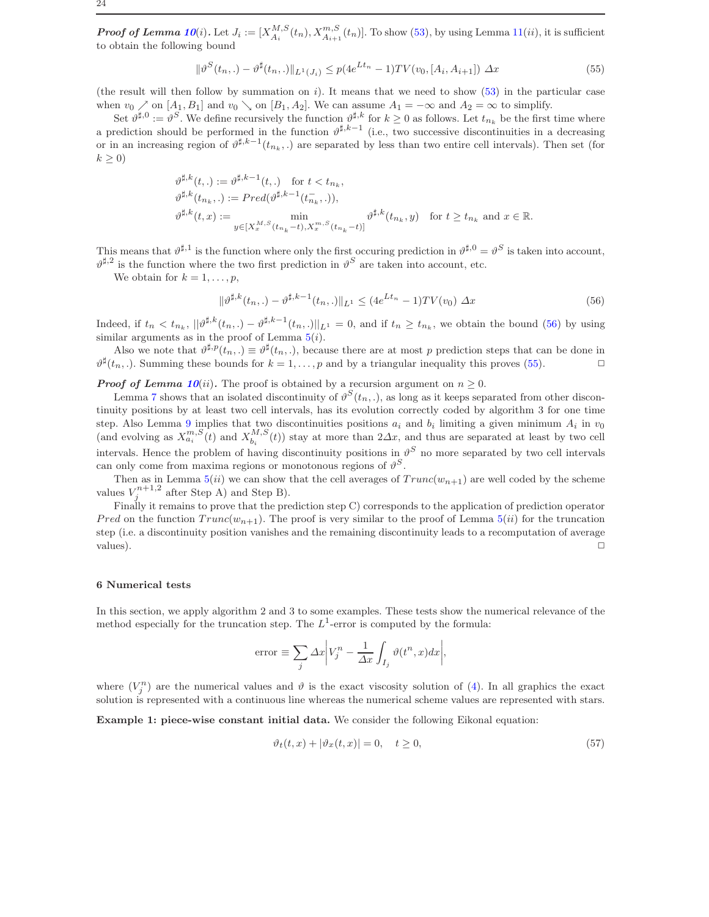**Proof of Lemma 10**$(i)$**.** Let $J_i := [X^{M,S}_{A_i}(t_n), X^{m,S}_{A_{i+1}}(t_n)]$. To show (53), by using Lemma 11$(ii)$, it is sufficient to obtain the following bound

$$\|\vartheta^S(t_n,.) - \vartheta^\sharp(t_n,.)\|_{L^1(J_i)} \leq p(4e^{Lt_n} - 1)TV(v_0, [A_i, A_{i+1}])\ \Delta x \tag{55}$$

(the result will then follow by summation on $i$). It means that we need to show (53) in the particular case when $v_0 \nearrow$ on $[A_1, B_1]$ and $v_0 \searrow$ on $[B_1, A_2]$. We can assume $A_1 = -\infty$ and $A_2 = \infty$ to simplify.

Set $\vartheta^{\sharp,0} := \vartheta^S$. We define recursively the function $\vartheta^{\sharp,k}$ for $k \geq 0$ as follows. Let $t_{n_k}$ be the first time where a prediction should be performed in the function $\vartheta^{\sharp,k-1}$ (i.e., two successive discontinuities in a decreasing or in an increasing region of $\vartheta^{\sharp,k-1}(t_{n_k},.)$ are separated by less than two entire cell intervals). Then set (for $k \geq 0$)

$$\begin{aligned}
&\vartheta^{\sharp,k}(t,.) := \vartheta^{\sharp,k-1}(t,.) \quad \text{for } t < t_{n_k},\\
&\vartheta^{\sharp,k}(t_{n_k},.) := Pred(\vartheta^{\sharp,k-1}(t^-_{n_k},.)),\\
&\vartheta^{\sharp,k}(t,x) := \min_{y \in [X^{M,S}_x(t_{n_k}-t), X^{m,S}_x(t_{n_k}-t)]} \vartheta^{\sharp,k}(t_{n_k}, y) \quad \text{for } t \geq t_{n_k} \text{ and } x \in \mathbb{R}.
\end{aligned}$$

This means that $\vartheta^{\sharp,1}$ is the function where only the first occuring prediction in $\vartheta^{\sharp,0} = \vartheta^S$ is taken into account, $\vartheta^{\sharp,2}$ is the function where the two first prediction in $\vartheta^S$ are taken into account, etc.

We obtain for $k = 1, \ldots, p$,

$$\|\vartheta^{\sharp,k}(t_n,.) - \vartheta^{\sharp,k-1}(t_n,.)\|_{L^1} \leq (4e^{Lt_n} - 1)TV(v_0)\ \Delta x \tag{56}$$

Indeed, if $t_n < t_{n_k}$, $||\vartheta^{\sharp,k}(t_n,.) - \vartheta^{\sharp,k-1}(t_n,.)||_{L^1} = 0$, and if $t_n \geq t_{n_k}$, we obtain the bound (56) by using similar arguments as in the proof of Lemma 5$(i)$.

Also we note that $\vartheta^{\sharp,p}(t_n,.) \equiv \vartheta^\sharp(t_n,.)$, because there are at most $p$ prediction steps that can be done in $\vartheta^\sharp(t_n,.)$. Summing these bounds for $k = 1, \ldots, p$ and by a triangular inequality this proves (55). □

**Proof of Lemma 10**$(ii)$**.** The proof is obtained by a recursion argument on $n \geq 0$.

Lemma 7 shows that an isolated discontinuity of $\vartheta^S(t_n,.)$, as long as it keeps separated from other discontinuity positions by at least two cell intervals, has its evolution correctly coded by algorithm 3 for one time step. Also Lemma 9 implies that two discontinuities positions $a_i$ and $b_i$ limiting a given minimum $A_i$ in $v_0$ (and evolving as $X^{m,S}_{a_i}(t)$ and $X^{M,S}_{b_i}(t)$) stay at more than $2\Delta x$, and thus are separated at least by two cell intervals. Hence the problem of having discontinuity positions in $\vartheta^S$ no more separated by two cell intervals can only come from maxima regions or monotonous regions of $\vartheta^S$.

Then as in Lemma 5$(ii)$ we can show that the cell averages of $Trunc(w_{n+1})$ are well coded by the scheme values $V^{n+1,2}_j$ after Step A) and Step B).

Finally it remains to prove that the prediction step C) corresponds to the application of prediction operator $Pred$ on the function $Trunc(w_{n+1})$. The proof is very similar to the proof of Lemma 5$(ii)$ for the truncation step (i.e. a discontinuity position vanishes and the remaining discontinuity leads to a recomputation of average values). □

## 6 Numerical tests

In this section, we apply algorithm 2 and 3 to some examples. These tests show the numerical relevance of the method especially for the truncation step. The $L^1$-error is computed by the formula:

$$\text{error} \equiv \sum_j \Delta x \left| V^n_j - \frac{1}{\Delta x} \int_{I_j} \vartheta(t^n, x)dx \right|,$$

where $(V^n_j)$ are the numerical values and $\vartheta$ is the exact viscosity solution of (4). In all graphics the exact solution is represented with a continuous line whereas the numerical scheme values are represented with stars.

**Example 1: piece-wise constant initial data.** We consider the following Eikonal equation:

$$\vartheta_t(t,x) + |\vartheta_x(t,x)| = 0, \quad t \geq 0, \tag{57}$$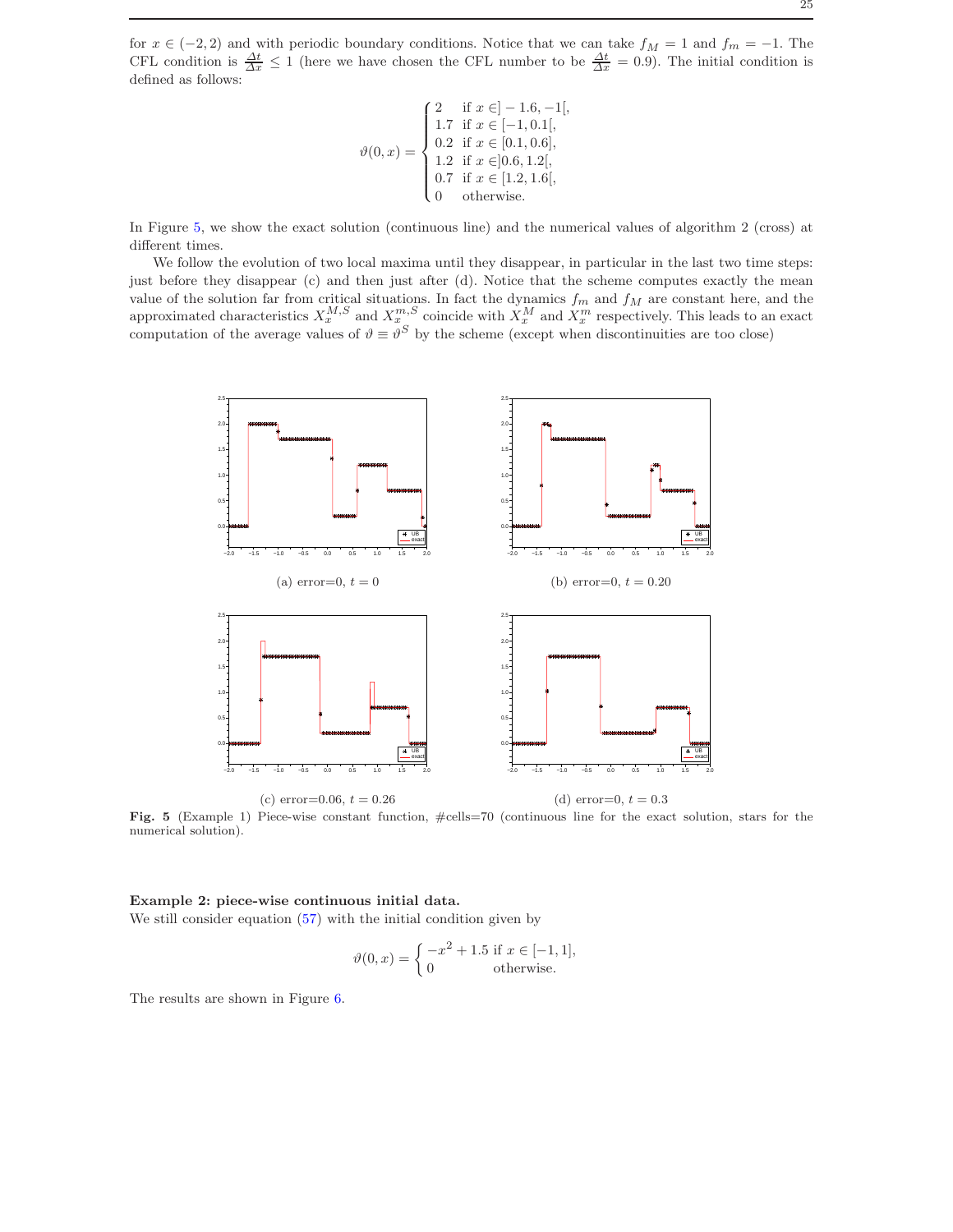for $x \in (-2, 2)$ and with periodic boundary conditions. Notice that we can take $f_M = 1$ and $f_m = -1$. The CFL condition is $\frac{\Delta t}{\Delta x} \leq 1$ (here we have chosen the CFL number to be $\frac{\Delta t}{\Delta x} = 0.9$). The initial condition is defined as follows:

$$
\vartheta(0, x) = \begin{cases} 2 & \text{if } x \in ]-1.6, -1[, \\ 1.7 & \text{if } x \in [-1, 0.1[, \\ 0.2 & \text{if } x \in [0.1, 0.6], \\ 1.2 & \text{if } x \in ]0.6, 1.2[, \\ 0.7 & \text{if } x \in [1.2, 1.6[, \\ 0 & \text{otherwise.} \end{cases}
$$

In Figure 5, we show the exact solution (continuous line) and the numerical values of algorithm 2 (cross) at different times.

We follow the evolution of two local maxima until they disappear, in particular in the last two time steps: just before they disappear (c) and then just after (d). Notice that the scheme computes exactly the mean value of the solution far from critical situations. In fact the dynamics $f_m$ and $f_M$ are constant here, and the approximated characteristics $X_x^{M,S}$ and $X_x^{m,S}$ coincide with $X_x^M$ and $X_x^m$ respectively. This leads to an exact computation of the average values of $\vartheta \equiv \vartheta^S$ by the scheme (except when discontinuities are too close)

(a) error=0, $t = 0$

(b) error=0, $t = 0.20$

(c) error=0.06, $t = 0.26$

(d) error=0, $t = 0.3$

**Fig. 5** (Example 1) Piece-wise constant function, #cells=70 (continuous line for the exact solution, stars for the numerical solution).

**Example 2: piece-wise continuous initial data.**
We still consider equation (57) with the initial condition given by

$$
\vartheta(0, x) = \begin{cases} -x^2 + 1.5 & \text{if } x \in [-1, 1], \\ 0 & \text{otherwise.} \end{cases}
$$

The results are shown in Figure 6.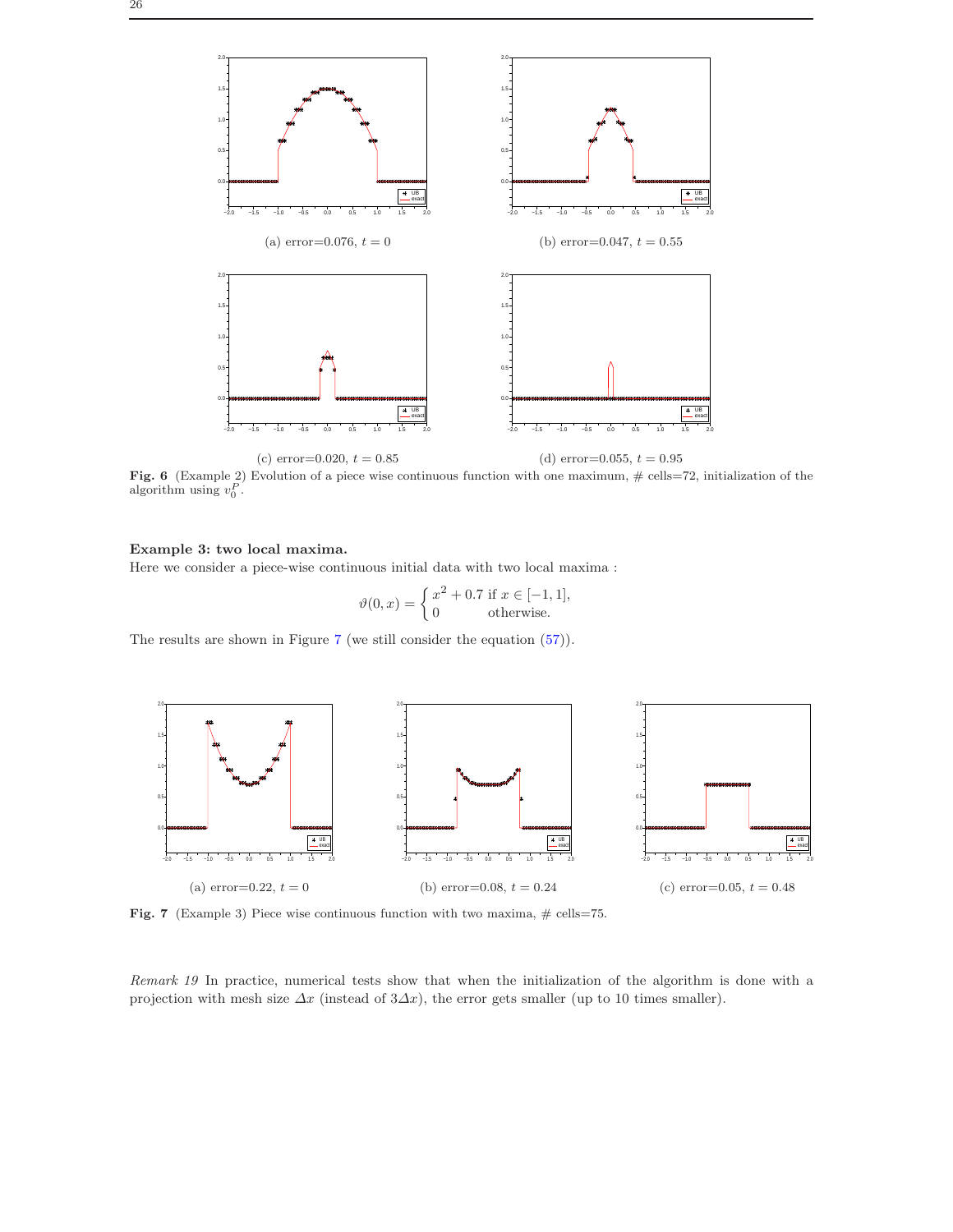(a) error=0.076, $t = 0$

(b) error=0.047, $t = 0.55$

(c) error=0.020, $t = 0.85$

(d) error=0.055, $t = 0.95$

**Fig. 6** (Example 2) Evolution of a piece wise continuous function with one maximum, # cells=72, initialization of the algorithm using $v_0^P$.

**Example 3: two local maxima.**
Here we consider a piece-wise continuous initial data with two local maxima :

$$\vartheta(0, x) = \begin{cases} x^2 + 0.7 & \text{if } x \in [-1, 1], \\ 0 & \text{otherwise.} \end{cases}$$

The results are shown in Figure 7 (we still consider the equation (57)).

(a) error=0.22, $t = 0$

(b) error=0.08, $t = 0.24$

(c) error=0.05, $t = 0.48$

**Fig. 7** (Example 3) Piece wise continuous function with two maxima, # cells=75.

*Remark 19* In practice, numerical tests show that when the initialization of the algorithm is done with a projection with mesh size $\Delta x$ (instead of $3\Delta x$), the error gets smaller (up to 10 times smaller).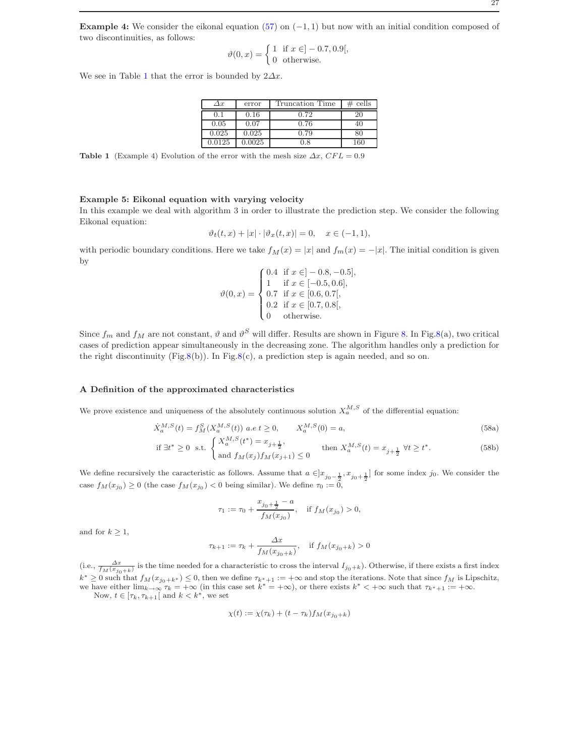**Example 4:** We consider the eikonal equation (57) on $(-1, 1)$ but now with an initial condition composed of two discontinuities, as follows:

$$\vartheta(0, x) = \begin{cases} 1 & \text{if } x \in ]-0.7, 0.9[, \\ 0 & \text{otherwise.} \end{cases}$$

We see in Table 1 that the error is bounded by $2\Delta x$.

| $\Delta x$ | error | Truncation Time | # cells |
|---|---|---|---|
| 0.1 | 0.16 | 0.72 | 20 |
| 0.05 | 0.07 | 0.76 | 40 |
| 0.025 | 0.025 | 0.79 | 80 |
| 0.0125 | 0.0025 | 0.8 | 160 |

**Table 1** (Example 4) Evolution of the error with the mesh size $\Delta x$, $CFL = 0.9$

**Example 5: Eikonal equation with varying velocity**
In this example we deal with algorithm 3 in order to illustrate the prediction step. We consider the following Eikonal equation:

$$\vartheta_t(t, x) + |x| \cdot |\vartheta_x(t, x)| = 0, \quad x \in (-1, 1),$$

with periodic boundary conditions. Here we take $f_M(x) = |x|$ and $f_m(x) = -|x|$. The initial condition is given by

$$\vartheta(0, x) = \begin{cases} 0.4 & \text{if } x \in ]-0.8, -0.5], \\ 1 & \text{if } x \in [-0.5, 0.6], \\ 0.7 & \text{if } x \in [0.6, 0.7[, \\ 0.2 & \text{if } x \in [0.7, 0.8[, \\ 0 & \text{otherwise.} \end{cases}$$

Since $f_m$ and $f_M$ are not constant, $\vartheta$ and $\vartheta^S$ will differ. Results are shown in Figure 8. In Fig.8(a), two critical cases of prediction appear simultaneously in the decreasing zone. The algorithm handles only a prediction for the right discontinuity (Fig.8(b)). In Fig.8(c), a prediction step is again needed, and so on.

## A Definition of the approximated characteristics

We prove existence and uniqueness of the absolutely continuous solution $X_a^{M,S}$ of the differential equation:

$$\dot{X}_a^{M,S}(t) = f_M^S(X_a^{M,S}(t)) \text{ a.e } t \geq 0, \qquad X_a^{M,S}(0) = a, \tag{58a}$$

$$\text{if } \exists t^* \geq 0 \text{ s.t. } \begin{cases} X_a^{M,S}(t^*) = x_{j+\frac{1}{2}}, \\ \text{and } f_M(x_j) f_M(x_{j+1}) \leq 0 \end{cases} \quad \text{then } X_a^{M,S}(t) = x_{j+\frac{1}{2}} \ \forall t \geq t^*. \tag{58b}$$

We define recursively the caracteristic as follows. Assume that $a \in ]x_{j_0 - \frac{1}{2}}, x_{j_0 + \frac{1}{2}}]$ for some index $j_0$. We consider the case $f_M(x_{j_0}) \geq 0$ (the case $f_M(x_{j_0}) < 0$ being similar). We define $\tau_0 := 0$,

$$\tau_1 := \tau_0 + \frac{x_{j_0 + \frac{1}{2}} - a}{f_M(x_{j_0})}, \quad \text{if } f_M(x_{j_0}) > 0,$$

and for $k \geq 1$,

$$\tau_{k+1} := \tau_k + \frac{\Delta x}{f_M(x_{j_0 + k})}, \quad \text{if } f_M(x_{j_0+k}) > 0$$

(i.e., $\frac{\Delta x}{f_M(x_{j_0+k})}$ is the time needed for a characteristic to cross the interval $I_{j_0+k}$). Otherwise, if there exists a first index $k^* \geq 0$ such that $f_M(x_{j_0+k^*}) \leq 0$, then we define $\tau_{k^*+1} := +\infty$ and stop the iterations. Note that since $f_M$ is Lipschitz, we have either $\lim_{k \to \infty} \tau_k = +\infty$ (in this case set $k^* = +\infty$), or there exists $k^* < +\infty$ such that $\tau_{k^*+1} := +\infty$.

Now, $t \in [\tau_k, \tau_{k+1}[$ and $k < k^*$, we set

$$\chi(t) := \chi(\tau_k) + (t - \tau_k) f_M(x_{j_0+k})$$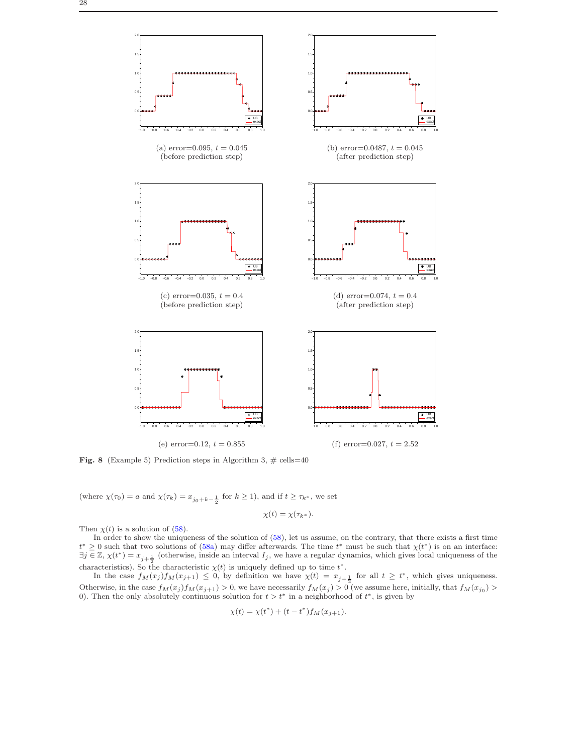(a) error=0.095, $t = 0.045$ (before prediction step)

(b) error=0.0487, $t = 0.045$ (after prediction step)

(c) error=0.035, $t = 0.4$ (before prediction step)

(d) error=0.074, $t = 0.4$ (after prediction step)

(e) error=0.12, $t = 0.855$

(f) error=0.027, $t = 2.52$

**Fig. 8** (Example 5) Prediction steps in Algorithm 3, # cells=40

(where $\chi(\tau_0) = a$ and $\chi(\tau_k) = x_{j_0+k-\frac{1}{2}}$ for $k \geq 1$), and if $t \geq \tau_{k^*}$, we set

$$\chi(t) = \chi(\tau_{k^*}).$$

Then $\chi(t)$ is a solution of (58).

In order to show the uniqueness of the solution of (58), let us assume, on the contrary, that there exists a first time $t^* \geq 0$ such that two solutions of (58a) may differ afterwards. The time $t^*$ must be such that $\chi(t^*)$ is on an interface: $\exists j \in \mathbb{Z}$, $\chi(t^*) = x_{j+\frac{1}{2}}$ (otherwise, inside an interval $I_j$, we have a regular dynamics, which gives local uniqueness of the characteristics). So the characteristic $\chi(t)$ is uniquely defined up to time $t^*$.

In the case $f_M(x_j)f_M(x_{j+1}) \leq 0$, by definition we have $\chi(t) = x_{j+\frac{1}{2}}$ for all $t \geq t^*$, which gives uniqueness. Otherwise, in the case $f_M(x_j)f_M(x_{j+1}) > 0$, we have necessarily $f_M(x_j) > 0$ (we assume here, initially, that $f_M(x_{j_0}) > 0$). Then the only absolutely continuous solution for $t > t^*$ in a neighborhood of $t^*$, is given by

$$\chi(t) = \chi(t^*) + (t - t^*)f_M(x_{j+1}).$$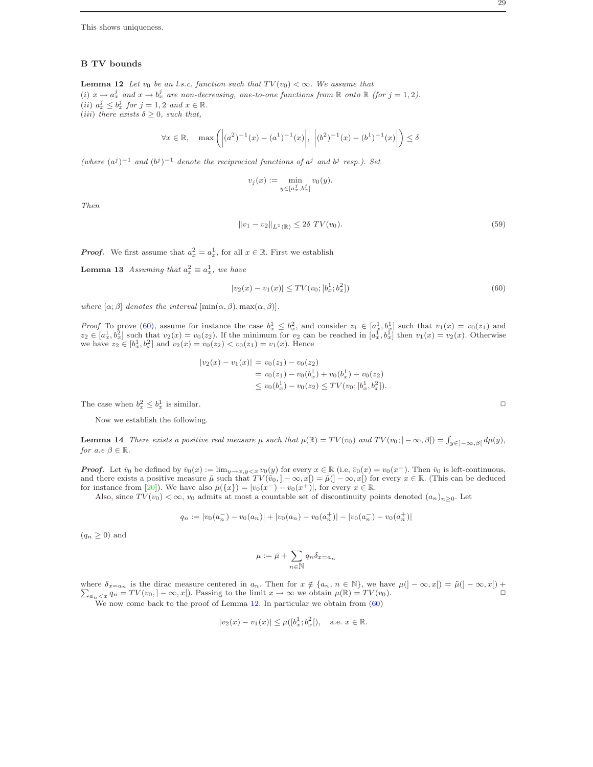This shows uniqueness.

## B TV bounds

**Lemma 12** *Let $v_0$ be an l.s.c. function such that $TV(v_0) < \infty$. We assume that*
*(i) $x \to a_x^j$ and $x \to b_x^j$ are non-decreasing, one-to-one functions from $\mathbb{R}$ onto $\mathbb{R}$ (for $j = 1, 2$).*
*(ii) $a_x^j \le b_x^j$ for $j = 1, 2$ and $x \in \mathbb{R}$.*
*(iii) there exists $\delta \ge 0$, such that,*

$$\forall x \in \mathbb{R}, \quad \max\left( \left|(a^2)^{-1}(x) - (a^1)^{-1}(x)\right|, \ \left|(b^2)^{-1}(x) - (b^1)^{-1}(x)\right| \right) \le \delta$$

*(where $(a^j)^{-1}$ and $(b^j)^{-1}$ denote the reciprocical functions of $a^j$ and $b^j$ resp.). Set*

$$v_j(x) := \min_{y \in [a_x^j, b_x^j]} v_0(y).$$

*Then*

$$\|v_1 - v_2\|_{L^1(\mathbb{R})} \le 2\delta \ TV(v_0). \tag{59}$$

***Proof.*** We first assume that $a_x^2 = a_x^1$, for all $x \in \mathbb{R}$. First we establish

**Lemma 13** *Assuming that $a_x^2 \equiv a_x^1$, we have*

$$|v_2(x) - v_1(x)| \le TV(v_0; [b_x^1; b_x^2]) \tag{60}$$

*where $[\alpha; \beta]$ denotes the interval $[\min(\alpha, \beta), \max(\alpha, \beta)]$.*

*Proof* To prove (60), assume for instance the case $b_x^1 \le b_x^2$, and consider $z_1 \in [a_x^1, b_x^1]$ such that $v_1(x) = v_0(z_1)$ and $z_2 \in [a_x^1, b_x^2]$ such that $v_2(x) = v_0(z_2)$. If the minimum for $v_2$ can be reached in $[a_x^1, b_x^1]$ then $v_1(x) = v_2(x)$. Otherwise we have $z_2 \in [b_x^1, b_x^2]$ and $v_2(x) = v_0(z_2) < v_0(z_1) = v_1(x)$. Hence

$$\begin{aligned}
|v_2(x) - v_1(x)| &= v_0(z_1) - v_0(z_2) \\
&= v_0(z_1) - v_0(b_x^1) + v_0(b_x^1) - v_0(z_2) \\
&\le v_0(b_x^1) - v_0(z_2) \le TV(v_0; [b_x^1, b_x^2]).
\end{aligned}$$

The case when $b_x^2 \le b_x^1$ is similar. □

Now we establish the following.

**Lemma 14** *There exists a positive real measure $\mu$ such that $\mu(\mathbb{R}) = TV(v_0)$ and $TV(v_0; ]-\infty, \beta[) = \int_{y \in ]-\infty, \beta[} d\mu(y)$, for a.e $\beta \in \mathbb{R}$.*

***Proof.*** Let $\tilde{v}_0$ be defined by $\tilde{v}_0(x) := \lim_{y \to x, y < x} v_0(y)$ for every $x \in \mathbb{R}$ (i.e, $\tilde{v}_0(x) = v_0(x^-)$. Then $\tilde{v}_0$ is left-continuous, and there exists a positive measure $\tilde{\mu}$ such that $TV(\tilde{v}_0, ]-\infty, x[) = \tilde{\mu}(]-\infty, x[)$ for every $x \in \mathbb{R}$. (This can be deduced for instance from [20]). We have also $\tilde{\mu}(\{x\}) = |v_0(x^-) - v_0(x^+)|$, for every $x \in \mathbb{R}$.

Also, since $TV(v_0) < \infty$, $v_0$ admits at most a countable set of discontinuity points denoted $(a_n)_{n \ge 0}$. Let

$$q_n := |v_0(a_n^-) - v_0(a_n)| + |v_0(a_n) - v_0(a_n^+)| - |v_0(a_n^-) - v_0(a_n^+)|$$

($q_n \ge 0$) and

$$\mu := \tilde{\mu} + \sum_{n \in \mathbb{N}} q_n \delta_{x = a_n}$$

where $\delta_{x=a_n}$ is the dirac measure centered in $a_n$. Then for $x \notin \{a_n, n \in \mathbb{N}\}$, we have $\mu(]-\infty, x[) = \tilde{\mu}(]-\infty, x[) + \sum_{a_n < x} q_n = TV(v_0, ]-\infty, x[)$. Passing to the limit $x \to \infty$ we obtain $\mu(\mathbb{R}) = TV(v_0)$. □

We now come back to the proof of Lemma 12. In particular we obtain from (60)

$$|v_2(x) - v_1(x)| \le \mu([b_x^1; b_x^2[), \quad \text{a.e. } x \in \mathbb{R}.$$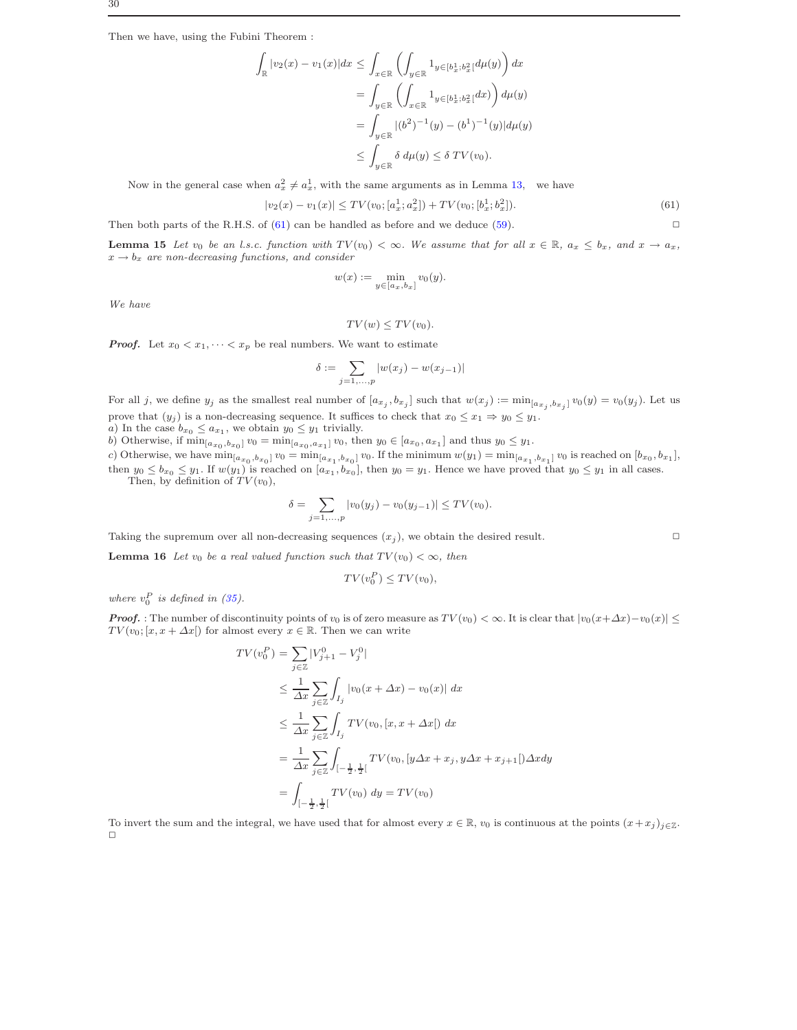Then we have, using the Fubini Theorem :

$$
\begin{aligned}
\int_{\mathbb{R}} |v_2(x) - v_1(x)| dx &\leq \int_{x\in\mathbb{R}} \left( \int_{y\in\mathbb{R}} 1_{y\in[b_x^1;b_x^2[} d\mu(y) \right) dx \\
&= \int_{y\in\mathbb{R}} \left( \int_{x\in\mathbb{R}} 1_{y\in[b_x^1;b_x^2[} dx \right) d\mu(y) \\
&= \int_{y\in\mathbb{R}} |(b^2)^{-1}(y) - (b^1)^{-1}(y)| d\mu(y) \\
&\leq \int_{y\in\mathbb{R}} \delta \, d\mu(y) \leq \delta \, TV(v_0).
\end{aligned}
$$

Now in the general case when $a_x^2 \neq a_x^1$, with the same arguments as in Lemma 13, we have

$$
|v_2(x) - v_1(x)| \leq TV(v_0; [a_x^1; a_x^2]) + TV(v_0; [b_x^1; b_x^2]). \tag{61}
$$

Then both parts of the R.H.S. of (61) can be handled as before and we deduce (59). □

**Lemma 15** *Let $v_0$ be an l.s.c. function with $TV(v_0) < \infty$. We assume that for all $x \in \mathbb{R}$, $a_x \leq b_x$, and $x \to a_x$, $x \to b_x$ are non-decreasing functions, and consider*

$$
w(x) := \min_{y\in[a_x,b_x]} v_0(y).
$$

*We have*

$$
TV(w) \leq TV(v_0).
$$

***Proof.*** Let $x_0 < x_1, \cdots < x_p$ be real numbers. We want to estimate

$$
\delta := \sum_{j=1,\ldots,p} |w(x_j) - w(x_{j-1})|
$$

For all $j$, we define $y_j$ as the smallest real number of $[a_{x_j}, b_{x_j}]$ such that $w(x_j) := \min_{[a_{x_j},b_{x_j}]} v_0(y) = v_0(y_j)$. Let us prove that $(y_j)$ is a non-decreasing sequence. It suffices to check that $x_0 \leq x_1 \Rightarrow y_0 \leq y_1$.
*a)* In the case $b_{x_0} \leq a_{x_1}$, we obtain $y_0 \leq y_1$ trivially.
*b)* Otherwise, if $\min_{[a_{x_0},b_{x_0}]} v_0 = \min_{[a_{x_0},a_{x_1}]} v_0$, then $y_0 \in [a_{x_0}, a_{x_1}]$ and thus $y_0 \leq y_1$.
*c)* Otherwise, we have $\min_{[a_{x_0},b_{x_0}]} v_0 = \min_{[a_{x_1},b_{x_0}]} v_0$. If the minimum $w(y_1) = \min_{[a_{x_1},b_{x_1}]} v_0$ is reached on $[b_{x_0}, b_{x_1}]$, then $y_0 \leq b_{x_0} \leq y_1$. If $w(y_1)$ is reached on $[a_{x_1}, b_{x_0}]$, then $y_0 = y_1$. Hence we have proved that $y_0 \leq y_1$ in all cases.
Then, by definition of $TV(v_0)$,

$$
\delta = \sum_{j=1,\ldots,p} |v_0(y_j) - v_0(y_{j-1})| \leq TV(v_0).
$$

Taking the supremum over all non-decreasing sequences $(x_j)$, we obtain the desired result. □

**Lemma 16** *Let $v_0$ be a real valued function such that $TV(v_0) < \infty$, then*

$$
TV(v_0^P) \leq TV(v_0),
$$

*where $v_0^P$ is defined in (35).*

***Proof.*** : The number of discontinuity points of $v_0$ is of zero measure as $TV(v_0) < \infty$. It is clear that $|v_0(x+\Delta x) - v_0(x)| \leq TV(v_0; [x, x+\Delta x[)$ for almost every $x \in \mathbb{R}$. Then we can write

$$
\begin{aligned}
TV(v_0^P) &= \sum_{j\in\mathbb{Z}} |V_{j+1}^0 - V_j^0| \\
&\leq \frac{1}{\Delta x} \sum_{j\in\mathbb{Z}} \int_{I_j} |v_0(x + \Delta x) - v_0(x)| \, dx \\
&\leq \frac{1}{\Delta x} \sum_{j\in\mathbb{Z}} \int_{I_j} TV(v_0, [x, x + \Delta x[) \, dx \\
&= \frac{1}{\Delta x} \sum_{j\in\mathbb{Z}} \int_{[-\frac{1}{2},\frac{1}{2}[} TV(v_0, [y\Delta x + x_j, y\Delta x + x_{j+1}[) \Delta x dy \\
&= \int_{[-\frac{1}{2},\frac{1}{2}[} TV(v_0) \, dy = TV(v_0)
\end{aligned}
$$

To invert the sum and the integral, we have used that for almost every $x \in \mathbb{R}$, $v_0$ is continuous at the points $(x+x_j)_{j\in\mathbb{Z}}$.
□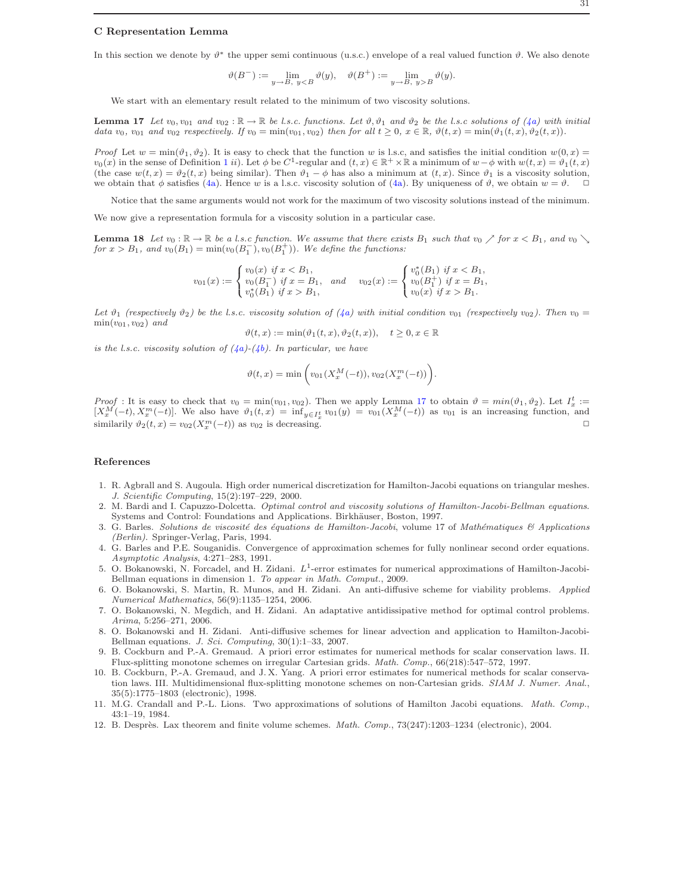## C Representation Lemma

In this section we denote by $\vartheta^*$ the upper semi continuous (u.s.c.) envelope of a real valued function $\vartheta$. We also denote

$$\vartheta(B^-) := \lim_{y \to B,\ y<B} \vartheta(y), \quad \vartheta(B^+) := \lim_{y \to B,\ y>B} \vartheta(y).$$

We start with an elementary result related to the minimum of two viscosity solutions.

**Lemma 17** *Let $v_0, v_{01}$ and $v_{02} : \mathbb{R} \to \mathbb{R}$ be l.s.c. functions. Let $\vartheta, \vartheta_1$ and $\vartheta_2$ be the l.s.c solutions of (4a) with initial data $v_0$, $v_{01}$ and $v_{02}$ respectively. If $v_0 = \min(v_{01}, v_{02})$ then for all $t \geq 0$, $x \in \mathbb{R}$, $\vartheta(t, x) = \min(\vartheta_1(t, x), \vartheta_2(t, x))$.*

*Proof* Let $w = \min(\vartheta_1, \vartheta_2)$. It is easy to check that the function $w$ is l.s.c, and satisfies the initial condition $w(0, x) = v_0(x)$ in the sense of Definition 1 *ii*). Let $\phi$ be $C^1$-regular and $(t, x) \in \mathbb{R}^+ \times \mathbb{R}$ a minimum of $w - \phi$ with $w(t, x) = \vartheta_1(t, x)$ (the case $w(t, x) = \vartheta_2(t, x)$ being similar). Then $\vartheta_1 - \phi$ has also a minimum at $(t, x)$. Since $\vartheta_1$ is a viscosity solution, we obtain that $\phi$ satisfies (4a). Hence $w$ is a l.s.c. viscosity solution of (4a). By uniqueness of $\vartheta$, we obtain $w = \vartheta$. □

Notice that the same arguments would not work for the maximum of two viscosity solutions instead of the minimum.

We now give a representation formula for a viscosity solution in a particular case.

**Lemma 18** *Let $v_0 : \mathbb{R} \to \mathbb{R}$ be a l.s.c function. We assume that there exists $B_1$ such that $v_0 \nearrow$ for $x < B_1$, and $v_0 \searrow$ for $x > B_1$, and $v_0(B_1) = \min(v_0(B_1^-), v_0(B_1^+))$. We define the functions:*

$$v_{01}(x) := \begin{cases} v_0(x) \text{ if } x < B_1, \\ v_0(B_1^-) \text{ if } x = B_1, \\ v_0^*(B_1) \text{ if } x > B_1, \end{cases} \quad \text{and} \quad v_{02}(x) := \begin{cases} v_0^*(B_1) \text{ if } x < B_1, \\ v_0(B_1^+) \text{ if } x = B_1, \\ v_0(x) \text{ if } x > B_1. \end{cases}$$

*Let $\vartheta_1$ (respectively $\vartheta_2$) be the l.s.c. viscosity solution of (4a) with initial condition $v_{01}$ (respectively $v_{02}$). Then $v_0 = \min(v_{01}, v_{02})$ and*

$$\vartheta(t, x) := \min(\vartheta_1(t, x), \vartheta_2(t, x)), \quad t \geq 0, x \in \mathbb{R}$$

*is the l.s.c. viscosity solution of (4a)-(4b). In particular, we have*

$$\vartheta(t, x) = \min\left(v_{01}(X_x^M(-t)), v_{02}(X_x^m(-t))\right).$$

*Proof* : It is easy to check that $v_0 = \min(v_{01}, v_{02})$. Then we apply Lemma 17 to obtain $\vartheta = min(\vartheta_1, \vartheta_2)$. Let $I_x^t := [X_x^M(-t), X_x^m(-t)]$. We also have $\vartheta_1(t, x) = \inf_{y \in I_x^t} v_{01}(y) = v_{01}(X_x^M(-t))$ as $v_{01}$ is an increasing function, and similarly $\vartheta_2(t, x) = v_{02}(X_x^m(-t))$ as $v_{02}$ is decreasing. □

## References

1. R. Agbrall and S. Augoula. High order numerical discretization for Hamilton-Jacobi equations on triangular meshes. *J. Scientific Computing*, 15(2):197–229, 2000.
2. M. Bardi and I. Capuzzo-Dolcetta. *Optimal control and viscosity solutions of Hamilton-Jacobi-Bellman equations*. Systems and Control: Foundations and Applications. Birkhäuser, Boston, 1997.
3. G. Barles. *Solutions de viscosité des équations de Hamilton-Jacobi*, volume 17 of *Mathématiques & Applications (Berlin)*. Springer-Verlag, Paris, 1994.
4. G. Barles and P.E. Souganidis. Convergence of approximation schemes for fully nonlinear second order equations. *Asymptotic Analysis*, 4:271–283, 1991.
5. O. Bokanowski, N. Forcadel, and H. Zidani. $L^1$-error estimates for numerical approximations of Hamilton-Jacobi-Bellman equations in dimension 1. *To appear in Math. Comput.*, 2009.
6. O. Bokanowski, S. Martin, R. Munos, and H. Zidani. An anti-diffusive scheme for viability problems. *Applied Numerical Mathematics*, 56(9):1135–1254, 2006.
7. O. Bokanowski, N. Megdich, and H. Zidani. An adaptative antidissipative method for optimal control problems. *Arima*, 5:256–271, 2006.
8. O. Bokanowski and H. Zidani. Anti-diffusive schemes for linear advection and application to Hamilton-Jacobi-Bellman equations. *J. Sci. Computing*, 30(1):1–33, 2007.
9. B. Cockburn and P.-A. Gremaud. A priori error estimates for numerical methods for scalar conservation laws. II. Flux-splitting monotone schemes on irregular Cartesian grids. *Math. Comp.*, 66(218):547–572, 1997.
10. B. Cockburn, P.-A. Gremaud, and J. X. Yang. A priori error estimates for numerical methods for scalar conservation laws. III. Multidimensional flux-splitting monotone schemes on non-Cartesian grids. *SIAM J. Numer. Anal.*, 35(5):1775–1803 (electronic), 1998.
11. M.G. Crandall and P.-L. Lions. Two approximations of solutions of Hamilton Jacobi equations. *Math. Comp.*, 43:1–19, 1984.
12. B. Després. Lax theorem and finite volume schemes. *Math. Comp.*, 73(247):1203–1234 (electronic), 2004.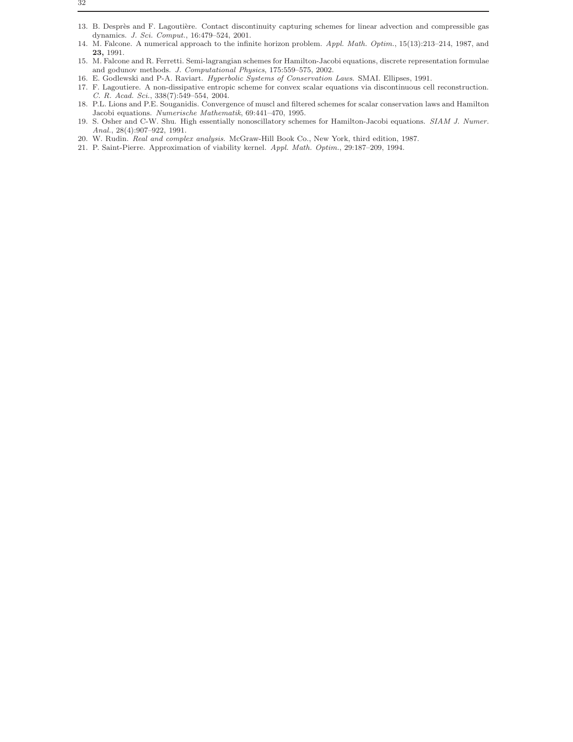13. B. Després and F. Lagoutière. Contact discontinuity capturing schemes for linear advection and compressible gas dynamics. *J. Sci. Comput.*, 16:479–524, 2001.
14. M. Falcone. A numerical approach to the infinite horizon problem. *Appl. Math. Optim.*, 15(13):213–214, 1987, and **23,** 1991.
15. M. Falcone and R. Ferretti. Semi-lagrangian schemes for Hamilton-Jacobi equations, discrete representation formulae and godunov methods. *J. Computational Physics*, 175:559–575, 2002.
16. E. Godlewski and P-A. Raviart. *Hyperbolic Systems of Conservation Laws*. SMAI. Ellipses, 1991.
17. F. Lagoutiere. A non-dissipative entropic scheme for convex scalar equations via discontinuous cell reconstruction. *C. R. Acad. Sci.*, 338(7):549–554, 2004.
18. P.L. Lions and P.E. Souganidis. Convergence of muscl and filtered schemes for scalar conservation laws and Hamilton Jacobi equations. *Numerische Mathematik*, 69:441–470, 1995.
19. S. Osher and C-W. Shu. High essentially nonoscillatory schemes for Hamilton-Jacobi equations. *SIAM J. Numer. Anal.*, 28(4):907–922, 1991.
20. W. Rudin. *Real and complex analysis*. McGraw-Hill Book Co., New York, third edition, 1987.
21. P. Saint-Pierre. Approximation of viability kernel. *Appl. Math. Optim.*, 29:187–209, 1994.